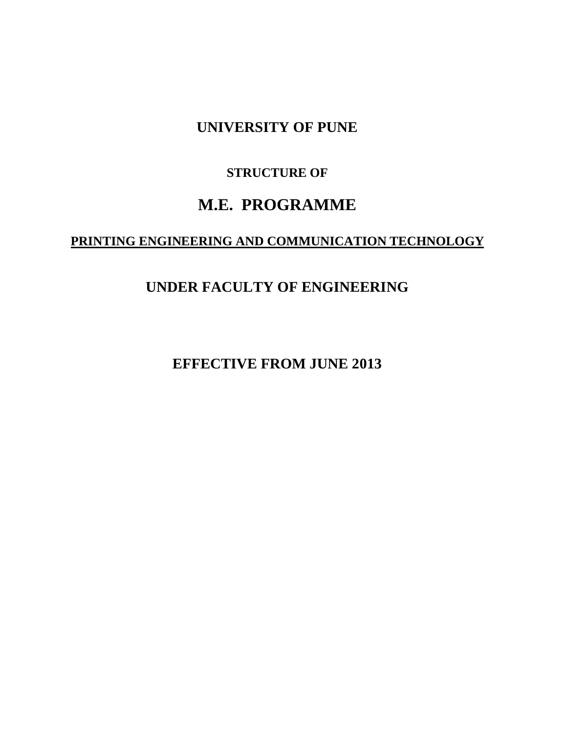# UNIVERSITY OF PUNE

## STRUCTURE OF

# M.E. PROGRAMME

## PRINTING ENGINEERING AND COMMUNICATION TECHNOLOGY

## UNDER FACULTY OF ENGINEERING

## EFFECTIVE FROM JUNE 2013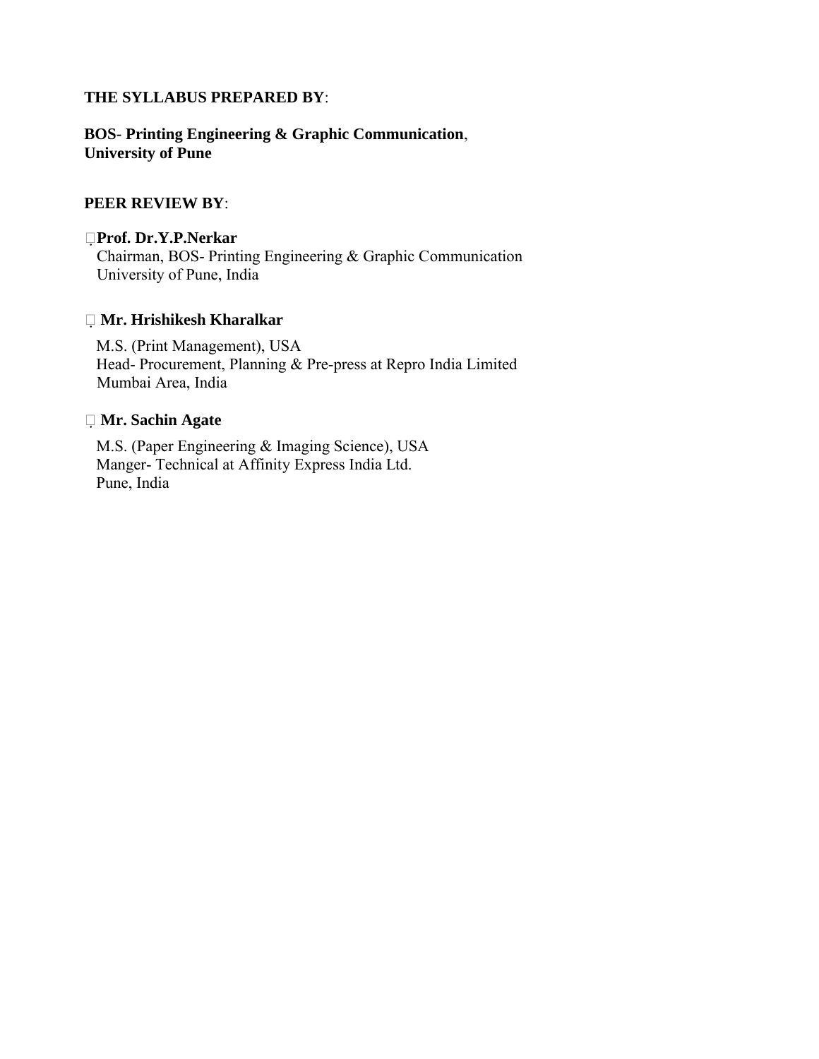**THE SYLLABUS PREPARED BY**:

**BOS- Printing Engineering & Graphic Communication**,
**University of Pune**

**PEER REVIEW BY**:

- **Prof. Dr.Y.P.Nerkar**
  Chairman, BOS- Printing Engineering & Graphic Communication
  University of Pune, India

- **Mr. Hrishikesh Kharalkar**
  M.S. (Print Management), USA
  Head- Procurement, Planning & Pre-press at Repro India Limited
  Mumbai Area, India

- **Mr. Sachin Agate**
  M.S. (Paper Engineering & Imaging Science), USA
  Manger- Technical at Affinity Express India Ltd.
  Pune, India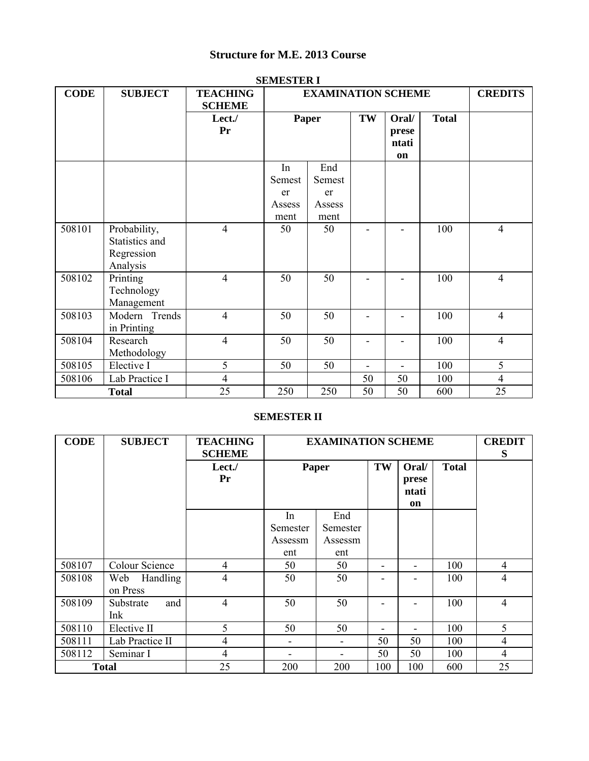# Structure for M.E. 2013 Course

**SEMESTER I**

| CODE | SUBJECT | TEACHING SCHEME | EXAMINATION SCHEME | | | | | CREDITS |
|---|---|---|---|---|---|---|---|---|
| | | Lect./ Pr | Paper | | TW | Oral/ presentation | Total | |
| | | | In Semester Assessment | End Semester Assessment | | | | |
| 508101 | Probability, Statistics and Regression Analysis | 4 | 50 | 50 | - | - | 100 | 4 |
| 508102 | Printing Technology Management | 4 | 50 | 50 | - | - | 100 | 4 |
| 508103 | Modern Trends in Printing | 4 | 50 | 50 | - | - | 100 | 4 |
| 508104 | Research Methodology | 4 | 50 | 50 | - | - | 100 | 4 |
| 508105 | Elective I | 5 | 50 | 50 | - | - | 100 | 5 |
| 508106 | Lab Practice I | 4 | | | 50 | 50 | 100 | 4 |
| Total | | 25 | 250 | 250 | 50 | 50 | 600 | 25 |

**SEMESTER II**

| CODE | SUBJECT | TEACHING SCHEME | EXAMINATION SCHEME | | | | | CREDITS |
|---|---|---|---|---|---|---|---|---|
| | | Lect./ Pr | Paper | | TW | Oral/ presentation | Total | |
| | | | In Semester Assessment | End Semester Assessment | | | | |
| 508107 | Colour Science | 4 | 50 | 50 | - | - | 100 | 4 |
| 508108 | Web Handling on Press | 4 | 50 | 50 | - | - | 100 | 4 |
| 508109 | Substrate and Ink | 4 | 50 | 50 | - | - | 100 | 4 |
| 508110 | Elective II | 5 | 50 | 50 | - | - | 100 | 5 |
| 508111 | Lab Practice II | 4 | - | - | 50 | 50 | 100 | 4 |
| 508112 | Seminar I | 4 | - | - | 50 | 50 | 100 | 4 |
| Total | | 25 | 200 | 200 | 100 | 100 | 600 | 25 |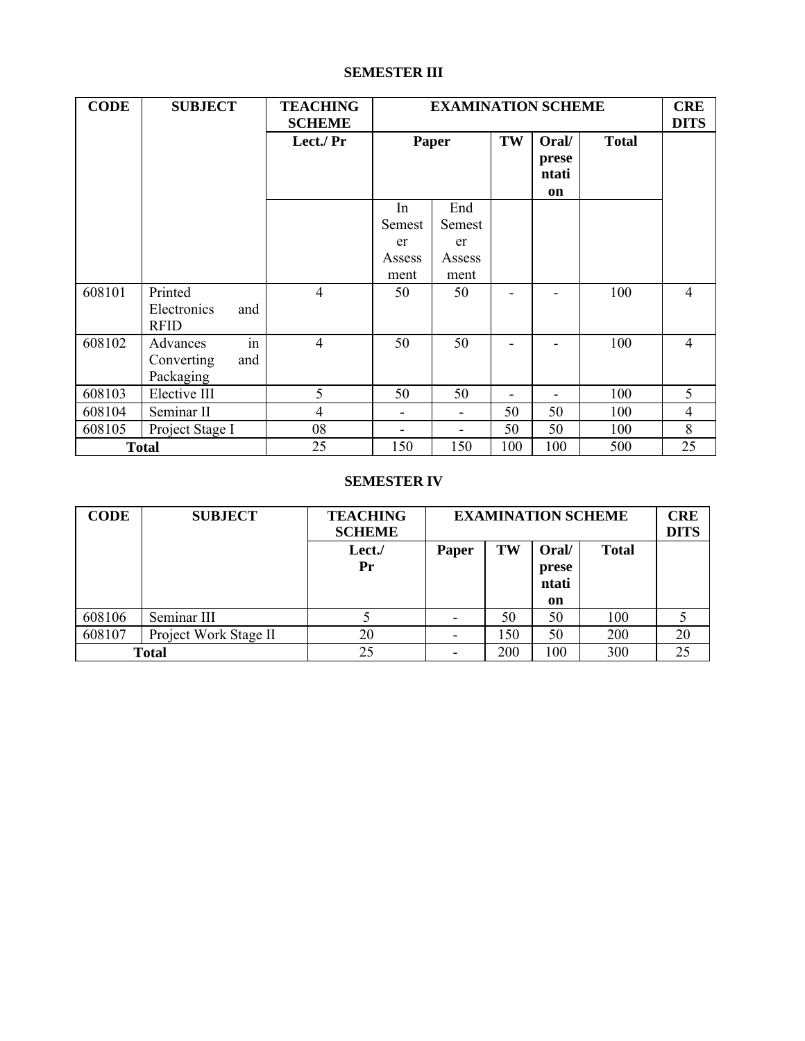## SEMESTER III

| CODE | SUBJECT | TEACHING SCHEME | EXAMINATION SCHEME | | | | | CREDITS |
|---|---|---|---|---|---|---|---|---|
| | | Lect./ Pr | Paper | | TW | Oral/ presentation | Total | |
| | | | In Semester Assessment | End Semester Assessment | | | | |
| 608101 | Printed Electronics and RFID | 4 | 50 | 50 | - | - | 100 | 4 |
| 608102 | Advances in Converting and Packaging | 4 | 50 | 50 | - | - | 100 | 4 |
| 608103 | Elective III | 5 | 50 | 50 | - | - | 100 | 5 |
| 608104 | Seminar II | 4 | - | - | 50 | 50 | 100 | 4 |
| 608105 | Project Stage I | 08 | - | - | 50 | 50 | 100 | 8 |
| **Total** | | 25 | 150 | 150 | 100 | 100 | 500 | 25 |

## SEMESTER IV

| CODE | SUBJECT | TEACHING SCHEME | EXAMINATION SCHEME | | | | CREDITS |
|---|---|---|---|---|---|---|---|
| | | Lect./ Pr | Paper | TW | Oral/ presentation | Total | |
| 608106 | Seminar III | 5 | - | 50 | 50 | 100 | 5 |
| 608107 | Project Work Stage II | 20 | - | 150 | 50 | 200 | 20 |
| **Total** | | 25 | - | 200 | 100 | 300 | 25 |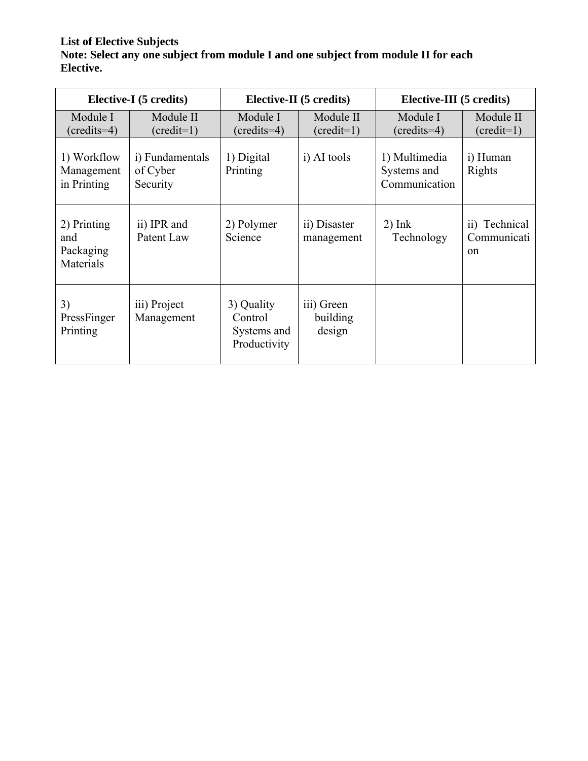**List of Elective Subjects**

**Note: Select any one subject from module I and one subject from module II for each Elective.**

| **Elective-I (5 credits)** | | **Elective-II (5 credits)** | | **Elective-III (5 credits)** | |
|---|---|---|---|---|---|
| Module I (credits=4) | Module II (credit=1) | Module I (credits=4) | Module II (credit=1) | Module I (credits=4) | Module II (credit=1) |
| 1) Workflow Management in Printing | i) Fundamentals of Cyber Security | 1) Digital Printing | i) AI tools | 1) Multimedia Systems and Communication | i) Human Rights |
| 2) Printing and Packaging Materials | ii) IPR and Patent Law | 2) Polymer Science | ii) Disaster management | 2) Ink Technology | ii) Technical Communication |
| 3) PressFinger Printing | iii) Project Management | 3) Quality Control Systems and Productivity | iii) Green building design | | |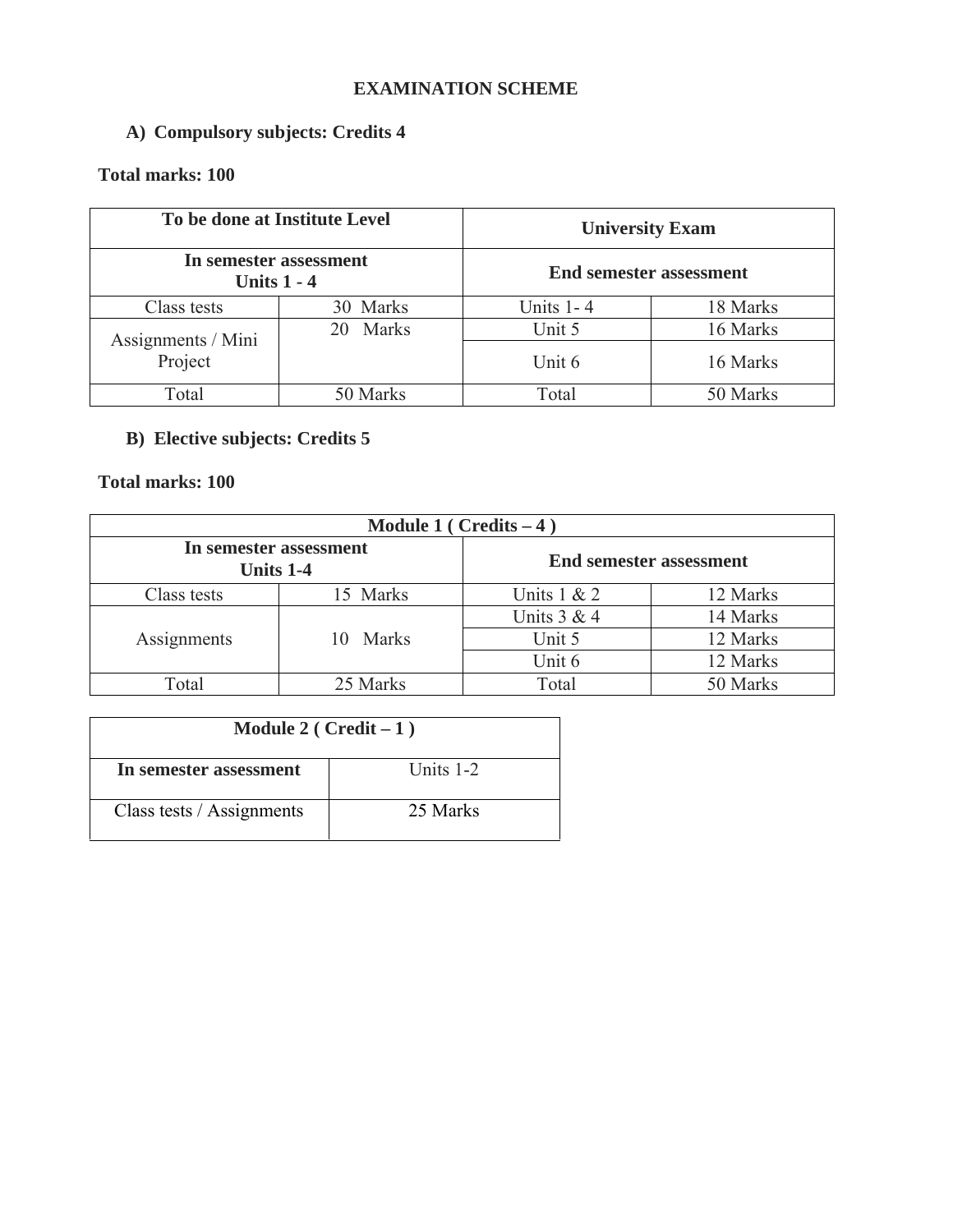# EXAMINATION SCHEME

## A) Compulsory subjects: Credits 4

**Total marks: 100**

| To be done at Institute Level | | University Exam | |
|---|---|---|---|
| **In semester assessment Units 1 - 4** | | **End semester assessment** | |
| Class tests | 30 Marks | Units 1- 4 | 18 Marks |
| Assignments / Mini Project | 20 Marks | Unit 5 | 16 Marks |
| | | Unit 6 | 16 Marks |
| Total | 50 Marks | Total | 50 Marks |

## B) Elective subjects: Credits 5

**Total marks: 100**

| Module 1 ( Credits – 4 ) | | | |
|---|---|---|---|
| **In semester assessment Units 1-4** | | **End semester assessment** | |
| Class tests | 15 Marks | Units 1 & 2 | 12 Marks |
| Assignments | 10 Marks | Units 3 & 4 | 14 Marks |
| | | Unit 5 | 12 Marks |
| | | Unit 6 | 12 Marks |
| Total | 25 Marks | Total | 50 Marks |

| Module 2 ( Credit – 1 ) | |
|---|---|
| **In semester assessment** | Units 1-2 |
| Class tests / Assignments | 25 Marks |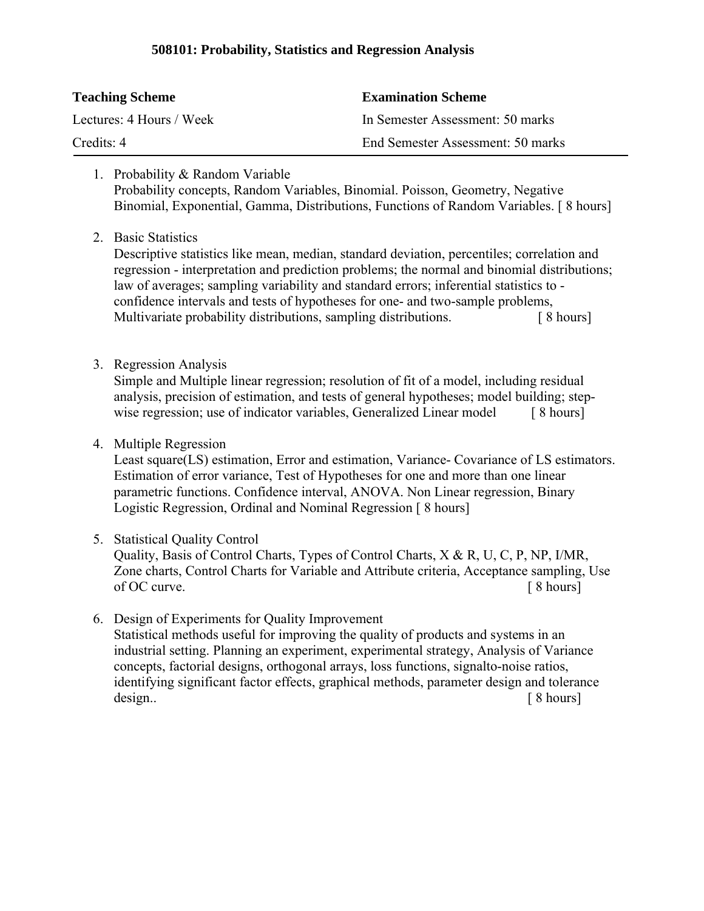### 508101: Probability, Statistics and Regression Analysis

| **Teaching Scheme** | **Examination Scheme** |
| --- | --- |
| Lectures: 4 Hours / Week | In Semester Assessment: 50 marks |
| Credits: 4 | End Semester Assessment: 50 marks |

1. Probability & Random Variable
   Probability concepts, Random Variables, Binomial. Poisson, Geometry, Negative Binomial, Exponential, Gamma, Distributions, Functions of Random Variables. [ 8 hours]

2. Basic Statistics
   Descriptive statistics like mean, median, standard deviation, percentiles; correlation and regression - interpretation and prediction problems; the normal and binomial distributions; law of averages; sampling variability and standard errors; inferential statistics to - confidence intervals and tests of hypotheses for one- and two-sample problems, Multivariate probability distributions, sampling distributions. [ 8 hours]

3. Regression Analysis
   Simple and Multiple linear regression; resolution of fit of a model, including residual analysis, precision of estimation, and tests of general hypotheses; model building; step-wise regression; use of indicator variables, Generalized Linear model [ 8 hours]

4. Multiple Regression
   Least square(LS) estimation, Error and estimation, Variance- Covariance of LS estimators. Estimation of error variance, Test of Hypotheses for one and more than one linear parametric functions. Confidence interval, ANOVA. Non Linear regression, Binary Logistic Regression, Ordinal and Nominal Regression [ 8 hours]

5. Statistical Quality Control
   Quality, Basis of Control Charts, Types of Control Charts, X & R, U, C, P, NP, I/MR, Zone charts, Control Charts for Variable and Attribute criteria, Acceptance sampling, Use of OC curve. [ 8 hours]

6. Design of Experiments for Quality Improvement
   Statistical methods useful for improving the quality of products and systems in an industrial setting. Planning an experiment, experimental strategy, Analysis of Variance concepts, factorial designs, orthogonal arrays, loss functions, signalto-noise ratios, identifying significant factor effects, graphical methods, parameter design and tolerance design.. [ 8 hours]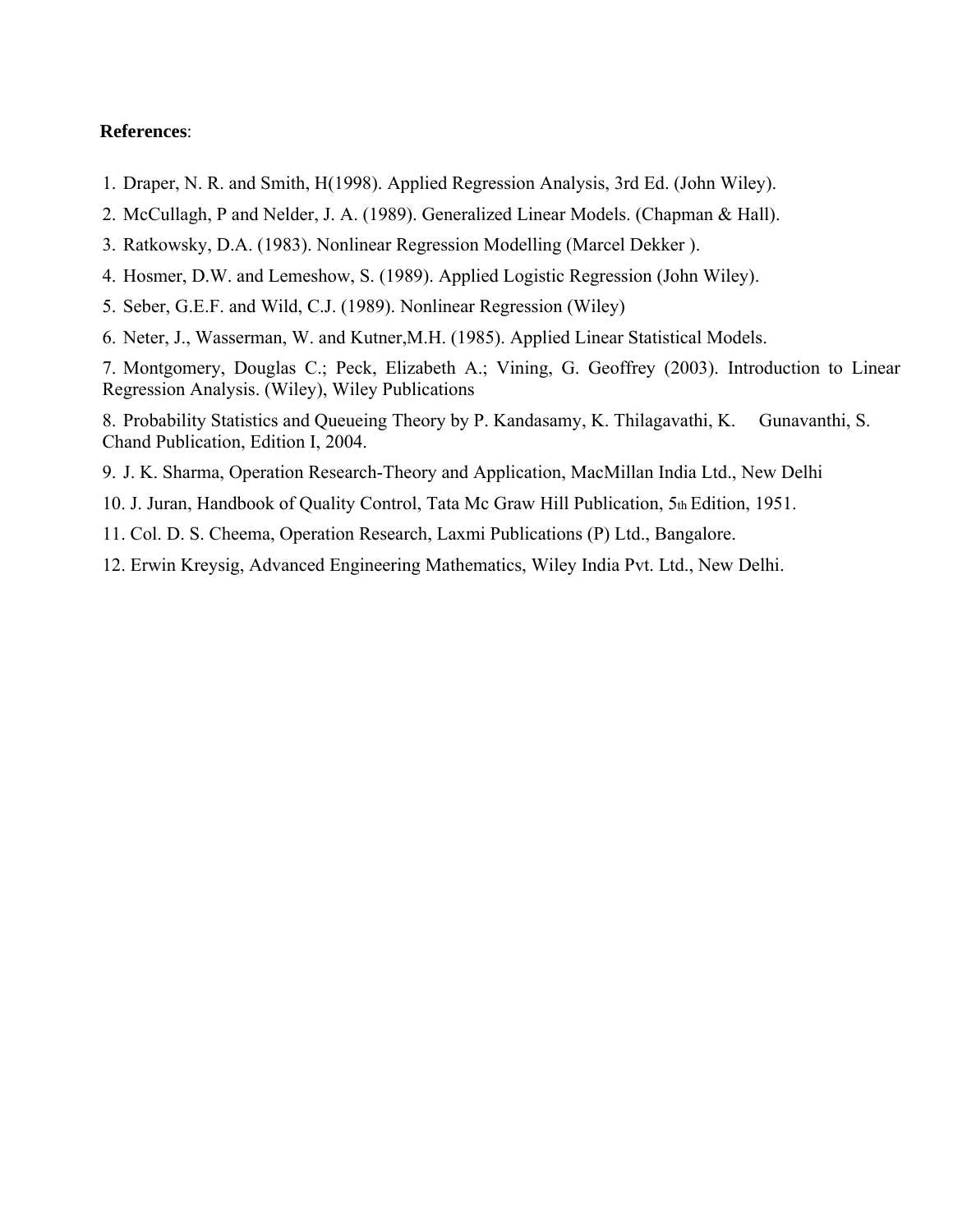**References**:

1. Draper, N. R. and Smith, H(1998). Applied Regression Analysis, 3rd Ed. (John Wiley).
2. McCullagh, P and Nelder, J. A. (1989). Generalized Linear Models. (Chapman & Hall).
3. Ratkowsky, D.A. (1983). Nonlinear Regression Modelling (Marcel Dekker ).
4. Hosmer, D.W. and Lemeshow, S. (1989). Applied Logistic Regression (John Wiley).
5. Seber, G.E.F. and Wild, C.J. (1989). Nonlinear Regression (Wiley)
6. Neter, J., Wasserman, W. and Kutner,M.H. (1985). Applied Linear Statistical Models.
7. Montgomery, Douglas C.; Peck, Elizabeth A.; Vining, G. Geoffrey (2003). Introduction to Linear Regression Analysis. (Wiley), Wiley Publications
8. Probability Statistics and Queueing Theory by P. Kandasamy, K. Thilagavathi, K. Gunavanthi, S. Chand Publication, Edition I, 2004.
9. J. K. Sharma, Operation Research-Theory and Application, MacMillan India Ltd., New Delhi
10. J. Juran, Handbook of Quality Control, Tata Mc Graw Hill Publication, 5th Edition, 1951.
11. Col. D. S. Cheema, Operation Research, Laxmi Publications (P) Ltd., Bangalore.
12. Erwin Kreysig, Advanced Engineering Mathematics, Wiley India Pvt. Ltd., New Delhi.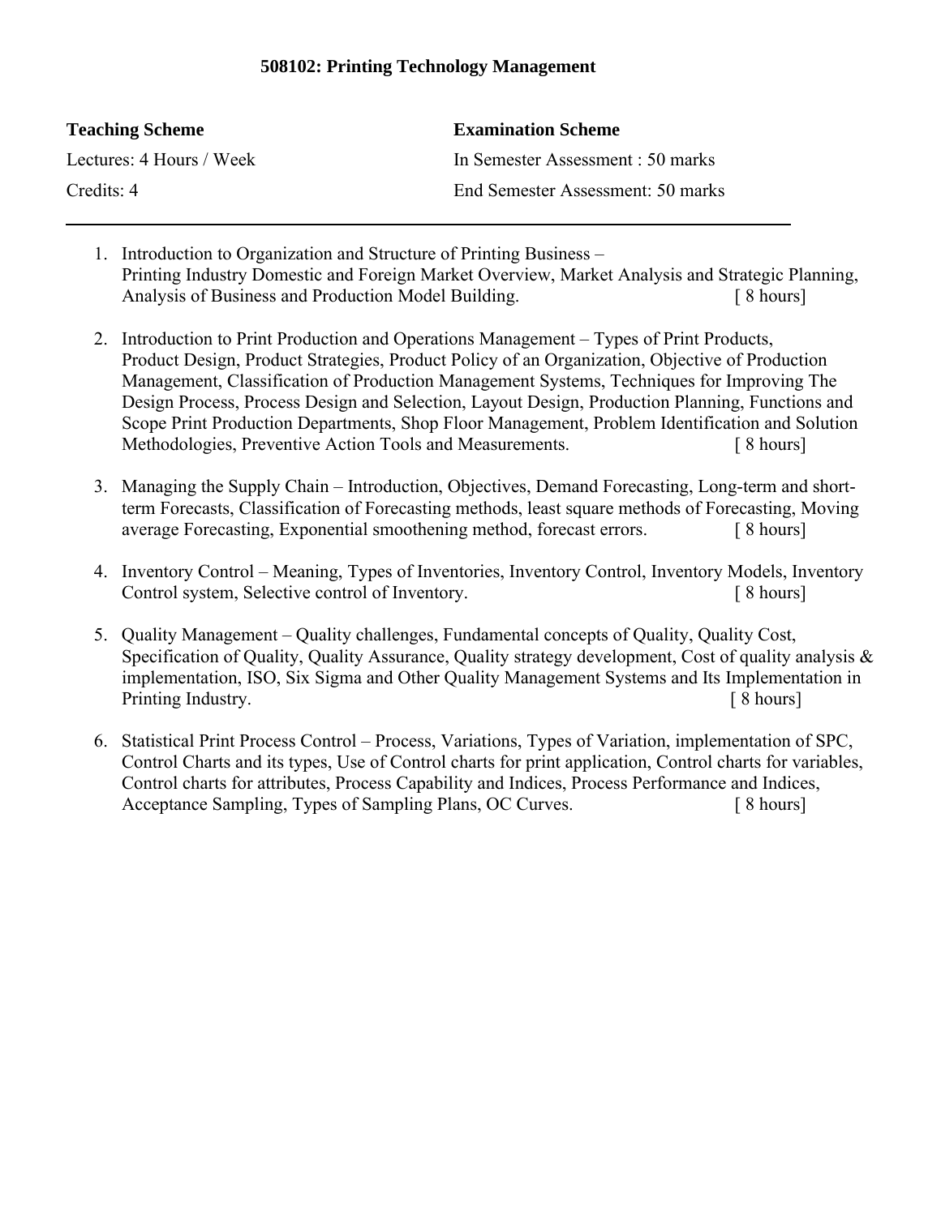# 508102: Printing Technology Management

| **Teaching Scheme** | **Examination Scheme** |
|---|---|
| Lectures: 4 Hours / Week | In Semester Assessment : 50 marks |
| Credits: 4 | End Semester Assessment: 50 marks |

---

1. Introduction to Organization and Structure of Printing Business – Printing Industry Domestic and Foreign Market Overview, Market Analysis and Strategic Planning, Analysis of Business and Production Model Building. [ 8 hours]

2. Introduction to Print Production and Operations Management – Types of Print Products, Product Design, Product Strategies, Product Policy of an Organization, Objective of Production Management, Classification of Production Management Systems, Techniques for Improving The Design Process, Process Design and Selection, Layout Design, Production Planning, Functions and Scope Print Production Departments, Shop Floor Management, Problem Identification and Solution Methodologies, Preventive Action Tools and Measurements. [ 8 hours]

3. Managing the Supply Chain – Introduction, Objectives, Demand Forecasting, Long-term and short-term Forecasts, Classification of Forecasting methods, least square methods of Forecasting, Moving average Forecasting, Exponential smoothening method, forecast errors. [ 8 hours]

4. Inventory Control – Meaning, Types of Inventories, Inventory Control, Inventory Models, Inventory Control system, Selective control of Inventory. [ 8 hours]

5. Quality Management – Quality challenges, Fundamental concepts of Quality, Quality Cost, Specification of Quality, Quality Assurance, Quality strategy development, Cost of quality analysis & implementation, ISO, Six Sigma and Other Quality Management Systems and Its Implementation in Printing Industry. [ 8 hours]

6. Statistical Print Process Control – Process, Variations, Types of Variation, implementation of SPC, Control Charts and its types, Use of Control charts for print application, Control charts for variables, Control charts for attributes, Process Capability and Indices, Process Performance and Indices, Acceptance Sampling, Types of Sampling Plans, OC Curves. [ 8 hours]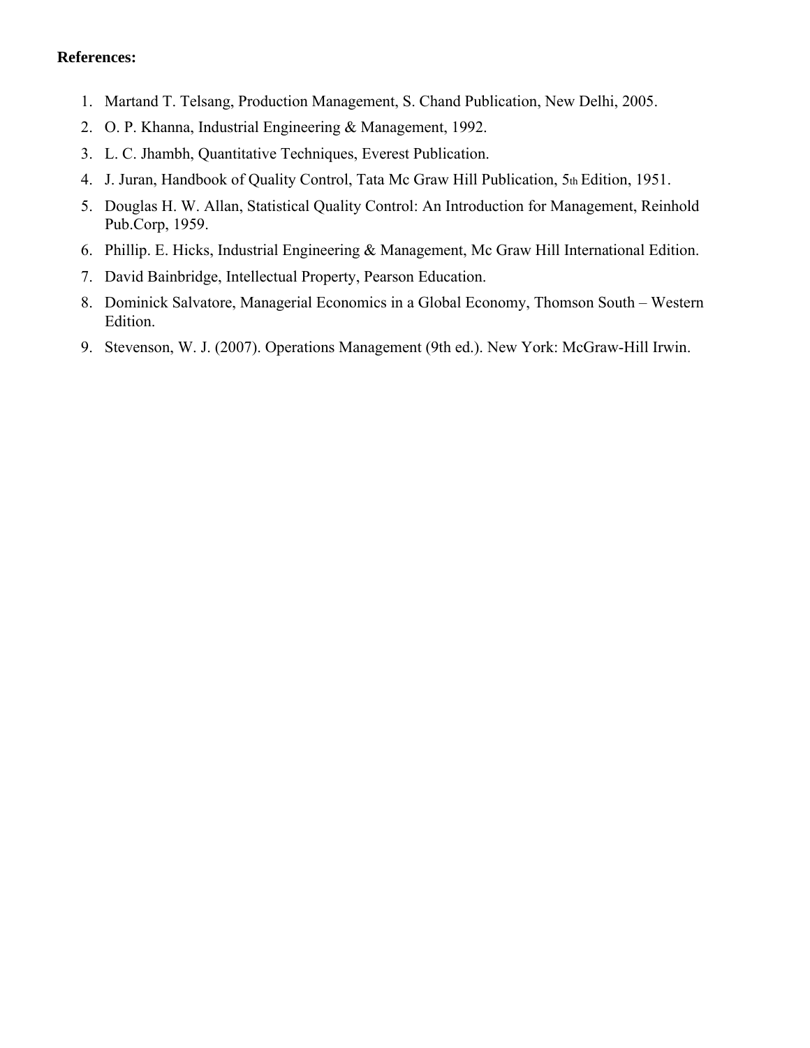**References:**

1. Martand T. Telsang, Production Management, S. Chand Publication, New Delhi, 2005.
2. O. P. Khanna, Industrial Engineering & Management, 1992.
3. L. C. Jhambh, Quantitative Techniques, Everest Publication.
4. J. Juran, Handbook of Quality Control, Tata Mc Graw Hill Publication, 5th Edition, 1951.
5. Douglas H. W. Allan, Statistical Quality Control: An Introduction for Management, Reinhold Pub.Corp, 1959.
6. Phillip. E. Hicks, Industrial Engineering & Management, Mc Graw Hill International Edition.
7. David Bainbridge, Intellectual Property, Pearson Education.
8. Dominick Salvatore, Managerial Economics in a Global Economy, Thomson South – Western Edition.
9. Stevenson, W. J. (2007). Operations Management (9th ed.). New York: McGraw-Hill Irwin.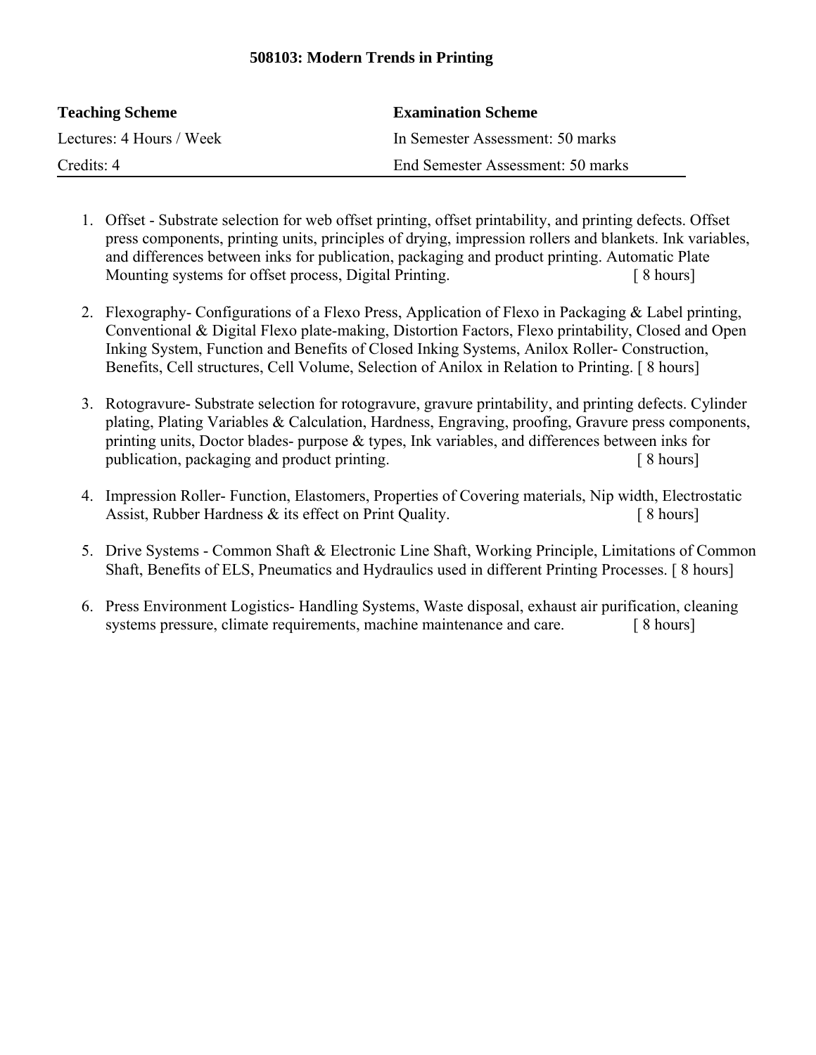## 508103: Modern Trends in Printing

| Teaching Scheme | Examination Scheme |
|---|---|
| Lectures: 4 Hours / Week | In Semester Assessment: 50 marks |
| Credits: 4 | End Semester Assessment: 50 marks |

1. Offset - Substrate selection for web offset printing, offset printability, and printing defects. Offset press components, printing units, principles of drying, impression rollers and blankets. Ink variables, and differences between inks for publication, packaging and product printing. Automatic Plate Mounting systems for offset process, Digital Printing. [ 8 hours]

2. Flexography- Configurations of a Flexo Press, Application of Flexo in Packaging & Label printing, Conventional & Digital Flexo plate-making, Distortion Factors, Flexo printability, Closed and Open Inking System, Function and Benefits of Closed Inking Systems, Anilox Roller- Construction, Benefits, Cell structures, Cell Volume, Selection of Anilox in Relation to Printing. [ 8 hours]

3. Rotogravure- Substrate selection for rotogravure, gravure printability, and printing defects. Cylinder plating, Plating Variables & Calculation, Hardness, Engraving, proofing, Gravure press components, printing units, Doctor blades- purpose & types, Ink variables, and differences between inks for publication, packaging and product printing. [ 8 hours]

4. Impression Roller- Function, Elastomers, Properties of Covering materials, Nip width, Electrostatic Assist, Rubber Hardness & its effect on Print Quality. [ 8 hours]

5. Drive Systems - Common Shaft & Electronic Line Shaft, Working Principle, Limitations of Common Shaft, Benefits of ELS, Pneumatics and Hydraulics used in different Printing Processes. [ 8 hours]

6. Press Environment Logistics- Handling Systems, Waste disposal, exhaust air purification, cleaning systems pressure, climate requirements, machine maintenance and care. [ 8 hours]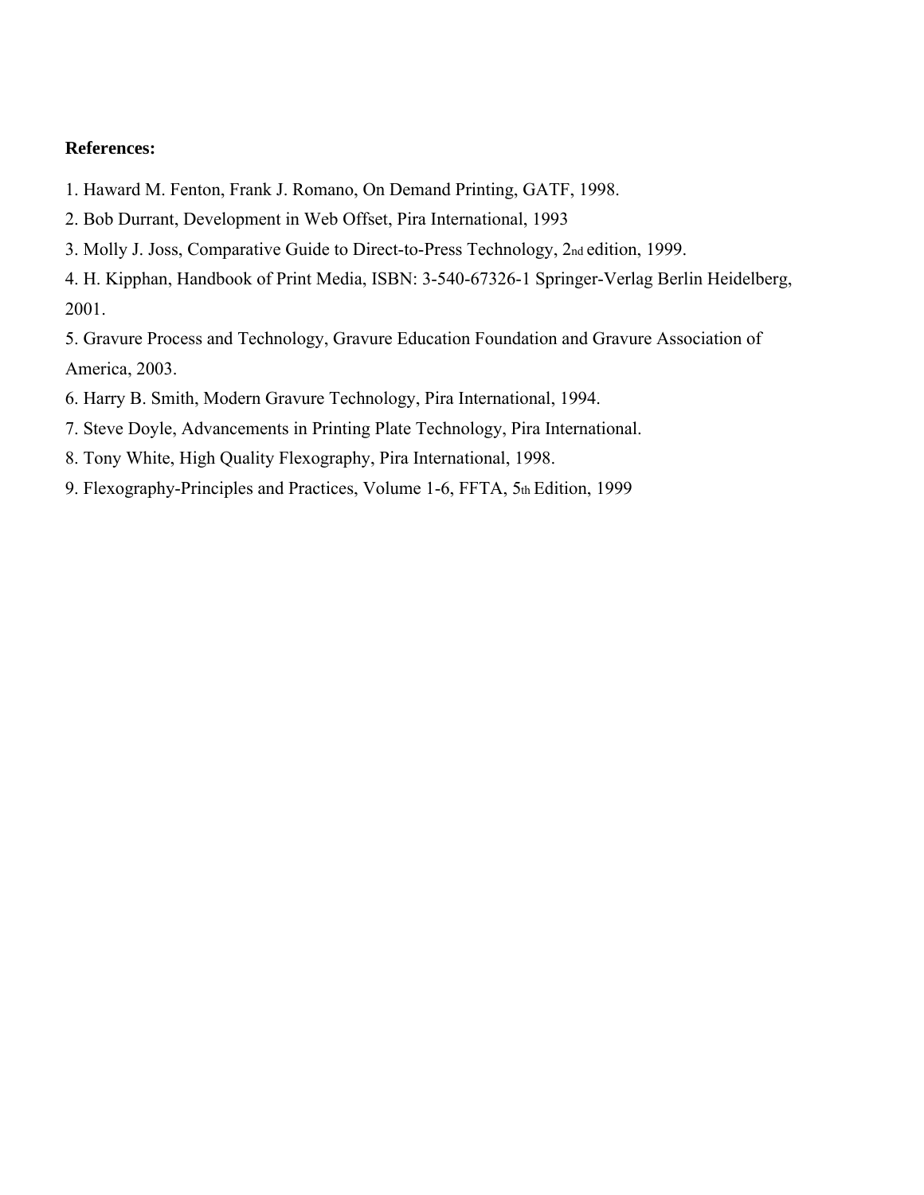**References:**

1. Haward M. Fenton, Frank J. Romano, On Demand Printing, GATF, 1998.
2. Bob Durrant, Development in Web Offset, Pira International, 1993
3. Molly J. Joss, Comparative Guide to Direct-to-Press Technology, 2nd edition, 1999.
4. H. Kipphan, Handbook of Print Media, ISBN: 3-540-67326-1 Springer-Verlag Berlin Heidelberg, 2001.
5. Gravure Process and Technology, Gravure Education Foundation and Gravure Association of America, 2003.
6. Harry B. Smith, Modern Gravure Technology, Pira International, 1994.
7. Steve Doyle, Advancements in Printing Plate Technology, Pira International.
8. Tony White, High Quality Flexography, Pira International, 1998.
9. Flexography-Principles and Practices, Volume 1-6, FFTA, 5th Edition, 1999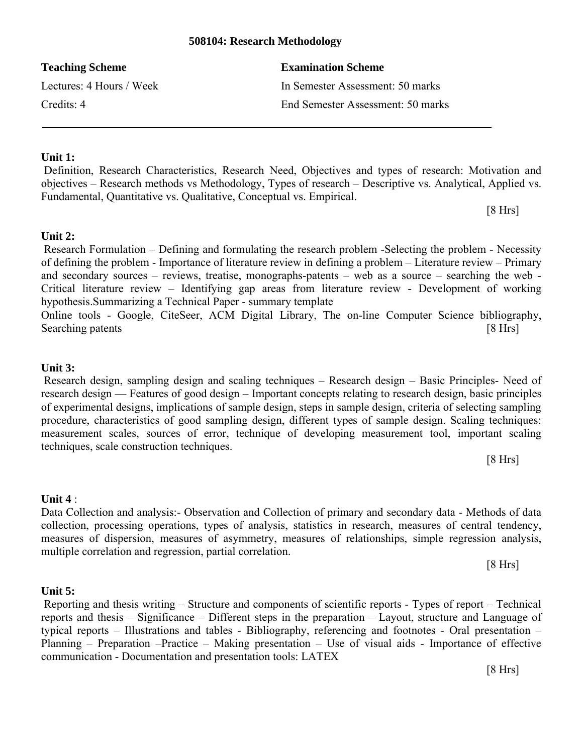## 508104: Research Methodology

| **Teaching Scheme** | **Examination Scheme** |
|---|---|
| Lectures: 4 Hours / Week | In Semester Assessment: 50 marks |
| Credits: 4 | End Semester Assessment: 50 marks |

---

**Unit 1:**

Definition, Research Characteristics, Research Need, Objectives and types of research: Motivation and objectives – Research methods vs Methodology, Types of research – Descriptive vs. Analytical, Applied vs. Fundamental, Quantitative vs. Qualitative, Conceptual vs. Empirical.

[8 Hrs]

**Unit 2:**

Research Formulation – Defining and formulating the research problem -Selecting the problem - Necessity of defining the problem - Importance of literature review in defining a problem – Literature review – Primary and secondary sources – reviews, treatise, monographs-patents – web as a source – searching the web - Critical literature review – Identifying gap areas from literature review - Development of working hypothesis.Summarizing a Technical Paper - summary template

Online tools - Google, CiteSeer, ACM Digital Library, The on-line Computer Science bibliography, Searching patents [8 Hrs]

**Unit 3:**

Research design, sampling design and scaling techniques – Research design – Basic Principles- Need of research design — Features of good design – Important concepts relating to research design, basic principles of experimental designs, implications of sample design, steps in sample design, criteria of selecting sampling procedure, characteristics of good sampling design, different types of sample design. Scaling techniques: measurement scales, sources of error, technique of developing measurement tool, important scaling techniques, scale construction techniques.

[8 Hrs]

**Unit 4** :

Data Collection and analysis:- Observation and Collection of primary and secondary data - Methods of data collection, processing operations, types of analysis, statistics in research, measures of central tendency, measures of dispersion, measures of asymmetry, measures of relationships, simple regression analysis, multiple correlation and regression, partial correlation.

[8 Hrs]

**Unit 5:**

Reporting and thesis writing – Structure and components of scientific reports - Types of report – Technical reports and thesis – Significance – Different steps in the preparation – Layout, structure and Language of typical reports – Illustrations and tables - Bibliography, referencing and footnotes - Oral presentation – Planning – Preparation –Practice – Making presentation – Use of visual aids - Importance of effective communication - Documentation and presentation tools: LATEX

[8 Hrs]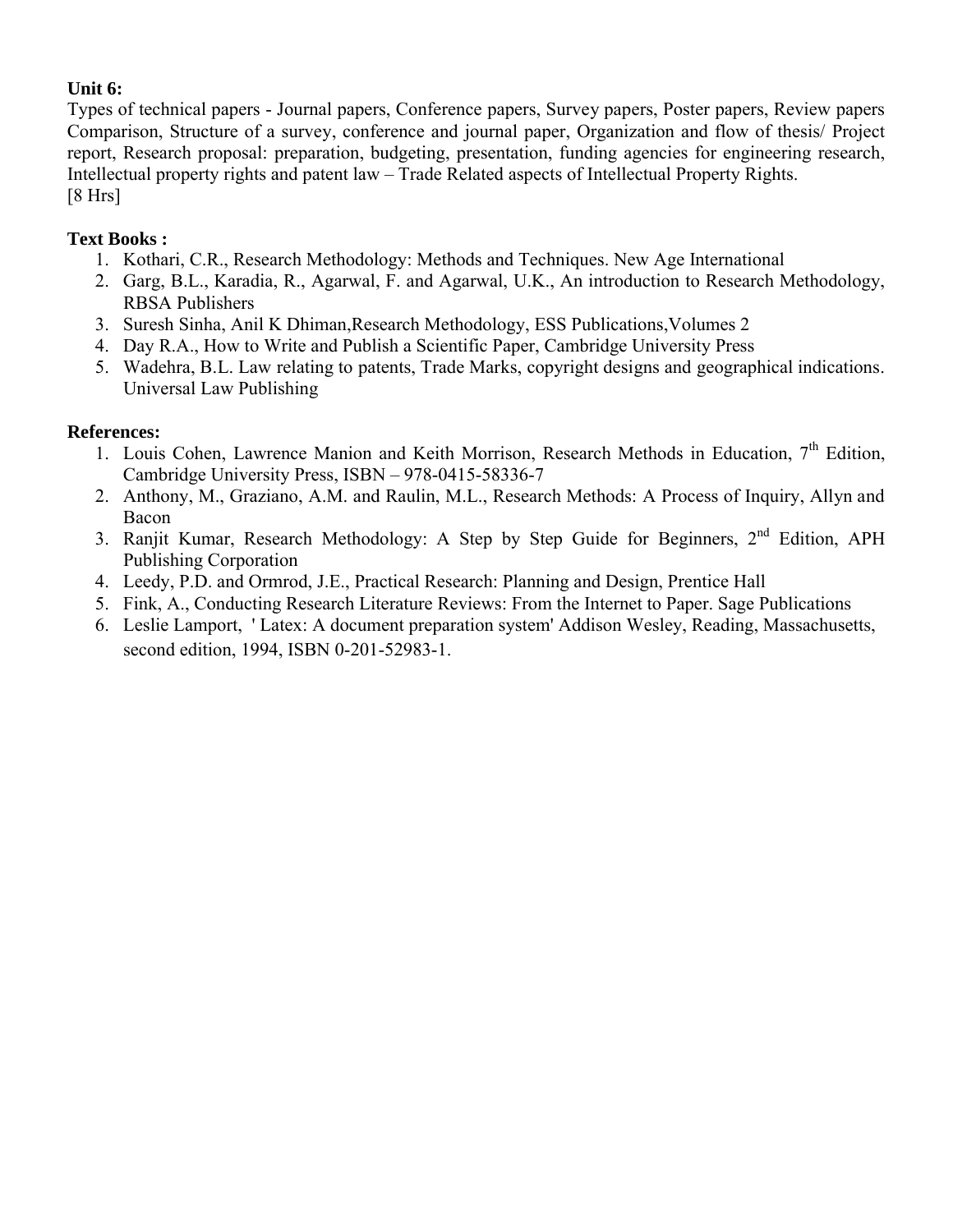**Unit 6:**

Types of technical papers - Journal papers, Conference papers, Survey papers, Poster papers, Review papers Comparison, Structure of a survey, conference and journal paper, Organization and flow of thesis/ Project report, Research proposal: preparation, budgeting, presentation, funding agencies for engineering research, Intellectual property rights and patent law – Trade Related aspects of Intellectual Property Rights.
[8 Hrs]

**Text Books :**

1. Kothari, C.R., Research Methodology: Methods and Techniques. New Age International
2. Garg, B.L., Karadia, R., Agarwal, F. and Agarwal, U.K., An introduction to Research Methodology, RBSA Publishers
3. Suresh Sinha, Anil K Dhiman,Research Methodology, ESS Publications,Volumes 2
4. Day R.A., How to Write and Publish a Scientific Paper, Cambridge University Press
5. Wadehra, B.L. Law relating to patents, Trade Marks, copyright designs and geographical indications. Universal Law Publishing

**References:**

1. Louis Cohen, Lawrence Manion and Keith Morrison, Research Methods in Education, 7th Edition, Cambridge University Press, ISBN – 978-0415-58336-7
2. Anthony, M., Graziano, A.M. and Raulin, M.L., Research Methods: A Process of Inquiry, Allyn and Bacon
3. Ranjit Kumar, Research Methodology: A Step by Step Guide for Beginners, 2nd Edition, APH Publishing Corporation
4. Leedy, P.D. and Ormrod, J.E., Practical Research: Planning and Design, Prentice Hall
5. Fink, A., Conducting Research Literature Reviews: From the Internet to Paper. Sage Publications
6. Leslie Lamport, ' Latex: A document preparation system' Addison Wesley, Reading, Massachusetts, second edition, 1994, ISBN 0-201-52983-1.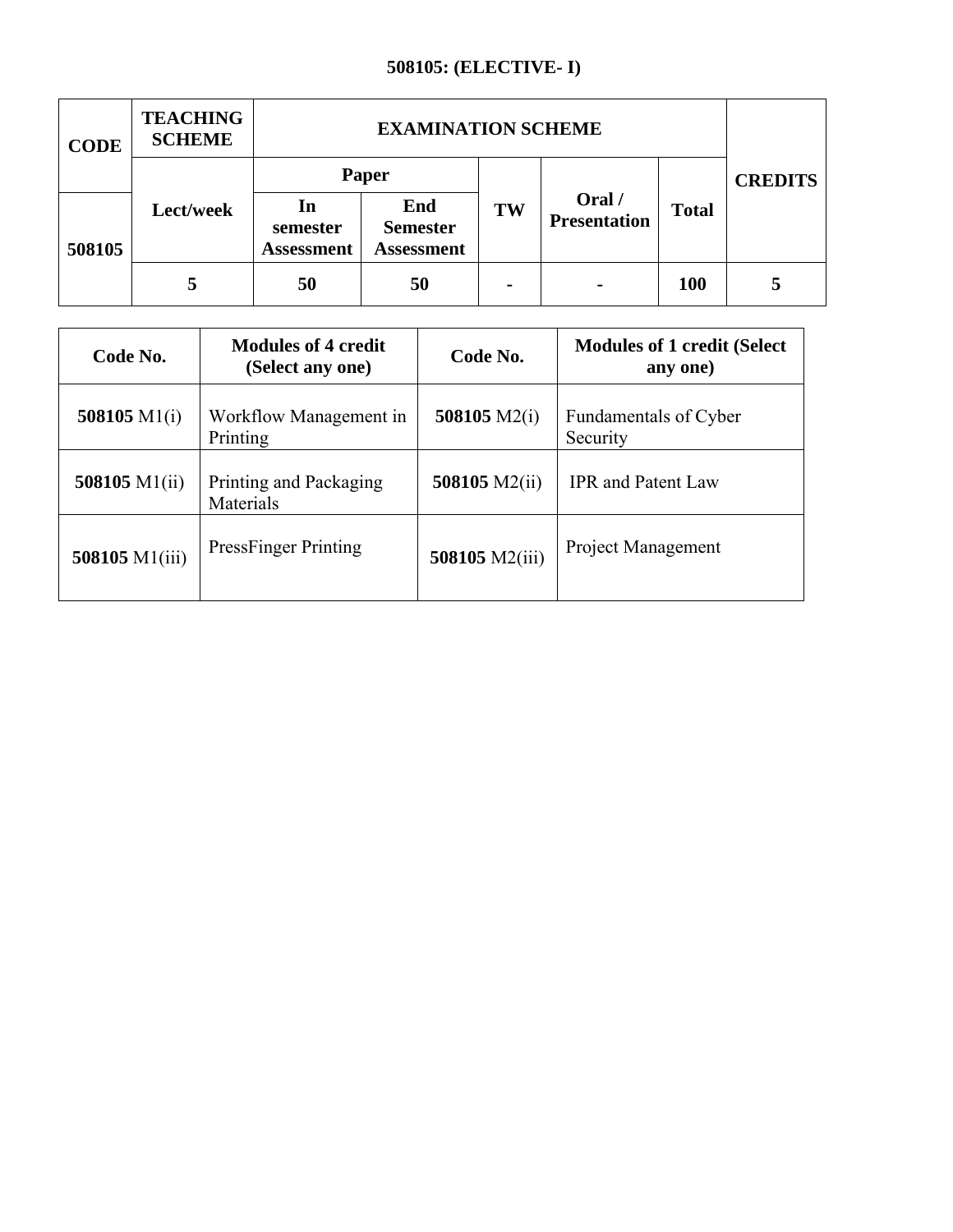## 508105: (ELECTIVE- I)

| CODE | TEACHING SCHEME | EXAMINATION SCHEME | | | | | CREDITS |
|---|---|---|---|---|---|---|---|
| | | Paper | | | | | |
| 508105 | Lect/week | In semester Assessment | End Semester Assessment | TW | Oral / Presentation | Total | |
| | 5 | 50 | 50 | - | - | 100 | 5 |

| Code No. | Modules of 4 credit (Select any one) | Code No. | Modules of 1 credit (Select any one) |
|---|---|---|---|
| **508105** M1(i) | Workflow Management in Printing | **508105** M2(i) | Fundamentals of Cyber Security |
| **508105** M1(ii) | Printing and Packaging Materials | **508105** M2(ii) | IPR and Patent Law |
| **508105** M1(iii) | PressFinger Printing | **508105** M2(iii) | Project Management |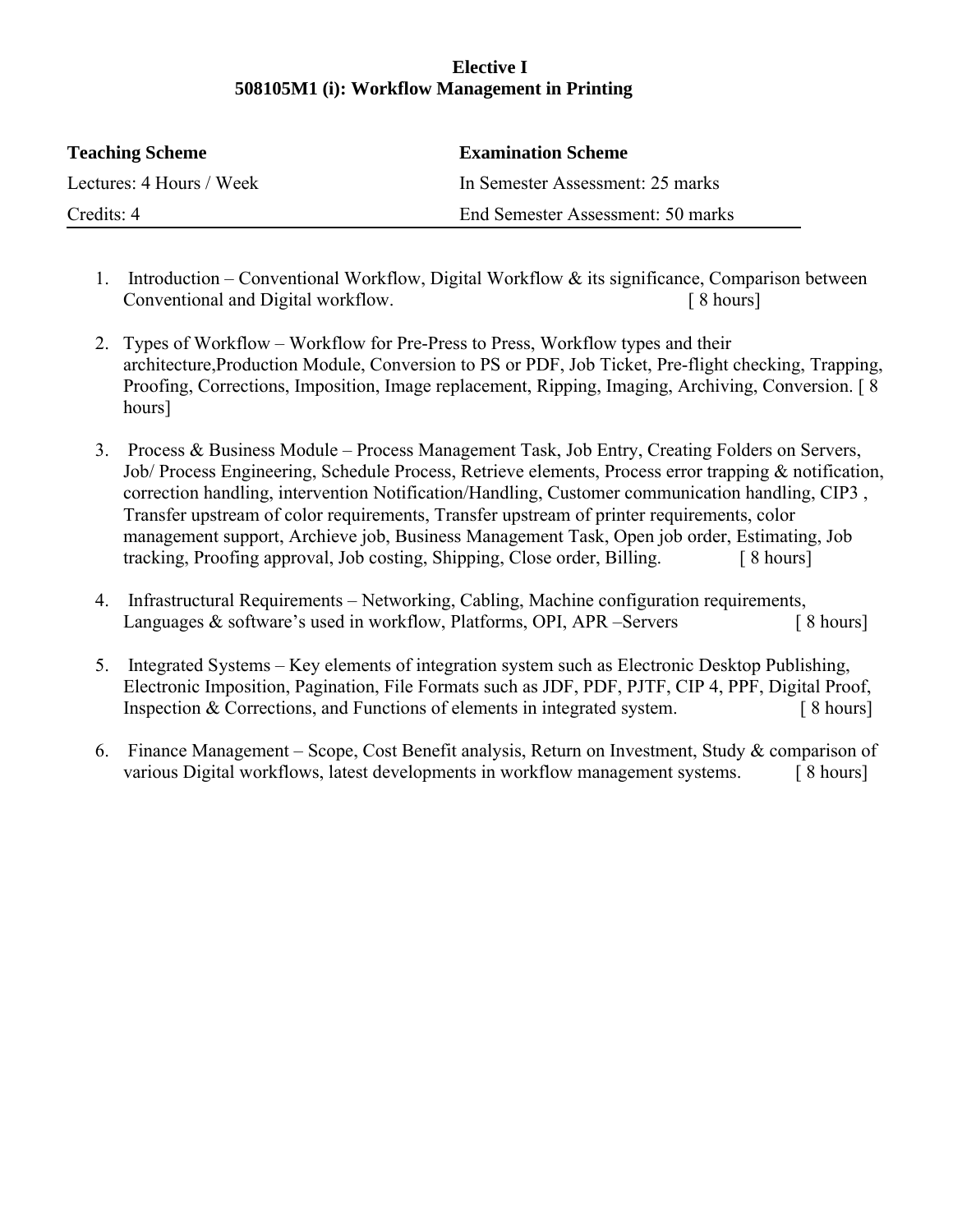**Elective I**

**508105M1 (i): Workflow Management in Printing**

| **Teaching Scheme** | **Examination Scheme** |
| --- | --- |
| Lectures: 4 Hours / Week | In Semester Assessment: 25 marks |
| Credits: 4 | End Semester Assessment: 50 marks |

1. Introduction – Conventional Workflow, Digital Workflow & its significance, Comparison between Conventional and Digital workflow. [ 8 hours]

2. Types of Workflow – Workflow for Pre-Press to Press, Workflow types and their architecture,Production Module, Conversion to PS or PDF, Job Ticket, Pre-flight checking, Trapping, Proofing, Corrections, Imposition, Image replacement, Ripping, Imaging, Archiving, Conversion. [ 8 hours]

3. Process & Business Module – Process Management Task, Job Entry, Creating Folders on Servers, Job/ Process Engineering, Schedule Process, Retrieve elements, Process error trapping & notification, correction handling, intervention Notification/Handling, Customer communication handling, CIP3 , Transfer upstream of color requirements, Transfer upstream of printer requirements, color management support, Archieve job, Business Management Task, Open job order, Estimating, Job tracking, Proofing approval, Job costing, Shipping, Close order, Billing. [ 8 hours]

4. Infrastructural Requirements – Networking, Cabling, Machine configuration requirements, Languages & software's used in workflow, Platforms, OPI, APR –Servers [ 8 hours]

5. Integrated Systems – Key elements of integration system such as Electronic Desktop Publishing, Electronic Imposition, Pagination, File Formats such as JDF, PDF, PJTF, CIP 4, PPF, Digital Proof, Inspection & Corrections, and Functions of elements in integrated system. [ 8 hours]

6. Finance Management – Scope, Cost Benefit analysis, Return on Investment, Study & comparison of various Digital workflows, latest developments in workflow management systems. [ 8 hours]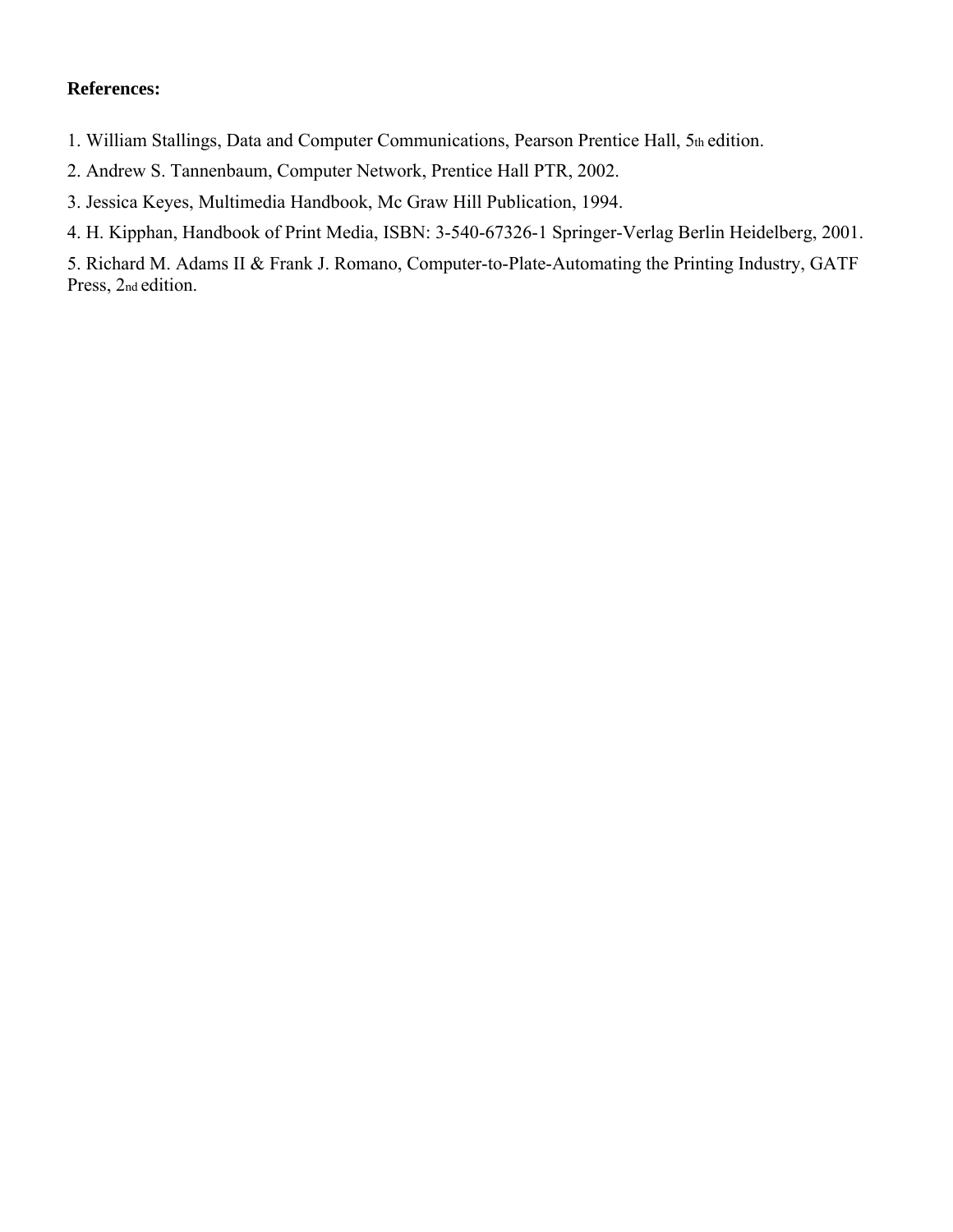**References:**

1. William Stallings, Data and Computer Communications, Pearson Prentice Hall, 5th edition.
2. Andrew S. Tannenbaum, Computer Network, Prentice Hall PTR, 2002.
3. Jessica Keyes, Multimedia Handbook, Mc Graw Hill Publication, 1994.
4. H. Kipphan, Handbook of Print Media, ISBN: 3-540-67326-1 Springer-Verlag Berlin Heidelberg, 2001.
5. Richard M. Adams II & Frank J. Romano, Computer-to-Plate-Automating the Printing Industry, GATF Press, 2nd edition.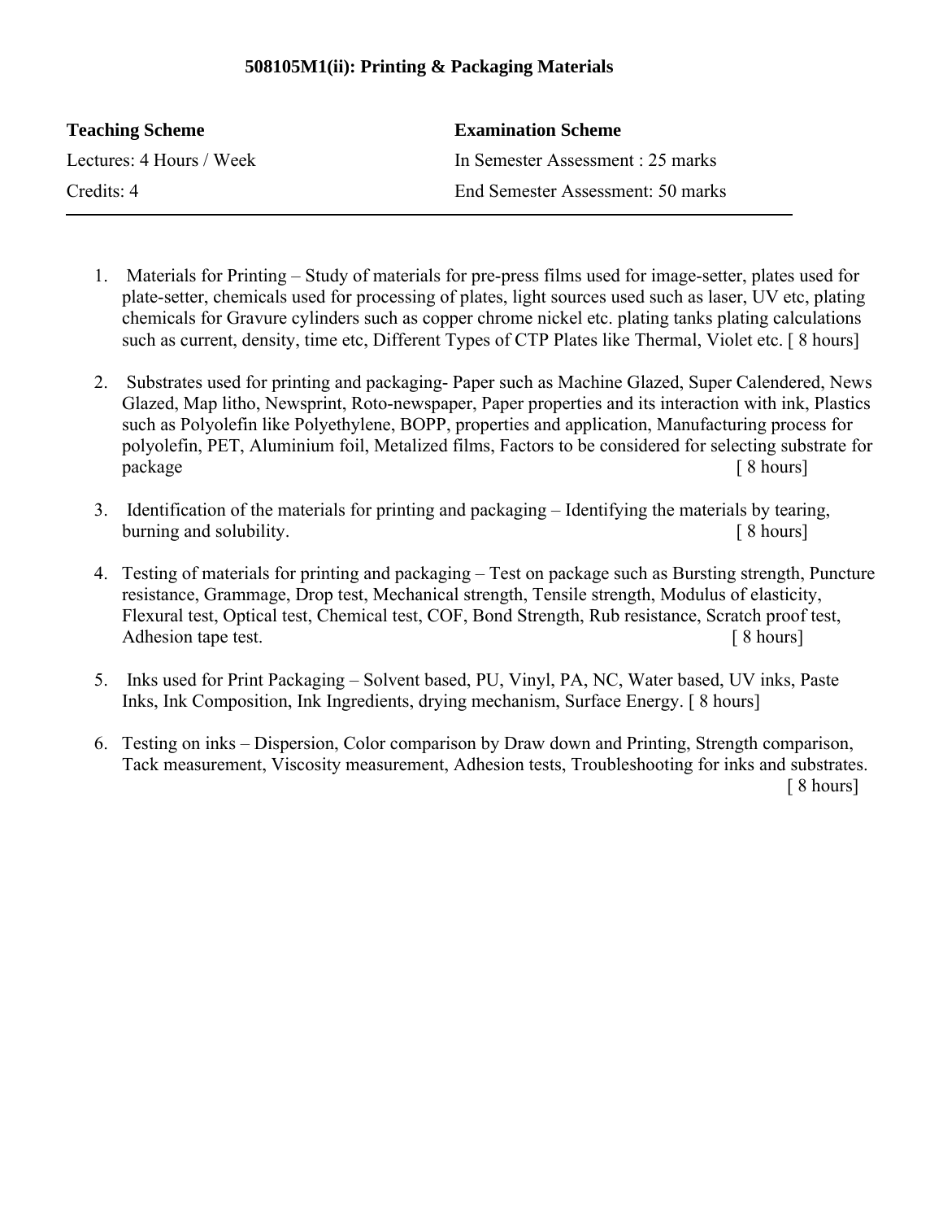### 508105M1(ii): Printing & Packaging Materials

| **Teaching Scheme** | **Examination Scheme** |
| --- | --- |
| Lectures: 4 Hours / Week | In Semester Assessment : 25 marks |
| Credits: 4 | End Semester Assessment: 50 marks |

1. Materials for Printing – Study of materials for pre-press films used for image-setter, plates used for plate-setter, chemicals used for processing of plates, light sources used such as laser, UV etc, plating chemicals for Gravure cylinders such as copper chrome nickel etc. plating tanks plating calculations such as current, density, time etc, Different Types of CTP Plates like Thermal, Violet etc. [ 8 hours]

2. Substrates used for printing and packaging- Paper such as Machine Glazed, Super Calendered, News Glazed, Map litho, Newsprint, Roto-newspaper, Paper properties and its interaction with ink, Plastics such as Polyolefin like Polyethylene, BOPP, properties and application, Manufacturing process for polyolefin, PET, Aluminium foil, Metalized films, Factors to be considered for selecting substrate for package [ 8 hours]

3. Identification of the materials for printing and packaging – Identifying the materials by tearing, burning and solubility. [ 8 hours]

4. Testing of materials for printing and packaging – Test on package such as Bursting strength, Puncture resistance, Grammage, Drop test, Mechanical strength, Tensile strength, Modulus of elasticity, Flexural test, Optical test, Chemical test, COF, Bond Strength, Rub resistance, Scratch proof test, Adhesion tape test. [ 8 hours]

5. Inks used for Print Packaging – Solvent based, PU, Vinyl, PA, NC, Water based, UV inks, Paste Inks, Ink Composition, Ink Ingredients, drying mechanism, Surface Energy. [ 8 hours]

6. Testing on inks – Dispersion, Color comparison by Draw down and Printing, Strength comparison, Tack measurement, Viscosity measurement, Adhesion tests, Troubleshooting for inks and substrates. [ 8 hours]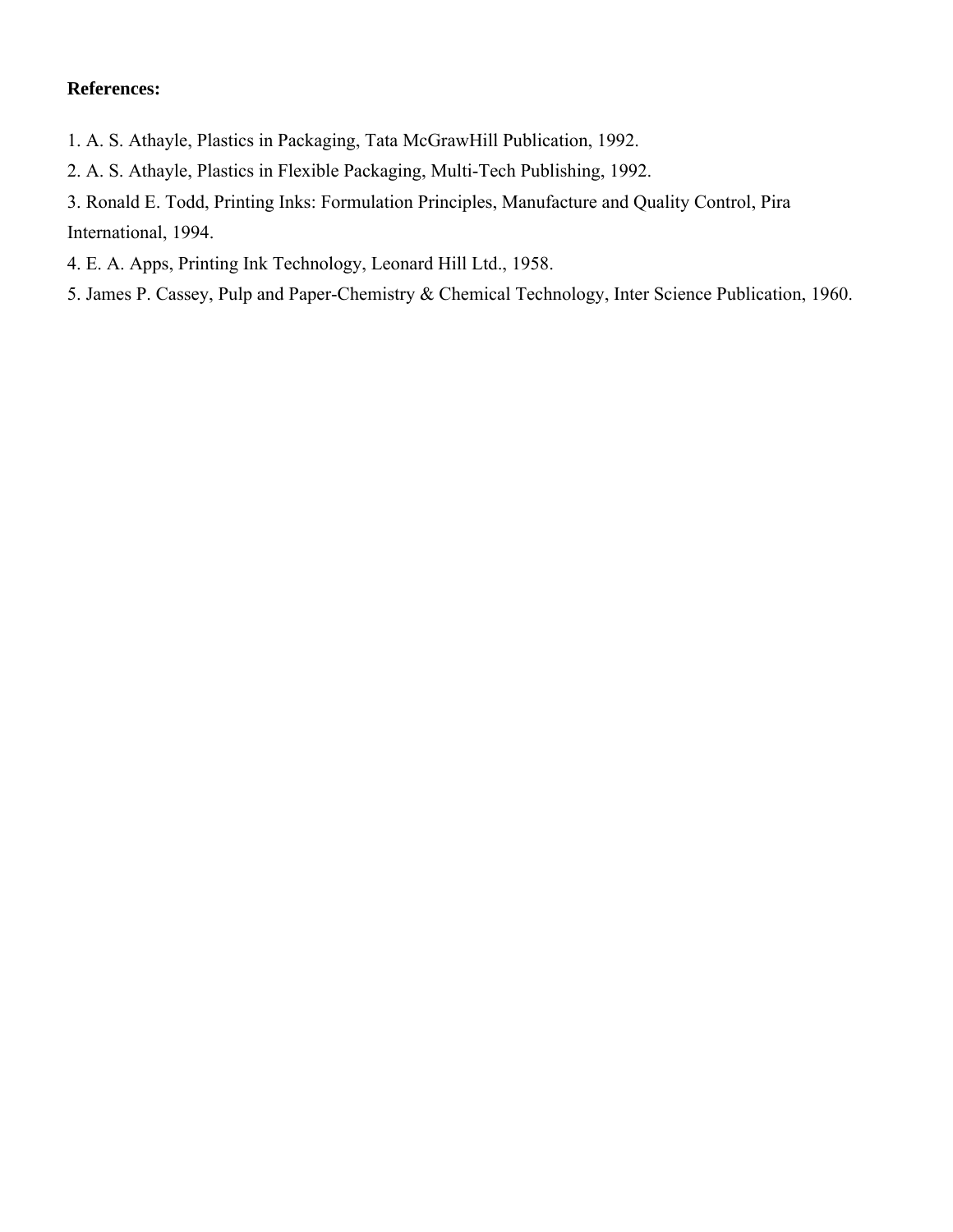**References:**

1. A. S. Athayle, Plastics in Packaging, Tata McGrawHill Publication, 1992.
2. A. S. Athayle, Plastics in Flexible Packaging, Multi-Tech Publishing, 1992.
3. Ronald E. Todd, Printing Inks: Formulation Principles, Manufacture and Quality Control, Pira International, 1994.
4. E. A. Apps, Printing Ink Technology, Leonard Hill Ltd., 1958.
5. James P. Cassey, Pulp and Paper-Chemistry & Chemical Technology, Inter Science Publication, 1960.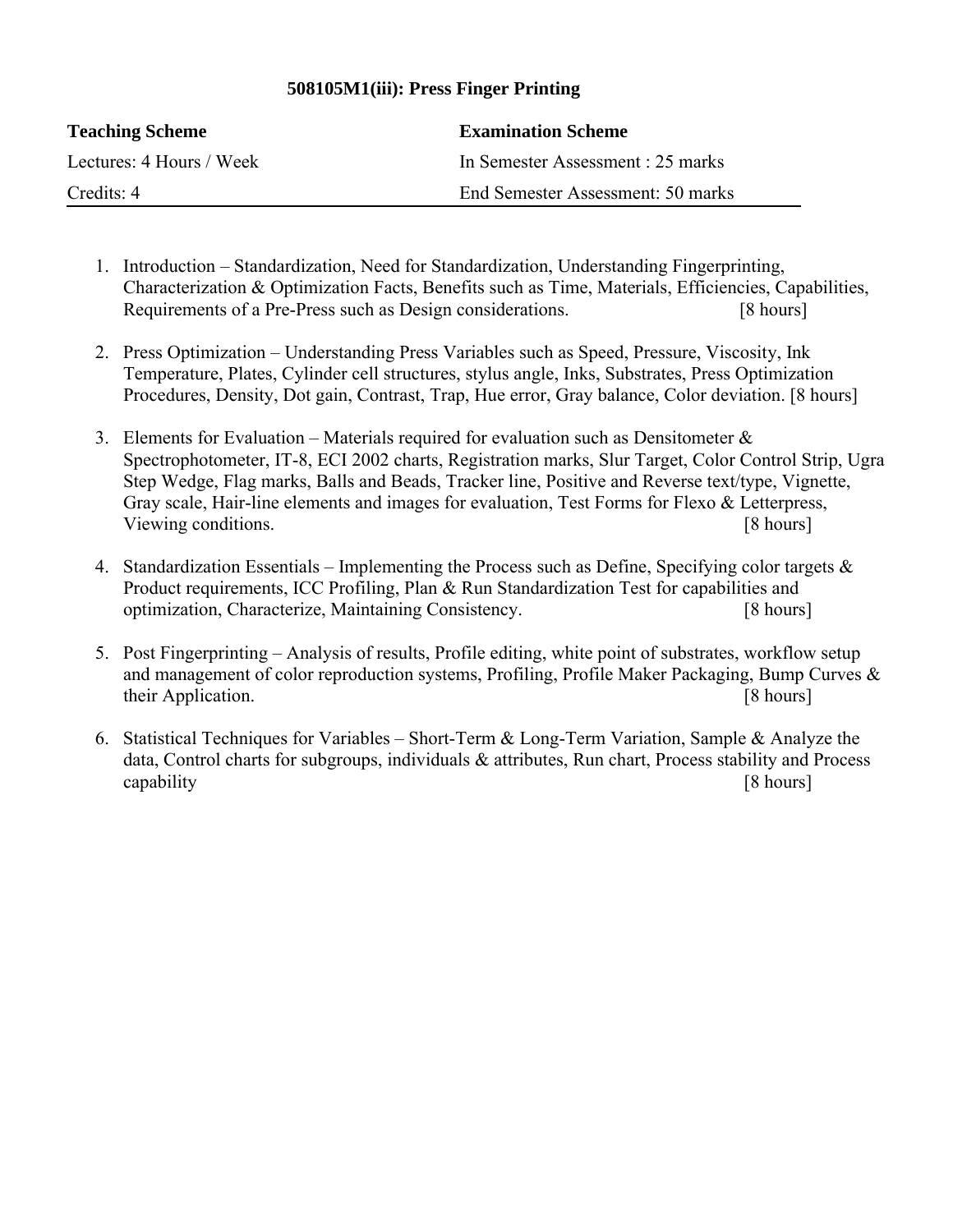## 508105M1(iii): Press Finger Printing

| **Teaching Scheme** | **Examination Scheme** |
|---|---|
| Lectures: 4 Hours / Week | In Semester Assessment : 25 marks |
| Credits: 4 | End Semester Assessment: 50 marks |

1. Introduction – Standardization, Need for Standardization, Understanding Fingerprinting, Characterization & Optimization Facts, Benefits such as Time, Materials, Efficiencies, Capabilities, Requirements of a Pre-Press such as Design considerations. [8 hours]

2. Press Optimization – Understanding Press Variables such as Speed, Pressure, Viscosity, Ink Temperature, Plates, Cylinder cell structures, stylus angle, Inks, Substrates, Press Optimization Procedures, Density, Dot gain, Contrast, Trap, Hue error, Gray balance, Color deviation. [8 hours]

3. Elements for Evaluation – Materials required for evaluation such as Densitometer & Spectrophotometer, IT-8, ECI 2002 charts, Registration marks, Slur Target, Color Control Strip, Ugra Step Wedge, Flag marks, Balls and Beads, Tracker line, Positive and Reverse text/type, Vignette, Gray scale, Hair-line elements and images for evaluation, Test Forms for Flexo & Letterpress, Viewing conditions. [8 hours]

4. Standardization Essentials – Implementing the Process such as Define, Specifying color targets & Product requirements, ICC Profiling, Plan & Run Standardization Test for capabilities and optimization, Characterize, Maintaining Consistency. [8 hours]

5. Post Fingerprinting – Analysis of results, Profile editing, white point of substrates, workflow setup and management of color reproduction systems, Profiling, Profile Maker Packaging, Bump Curves & their Application. [8 hours]

6. Statistical Techniques for Variables – Short-Term & Long-Term Variation, Sample & Analyze the data, Control charts for subgroups, individuals & attributes, Run chart, Process stability and Process capability [8 hours]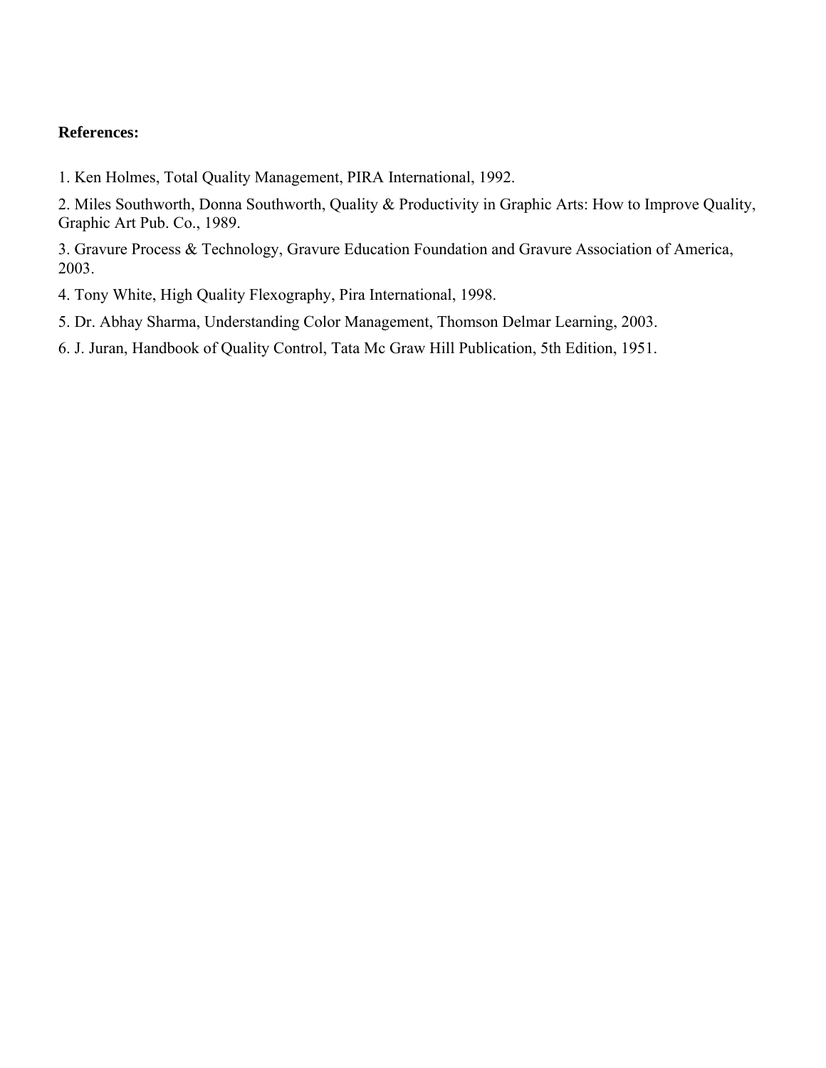**References:**

1. Ken Holmes, Total Quality Management, PIRA International, 1992.
2. Miles Southworth, Donna Southworth, Quality & Productivity in Graphic Arts: How to Improve Quality, Graphic Art Pub. Co., 1989.
3. Gravure Process & Technology, Gravure Education Foundation and Gravure Association of America, 2003.
4. Tony White, High Quality Flexography, Pira International, 1998.
5. Dr. Abhay Sharma, Understanding Color Management, Thomson Delmar Learning, 2003.
6. J. Juran, Handbook of Quality Control, Tata Mc Graw Hill Publication, 5th Edition, 1951.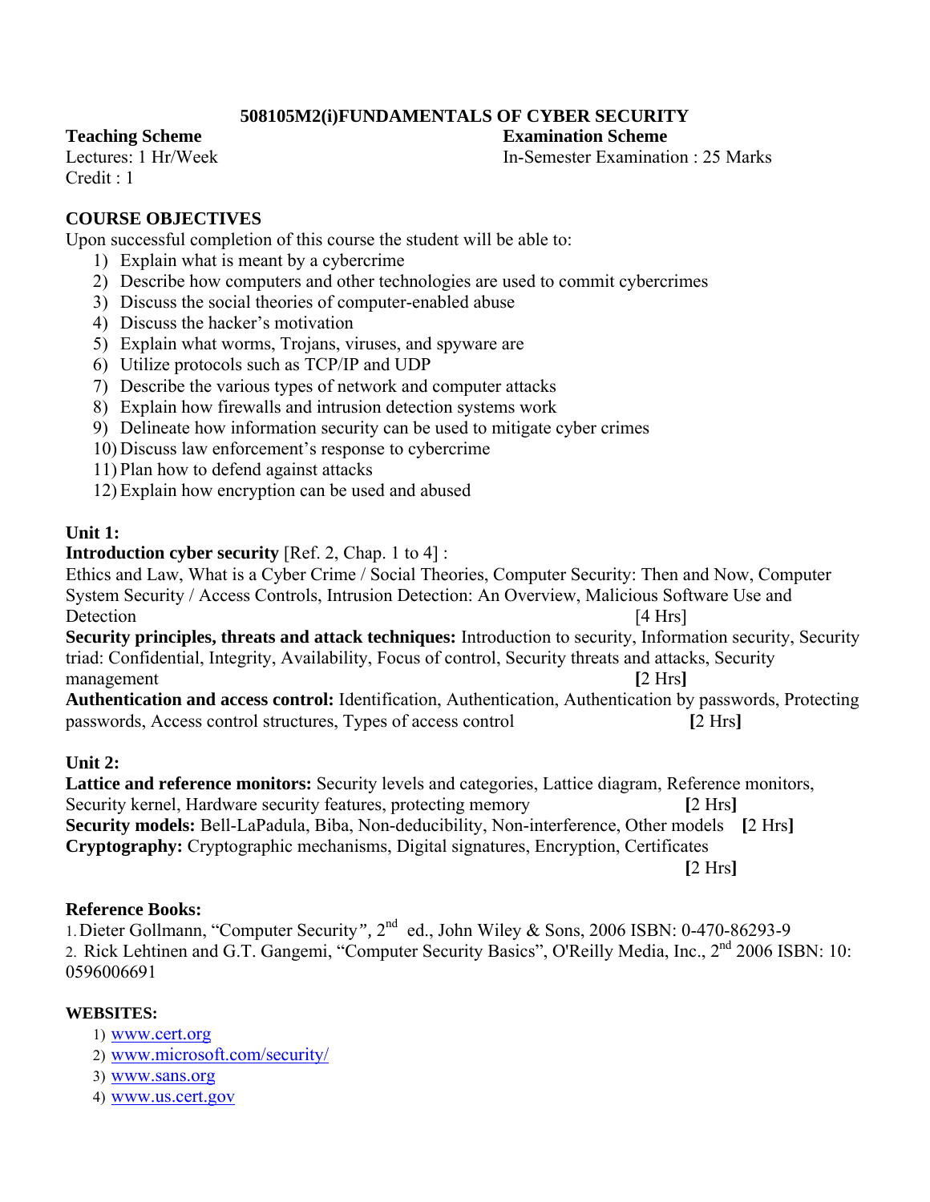## 508105M2(i)FUNDAMENTALS OF CYBER SECURITY

**Teaching Scheme**
Lectures: 1 Hr/Week
Credit : 1

**Examination Scheme**
In-Semester Examination : 25 Marks

### COURSE OBJECTIVES

Upon successful completion of this course the student will be able to:

1) Explain what is meant by a cybercrime
2) Describe how computers and other technologies are used to commit cybercrimes
3) Discuss the social theories of computer-enabled abuse
4) Discuss the hacker's motivation
5) Explain what worms, Trojans, viruses, and spyware are
6) Utilize protocols such as TCP/IP and UDP
7) Describe the various types of network and computer attacks
8) Explain how firewalls and intrusion detection systems work
9) Delineate how information security can be used to mitigate cyber crimes
10) Discuss law enforcement's response to cybercrime
11) Plan how to defend against attacks
12) Explain how encryption can be used and abused

### Unit 1:

**Introduction cyber security** [Ref. 2, Chap. 1 to 4] :
Ethics and Law, What is a Cyber Crime / Social Theories, Computer Security: Then and Now, Computer System Security / Access Controls, Intrusion Detection: An Overview, Malicious Software Use and Detection [4 Hrs]

**Security principles, threats and attack techniques:** Introduction to security, Information security, Security triad: Confidential, Integrity, Availability, Focus of control, Security threats and attacks, Security management **[**2 Hrs**]**

**Authentication and access control:** Identification, Authentication, Authentication by passwords, Protecting passwords, Access control structures, Types of access control **[**2 Hrs**]**

### Unit 2:

**Lattice and reference monitors:** Security levels and categories, Lattice diagram, Reference monitors, Security kernel, Hardware security features, protecting memory **[**2 Hrs**]**

**Security models:** Bell-LaPadula, Biba, Non-deducibility, Non-interference, Other models **[**2 Hrs**]**

**Cryptography:** Cryptographic mechanisms, Digital signatures, Encryption, Certificates **[**2 Hrs**]**

### Reference Books:

1. Dieter Gollmann, "Computer Security", 2nd ed., John Wiley & Sons, 2006 ISBN: 0-470-86293-9
2. Rick Lehtinen and G.T. Gangemi, "Computer Security Basics", O'Reilly Media, Inc., 2nd 2006 ISBN: 10: 0596006691

### WEBSITES:

1) www.cert.org
2) www.microsoft.com/security/
3) www.sans.org
4) www.us.cert.gov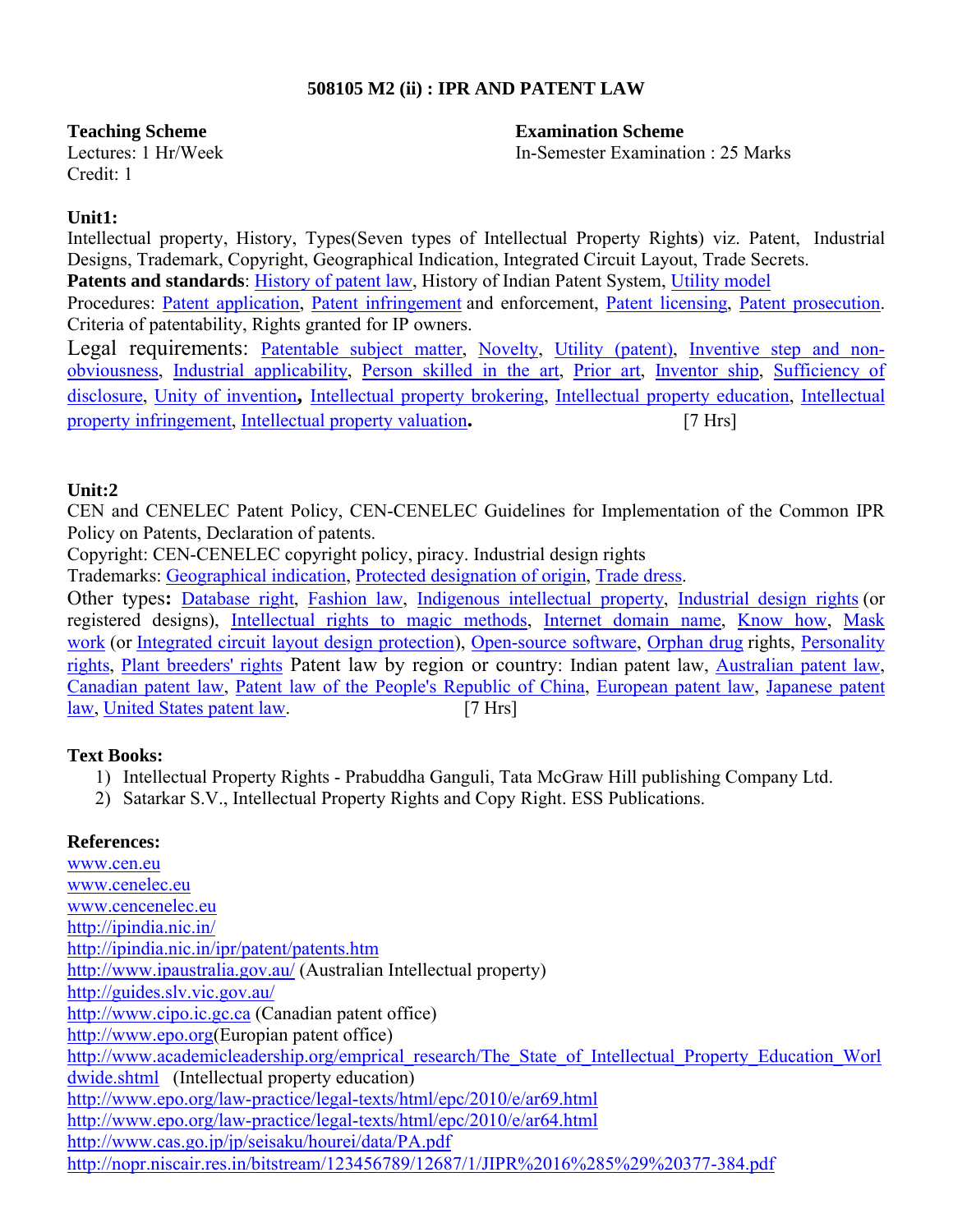## 508105 M2 (ii) : IPR AND PATENT LAW

**Teaching Scheme**
Lectures: 1 Hr/Week
Credit: 1

**Examination Scheme**
In-Semester Examination : 25 Marks

**Unit1:**

Intellectual property, History, Types(Seven types of Intellectual Property Rights) viz. Patent, Industrial Designs, Trademark, Copyright, Geographical Indication, Integrated Circuit Layout, Trade Secrets.

**Patents and standards**: History of patent law, History of Indian Patent System, Utility model

Procedures: Patent application, Patent infringement and enforcement, Patent licensing, Patent prosecution. Criteria of patentability, Rights granted for IP owners.

Legal requirements: Patentable subject matter, Novelty, Utility (patent), Inventive step and non-obviousness, Industrial applicability, Person skilled in the art, Prior art, Inventor ship, Sufficiency of disclosure, Unity of invention, Intellectual property brokering, Intellectual property education, Intellectual property infringement, Intellectual property valuation. [7 Hrs]

**Unit:2**

CEN and CENELEC Patent Policy, CEN-CENELEC Guidelines for Implementation of the Common IPR Policy on Patents, Declaration of patents.

Copyright: CEN-CENELEC copyright policy, piracy. Industrial design rights

Trademarks: Geographical indication, Protected designation of origin, Trade dress.

Other types: Database right, Fashion law, Indigenous intellectual property, Industrial design rights (or registered designs), Intellectual rights to magic methods, Internet domain name, Know how, Mask work (or Integrated circuit layout design protection), Open-source software, Orphan drug rights, Personality rights, Plant breeders' rights Patent law by region or country: Indian patent law, Australian patent law, Canadian patent law, Patent law of the People's Republic of China, European patent law, Japanese patent law, United States patent law. [7 Hrs]

**Text Books:**

1) Intellectual Property Rights - Prabuddha Ganguli, Tata McGraw Hill publishing Company Ltd.
2) Satarkar S.V., Intellectual Property Rights and Copy Right. ESS Publications.

**References:**

www.cen.eu
www.cenelec.eu
www.cencenelec.eu
http://ipindia.nic.in/
http://ipindia.nic.in/ipr/patent/patents.htm
http://www.ipaustralia.gov.au/ (Australian Intellectual property)
http://guides.slv.vic.gov.au/
http://www.cipo.ic.gc.ca (Canadian patent office)
http://www.epo.org(Europian patent office)
http://www.academicleadership.org/emprical_research/The_State_of_Intellectual_Property_Education_Worldwide.shtml (Intellectual property education)
http://www.epo.org/law-practice/legal-texts/html/epc/2010/e/ar69.html
http://www.epo.org/law-practice/legal-texts/html/epc/2010/e/ar64.html
http://www.cas.go.jp/jp/seisaku/hourei/data/PA.pdf
http://nopr.niscair.res.in/bitstream/123456789/12687/1/JIPR%2016%285%29%20377-384.pdf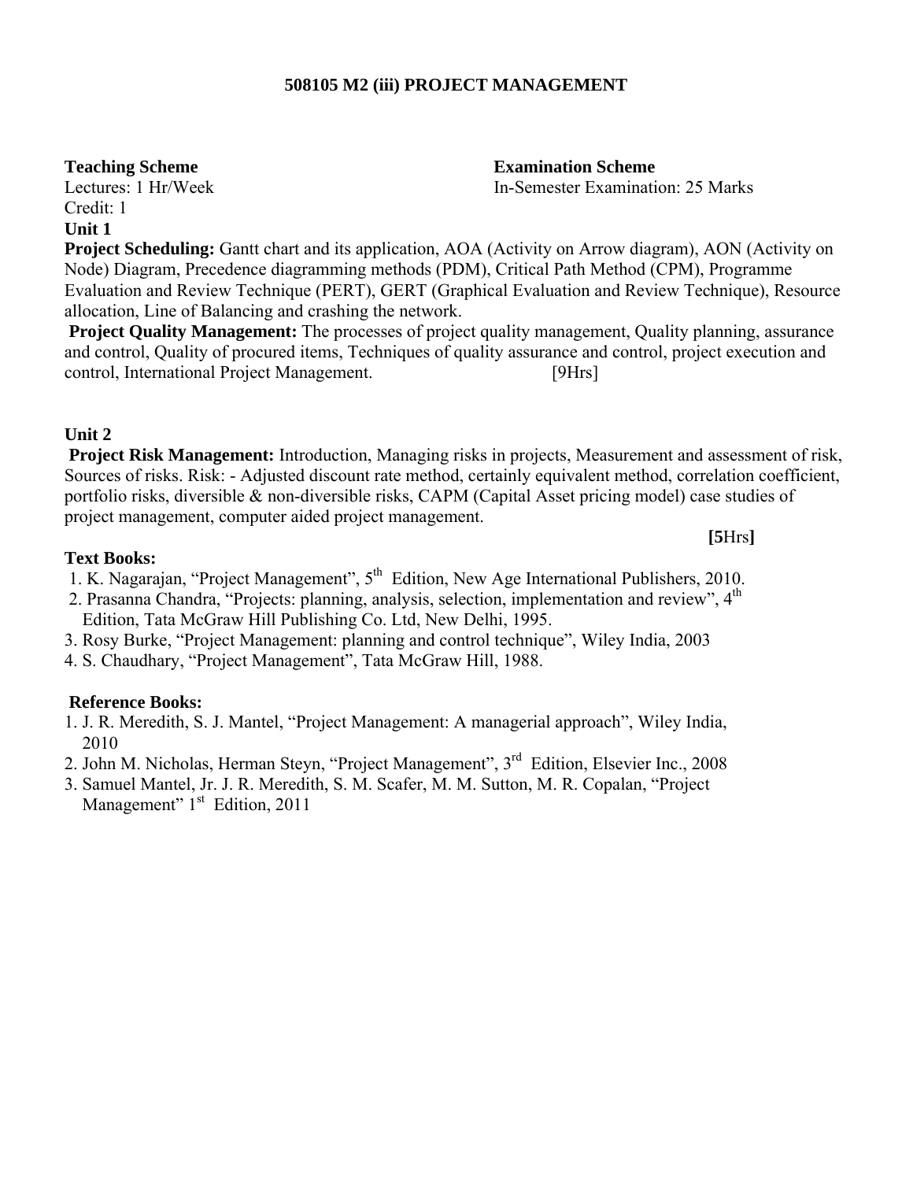## 508105 M2 (iii) PROJECT MANAGEMENT

**Teaching Scheme**
Lectures: 1 Hr/Week
Credit: 1

**Examination Scheme**
In-Semester Examination: 25 Marks

**Unit 1**

**Project Scheduling:** Gantt chart and its application, AOA (Activity on Arrow diagram), AON (Activity on Node) Diagram, Precedence diagramming methods (PDM), Critical Path Method (CPM), Programme Evaluation and Review Technique (PERT), GERT (Graphical Evaluation and Review Technique), Resource allocation, Line of Balancing and crashing the network.

**Project Quality Management:** The processes of project quality management, Quality planning, assurance and control, Quality of procured items, Techniques of quality assurance and control, project execution and control, International Project Management. [9Hrs]

**Unit 2**

**Project Risk Management:** Introduction, Managing risks in projects, Measurement and assessment of risk, Sources of risks. Risk: - Adjusted discount rate method, certainly equivalent method, correlation coefficient, portfolio risks, diversible & non-diversible risks, CAPM (Capital Asset pricing model) case studies of project management, computer aided project management.

**[5**Hrs**]**

**Text Books:**

1. K. Nagarajan, "Project Management", 5th Edition, New Age International Publishers, 2010.
2. Prasanna Chandra, "Projects: planning, analysis, selection, implementation and review", 4th Edition, Tata McGraw Hill Publishing Co. Ltd, New Delhi, 1995.
3. Rosy Burke, "Project Management: planning and control technique", Wiley India, 2003
4. S. Chaudhary, "Project Management", Tata McGraw Hill, 1988.

**Reference Books:**

1. J. R. Meredith, S. J. Mantel, "Project Management: A managerial approach", Wiley India, 2010
2. John M. Nicholas, Herman Steyn, "Project Management", 3rd Edition, Elsevier Inc., 2008
3. Samuel Mantel, Jr. J. R. Meredith, S. M. Scafer, M. M. Sutton, M. R. Copalan, "Project Management" 1st Edition, 2011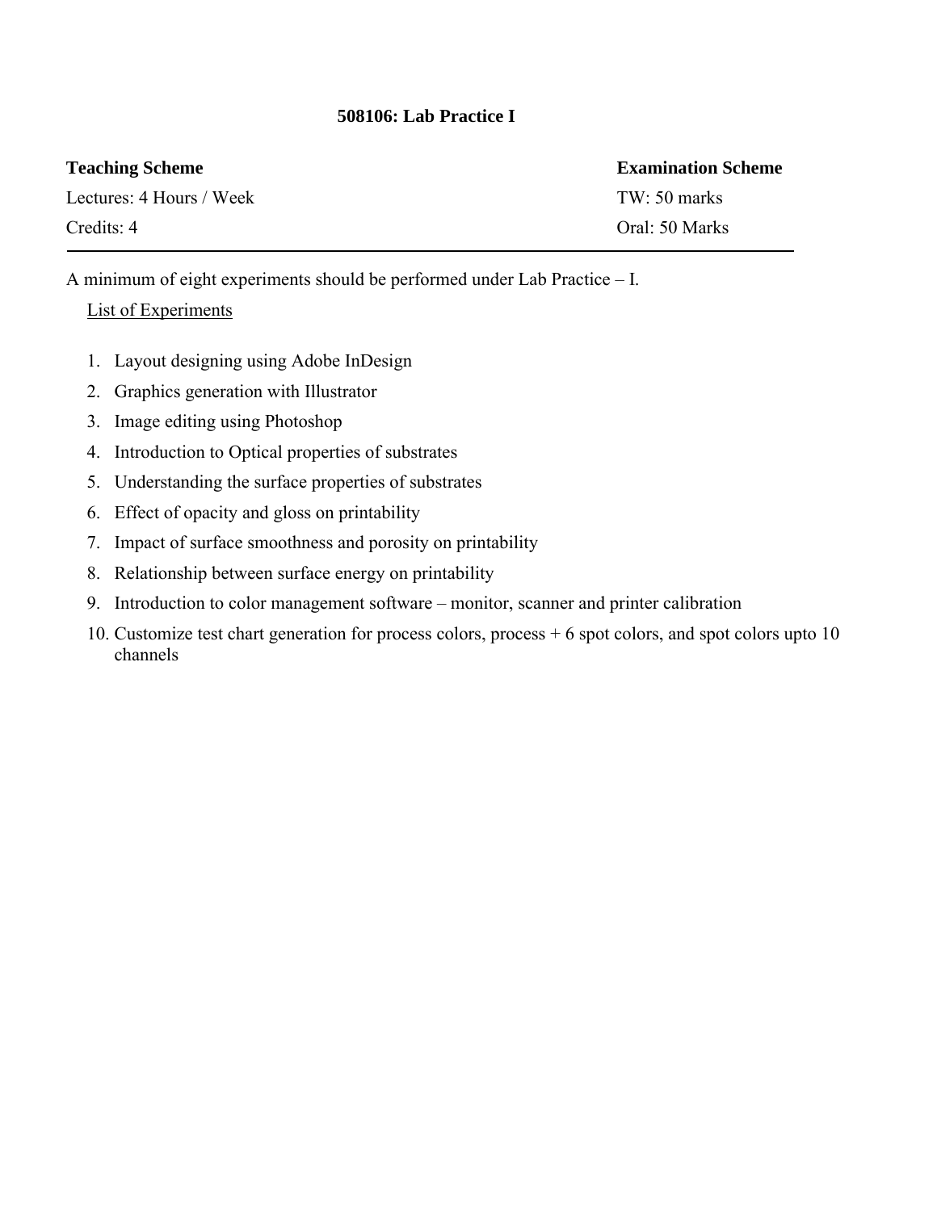## 508106: Lab Practice I

| **Teaching Scheme** | **Examination Scheme** |
|---|---|
| Lectures: 4 Hours / Week | TW: 50 marks |
| Credits: 4 | Oral: 50 Marks |

A minimum of eight experiments should be performed under Lab Practice – I.

List of Experiments

1. Layout designing using Adobe InDesign
2. Graphics generation with Illustrator
3. Image editing using Photoshop
4. Introduction to Optical properties of substrates
5. Understanding the surface properties of substrates
6. Effect of opacity and gloss on printability
7. Impact of surface smoothness and porosity on printability
8. Relationship between surface energy on printability
9. Introduction to color management software – monitor, scanner and printer calibration
10. Customize test chart generation for process colors, process + 6 spot colors, and spot colors upto 10 channels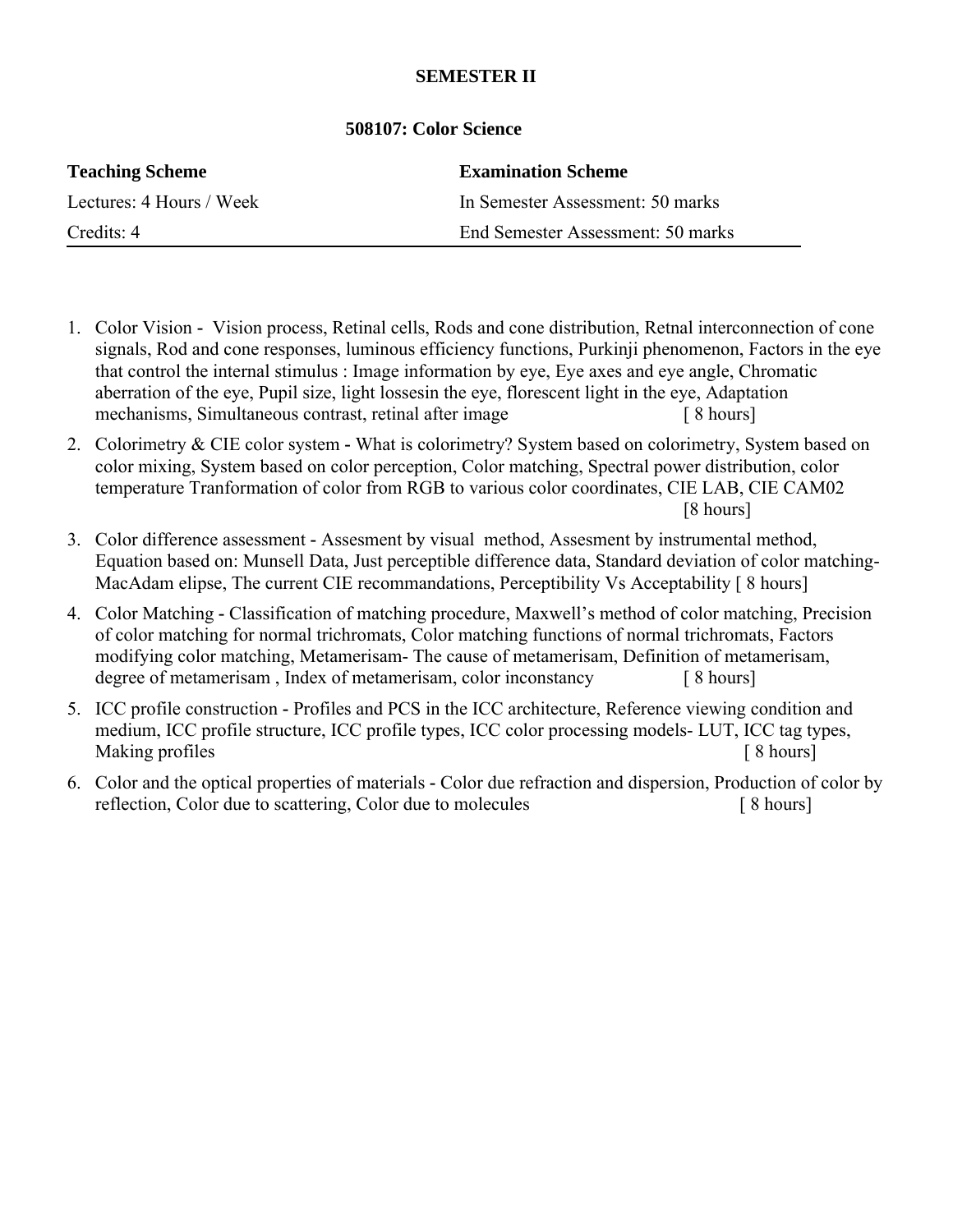**SEMESTER II**

**508107: Color Science**

| **Teaching Scheme** | **Examination Scheme** |
|---|---|
| Lectures: 4 Hours / Week | In Semester Assessment: 50 marks |
| Credits: 4 | End Semester Assessment: 50 marks |

1. Color Vision - Vision process, Retinal cells, Rods and cone distribution, Retnal interconnection of cone signals, Rod and cone responses, luminous efficiency functions, Purkinji phenomenon, Factors in the eye that control the internal stimulus : Image information by eye, Eye axes and eye angle, Chromatic aberration of the eye, Pupil size, light lossesin the eye, florescent light in the eye, Adaptation mechanisms, Simultaneous contrast, retinal after image [ 8 hours]

2. Colorimetry & CIE color system - What is colorimetry? System based on colorimetry, System based on color mixing, System based on color perception, Color matching, Spectral power distribution, color temperature Tranformation of color from RGB to various color coordinates, CIE LAB, CIE CAM02 [8 hours]

3. Color difference assessment - Assesment by visual method, Assesment by instrumental method, Equation based on: Munsell Data, Just perceptible difference data, Standard deviation of color matching-MacAdam elipse, The current CIE recommandations, Perceptibility Vs Acceptability [ 8 hours]

4. Color Matching - Classification of matching procedure, Maxwell's method of color matching, Precision of color matching for normal trichromats, Color matching functions of normal trichromats, Factors modifying color matching, Metamerisam- The cause of metamerisam, Definition of metamerisam, degree of metamerisam , Index of metamerisam, color inconstancy [ 8 hours]

5. ICC profile construction - Profiles and PCS in the ICC architecture, Reference viewing condition and medium, ICC profile structure, ICC profile types, ICC color processing models- LUT, ICC tag types, Making profiles [ 8 hours]

6. Color and the optical properties of materials - Color due refraction and dispersion, Production of color by reflection, Color due to scattering, Color due to molecules [ 8 hours]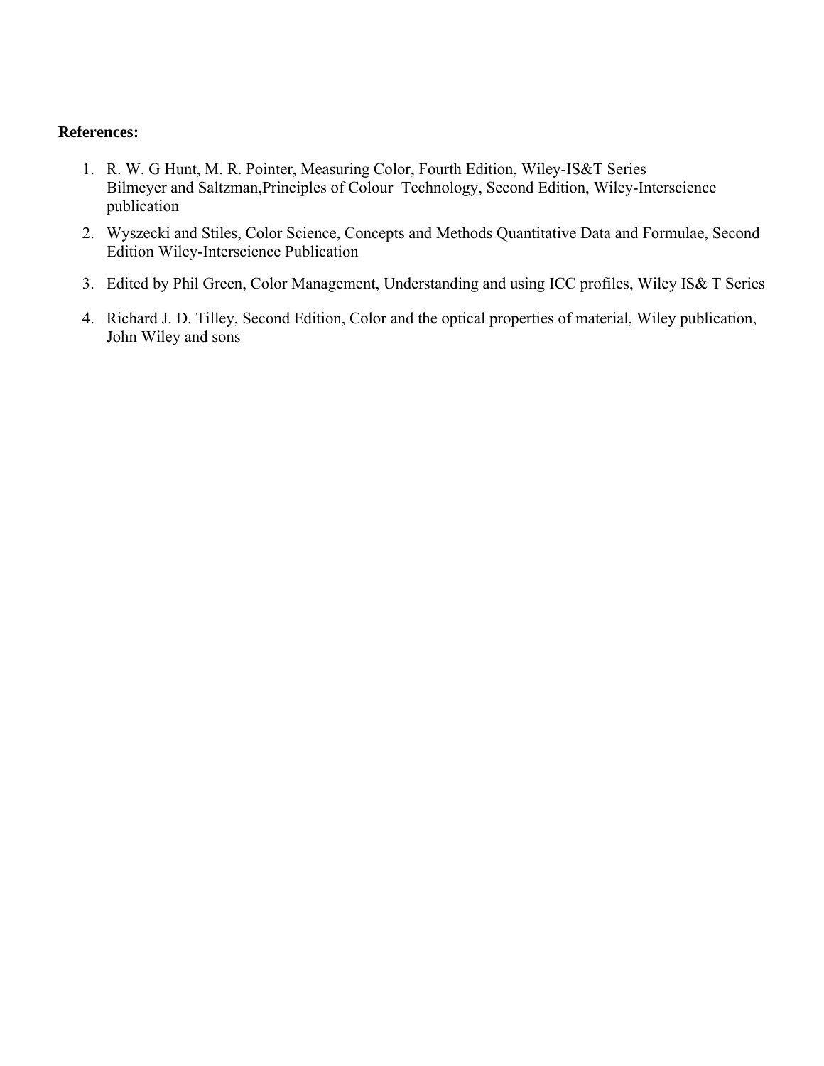**References:**

1. R. W. G Hunt, M. R. Pointer, Measuring Color, Fourth Edition, Wiley-IS&T Series
   Bilmeyer and Saltzman,Principles of Colour Technology, Second Edition, Wiley-Interscience publication
2. Wyszecki and Stiles, Color Science, Concepts and Methods Quantitative Data and Formulae, Second Edition Wiley-Interscience Publication
3. Edited by Phil Green, Color Management, Understanding and using ICC profiles, Wiley IS& T Series
4. Richard J. D. Tilley, Second Edition, Color and the optical properties of material, Wiley publication, John Wiley and sons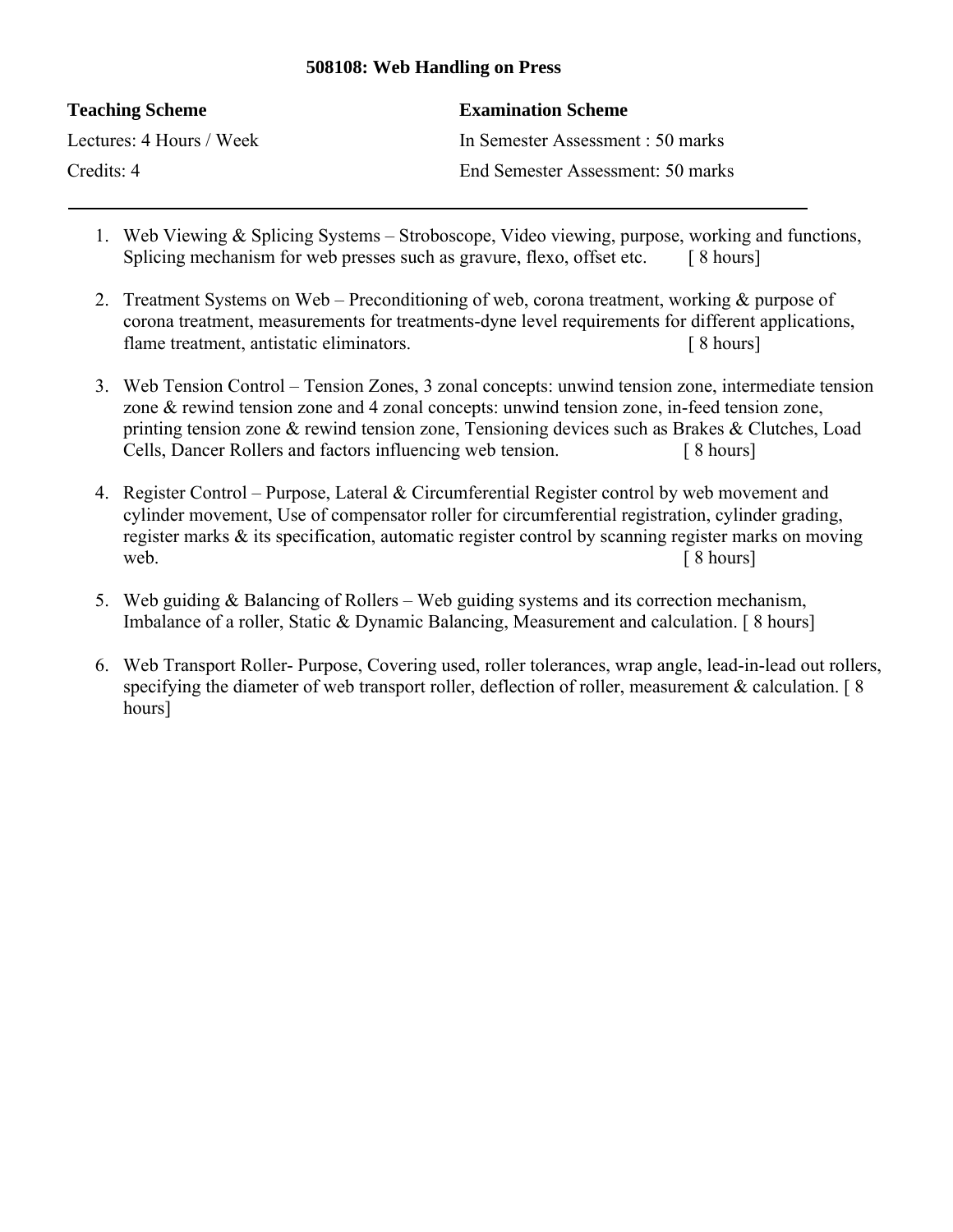# 508108: Web Handling on Press

| **Teaching Scheme** | **Examination Scheme** |
|---|---|
| Lectures: 4 Hours / Week | In Semester Assessment : 50 marks |
| Credits: 4 | End Semester Assessment: 50 marks |

---

1. Web Viewing & Splicing Systems – Stroboscope, Video viewing, purpose, working and functions, Splicing mechanism for web presses such as gravure, flexo, offset etc. [ 8 hours]

2. Treatment Systems on Web – Preconditioning of web, corona treatment, working & purpose of corona treatment, measurements for treatments-dyne level requirements for different applications, flame treatment, antistatic eliminators. [ 8 hours]

3. Web Tension Control – Tension Zones, 3 zonal concepts: unwind tension zone, intermediate tension zone & rewind tension zone and 4 zonal concepts: unwind tension zone, in-feed tension zone, printing tension zone & rewind tension zone, Tensioning devices such as Brakes & Clutches, Load Cells, Dancer Rollers and factors influencing web tension. [ 8 hours]

4. Register Control – Purpose, Lateral & Circumferential Register control by web movement and cylinder movement, Use of compensator roller for circumferential registration, cylinder grading, register marks & its specification, automatic register control by scanning register marks on moving web. [ 8 hours]

5. Web guiding & Balancing of Rollers – Web guiding systems and its correction mechanism, Imbalance of a roller, Static & Dynamic Balancing, Measurement and calculation. [ 8 hours]

6. Web Transport Roller- Purpose, Covering used, roller tolerances, wrap angle, lead-in-lead out rollers, specifying the diameter of web transport roller, deflection of roller, measurement & calculation. [ 8 hours]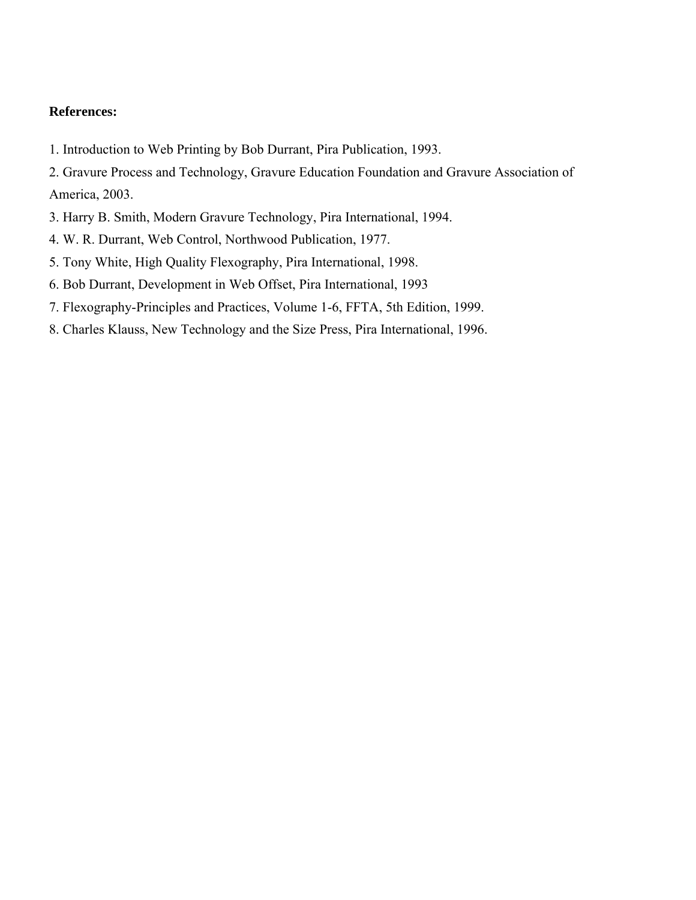**References:**

1. Introduction to Web Printing by Bob Durrant, Pira Publication, 1993.
2. Gravure Process and Technology, Gravure Education Foundation and Gravure Association of America, 2003.
3. Harry B. Smith, Modern Gravure Technology, Pira International, 1994.
4. W. R. Durrant, Web Control, Northwood Publication, 1977.
5. Tony White, High Quality Flexography, Pira International, 1998.
6. Bob Durrant, Development in Web Offset, Pira International, 1993
7. Flexography-Principles and Practices, Volume 1-6, FFTA, 5th Edition, 1999.
8. Charles Klauss, New Technology and the Size Press, Pira International, 1996.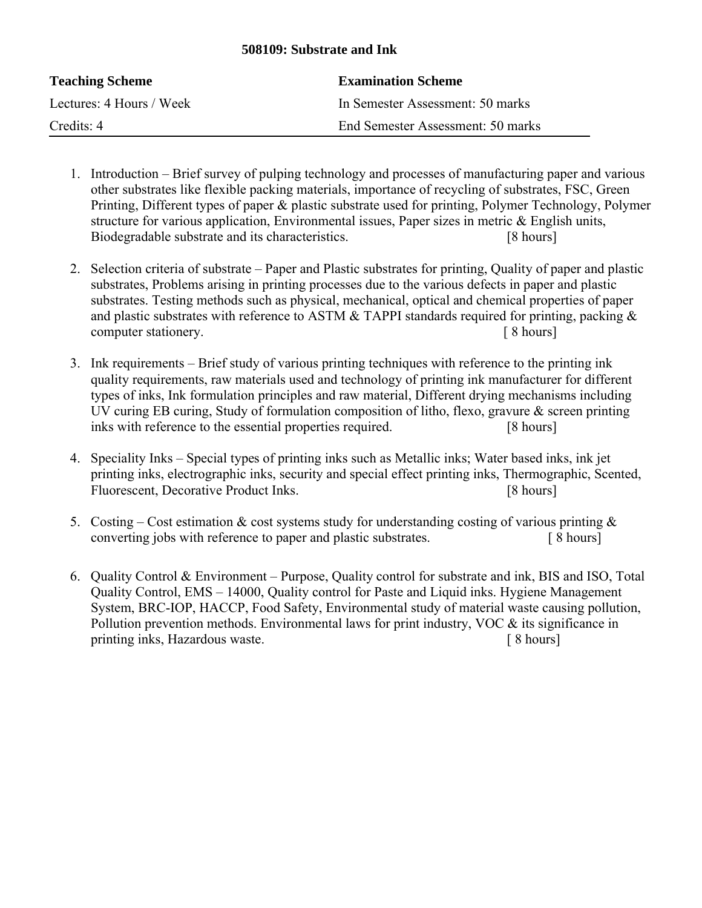**508109: Substrate and Ink**

| **Teaching Scheme** | **Examination Scheme** |
|---|---|
| Lectures: 4 Hours / Week | In Semester Assessment: 50 marks |
| Credits: 4 | End Semester Assessment: 50 marks |

1. Introduction – Brief survey of pulping technology and processes of manufacturing paper and various other substrates like flexible packing materials, importance of recycling of substrates, FSC, Green Printing, Different types of paper & plastic substrate used for printing, Polymer Technology, Polymer structure for various application, Environmental issues, Paper sizes in metric & English units, Biodegradable substrate and its characteristics. [8 hours]

2. Selection criteria of substrate – Paper and Plastic substrates for printing, Quality of paper and plastic substrates, Problems arising in printing processes due to the various defects in paper and plastic substrates. Testing methods such as physical, mechanical, optical and chemical properties of paper and plastic substrates with reference to ASTM & TAPPI standards required for printing, packing & computer stationery. [ 8 hours]

3. Ink requirements – Brief study of various printing techniques with reference to the printing ink quality requirements, raw materials used and technology of printing ink manufacturer for different types of inks, Ink formulation principles and raw material, Different drying mechanisms including UV curing EB curing, Study of formulation composition of litho, flexo, gravure & screen printing inks with reference to the essential properties required. [8 hours]

4. Speciality Inks – Special types of printing inks such as Metallic inks; Water based inks, ink jet printing inks, electrographic inks, security and special effect printing inks, Thermographic, Scented, Fluorescent, Decorative Product Inks. [8 hours]

5. Costing – Cost estimation & cost systems study for understanding costing of various printing & converting jobs with reference to paper and plastic substrates. [ 8 hours]

6. Quality Control & Environment – Purpose, Quality control for substrate and ink, BIS and ISO, Total Quality Control, EMS – 14000, Quality control for Paste and Liquid inks. Hygiene Management System, BRC-IOP, HACCP, Food Safety, Environmental study of material waste causing pollution, Pollution prevention methods. Environmental laws for print industry, VOC & its significance in printing inks, Hazardous waste. [ 8 hours]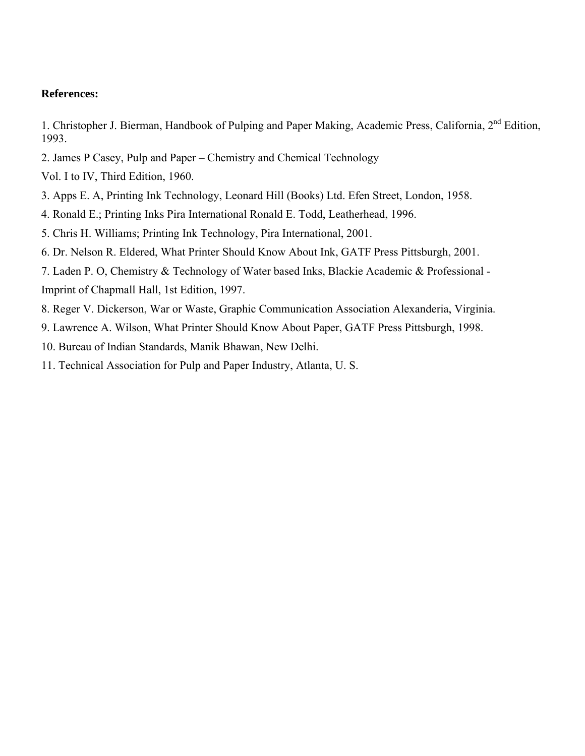**References:**

1. Christopher J. Bierman, Handbook of Pulping and Paper Making, Academic Press, California, 2nd Edition, 1993.

2. James P Casey, Pulp and Paper – Chemistry and Chemical Technology
Vol. I to IV, Third Edition, 1960.

3. Apps E. A, Printing Ink Technology, Leonard Hill (Books) Ltd. Efen Street, London, 1958.

4. Ronald E.; Printing Inks Pira International Ronald E. Todd, Leatherhead, 1996.

5. Chris H. Williams; Printing Ink Technology, Pira International, 2001.

6. Dr. Nelson R. Eldered, What Printer Should Know About Ink, GATF Press Pittsburgh, 2001.

7. Laden P. O, Chemistry & Technology of Water based Inks, Blackie Academic & Professional - Imprint of Chapmall Hall, 1st Edition, 1997.

8. Reger V. Dickerson, War or Waste, Graphic Communication Association Alexanderia, Virginia.

9. Lawrence A. Wilson, What Printer Should Know About Paper, GATF Press Pittsburgh, 1998.

10. Bureau of Indian Standards, Manik Bhawan, New Delhi.

11. Technical Association for Pulp and Paper Industry, Atlanta, U. S.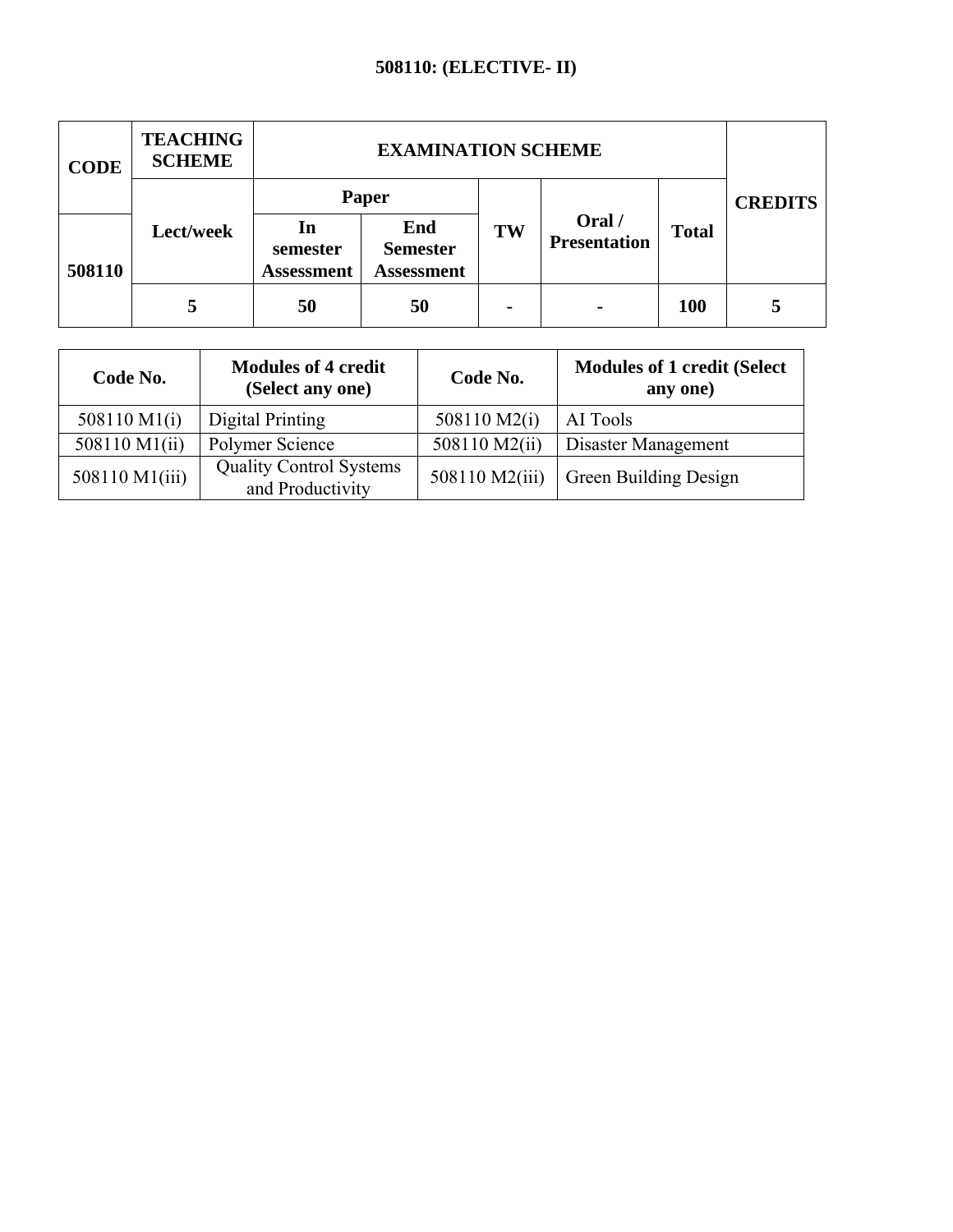### 508110: (ELECTIVE- II)

| CODE | TEACHING SCHEME | EXAMINATION SCHEME | | | | | CREDITS |
|---|---|---|---|---|---|---|---|
| | | Paper | | | | | |
| | Lect/week | In semester Assessment | End Semester Assessment | TW | Oral / Presentation | Total | |
| 508110 | 5 | 50 | 50 | - | - | 100 | 5 |

| Code No. | Modules of 4 credit (Select any one) | Code No. | Modules of 1 credit (Select any one) |
|---|---|---|---|
| 508110 M1(i) | Digital Printing | 508110 M2(i) | AI Tools |
| 508110 M1(ii) | Polymer Science | 508110 M2(ii) | Disaster Management |
| 508110 M1(iii) | Quality Control Systems and Productivity | 508110 M2(iii) | Green Building Design |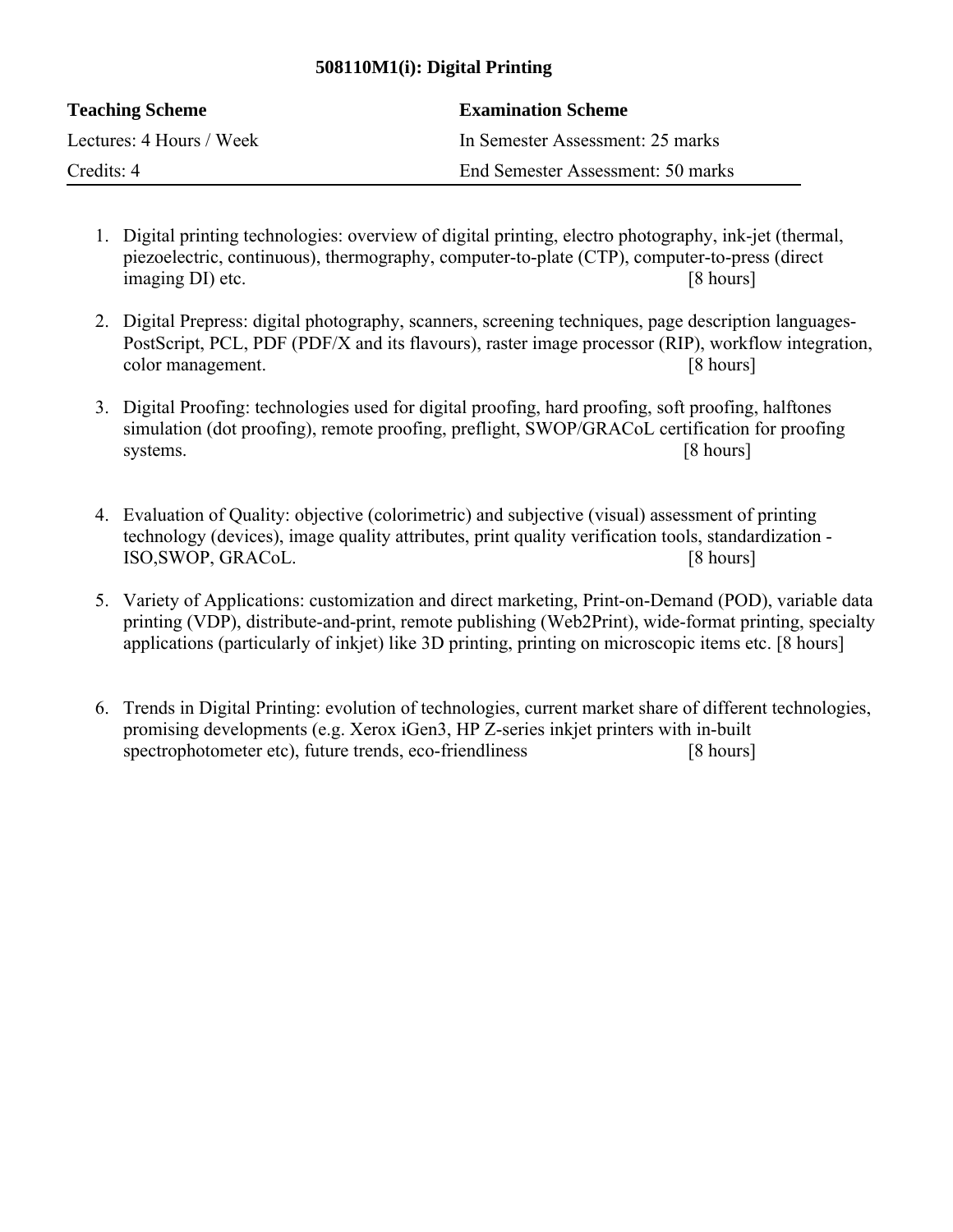### 508110M1(i): Digital Printing

| Teaching Scheme | Examination Scheme |
| --- | --- |
| Lectures: 4 Hours / Week | In Semester Assessment: 25 marks |
| Credits: 4 | End Semester Assessment: 50 marks |

1. Digital printing technologies: overview of digital printing, electro photography, ink-jet (thermal, piezoelectric, continuous), thermography, computer-to-plate (CTP), computer-to-press (direct imaging DI) etc. [8 hours]

2. Digital Prepress: digital photography, scanners, screening techniques, page description languages- PostScript, PCL, PDF (PDF/X and its flavours), raster image processor (RIP), workflow integration, color management. [8 hours]

3. Digital Proofing: technologies used for digital proofing, hard proofing, soft proofing, halftones simulation (dot proofing), remote proofing, preflight, SWOP/GRACoL certification for proofing systems. [8 hours]

4. Evaluation of Quality: objective (colorimetric) and subjective (visual) assessment of printing technology (devices), image quality attributes, print quality verification tools, standardization - ISO,SWOP, GRACoL. [8 hours]

5. Variety of Applications: customization and direct marketing, Print-on-Demand (POD), variable data printing (VDP), distribute-and-print, remote publishing (Web2Print), wide-format printing, specialty applications (particularly of inkjet) like 3D printing, printing on microscopic items etc. [8 hours]

6. Trends in Digital Printing: evolution of technologies, current market share of different technologies, promising developments (e.g. Xerox iGen3, HP Z-series inkjet printers with in-built spectrophotometer etc), future trends, eco-friendliness [8 hours]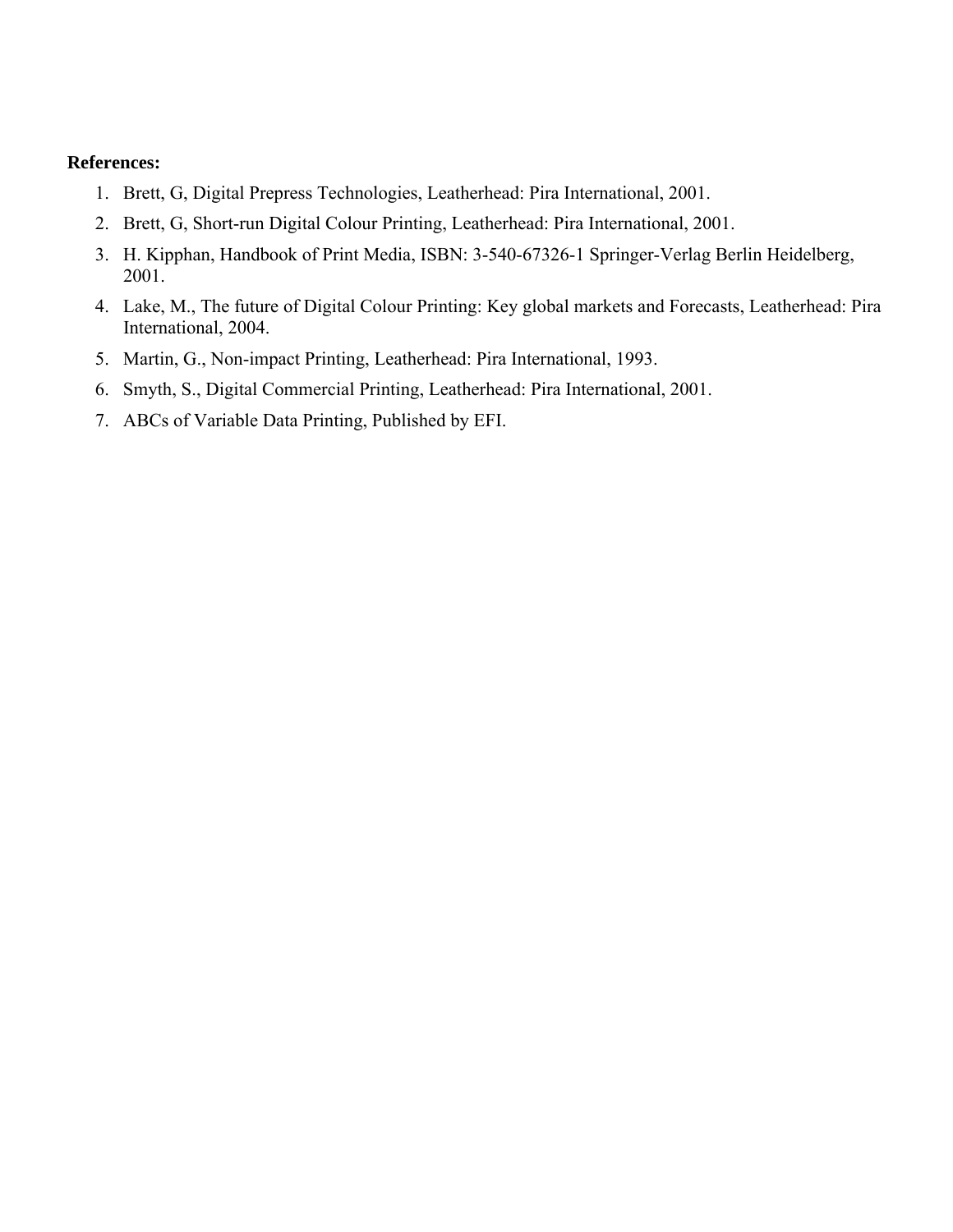**References:**

1. Brett, G, Digital Prepress Technologies, Leatherhead: Pira International, 2001.
2. Brett, G, Short-run Digital Colour Printing, Leatherhead: Pira International, 2001.
3. H. Kipphan, Handbook of Print Media, ISBN: 3-540-67326-1 Springer-Verlag Berlin Heidelberg, 2001.
4. Lake, M., The future of Digital Colour Printing: Key global markets and Forecasts, Leatherhead: Pira International, 2004.
5. Martin, G., Non-impact Printing, Leatherhead: Pira International, 1993.
6. Smyth, S., Digital Commercial Printing, Leatherhead: Pira International, 2001.
7. ABCs of Variable Data Printing, Published by EFI.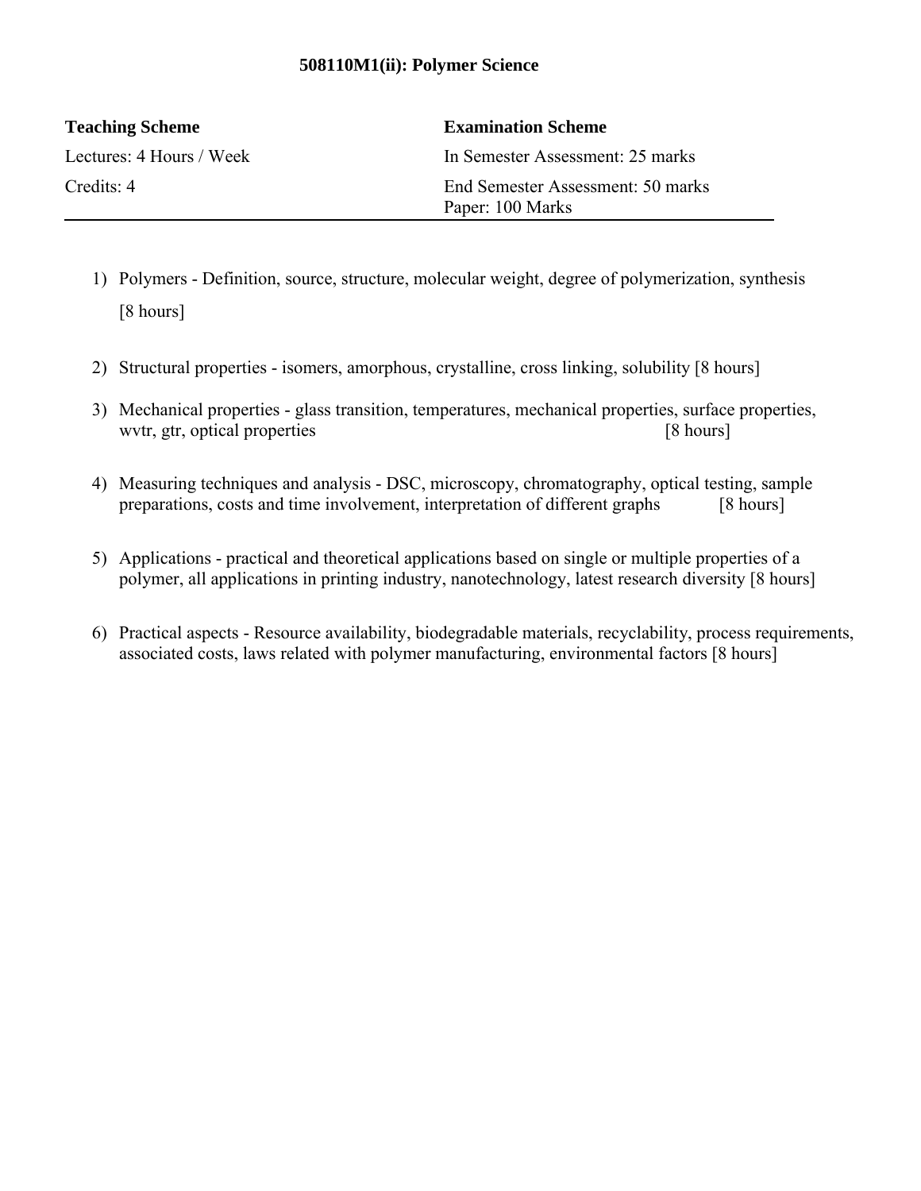# 508110M1(ii): Polymer Science

| Teaching Scheme | Examination Scheme |
| --- | --- |
| Lectures: 4 Hours / Week | In Semester Assessment: 25 marks |
| Credits: 4 | End Semester Assessment: 50 marks<br>Paper: 100 Marks |

1) Polymers - Definition, source, structure, molecular weight, degree of polymerization, synthesis [8 hours]

2) Structural properties - isomers, amorphous, crystalline, cross linking, solubility [8 hours]

3) Mechanical properties - glass transition, temperatures, mechanical properties, surface properties, wvtr, gtr, optical properties [8 hours]

4) Measuring techniques and analysis - DSC, microscopy, chromatography, optical testing, sample preparations, costs and time involvement, interpretation of different graphs [8 hours]

5) Applications - practical and theoretical applications based on single or multiple properties of a polymer, all applications in printing industry, nanotechnology, latest research diversity [8 hours]

6) Practical aspects - Resource availability, biodegradable materials, recyclability, process requirements, associated costs, laws related with polymer manufacturing, environmental factors [8 hours]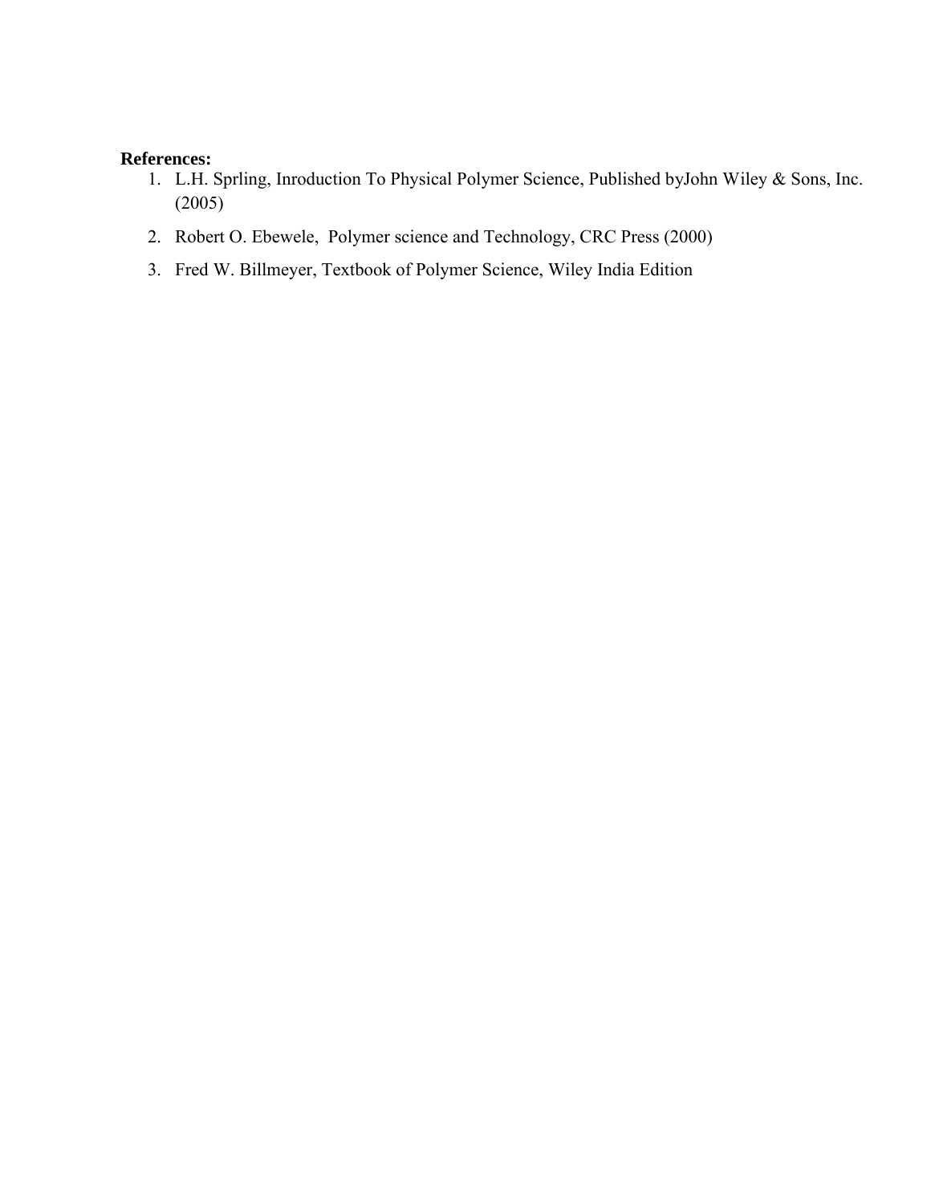**References:**

1. L.H. Sprling, Inroduction To Physical Polymer Science, Published byJohn Wiley & Sons, Inc. (2005)
2. Robert O. Ebewele, Polymer science and Technology, CRC Press (2000)
3. Fred W. Billmeyer, Textbook of Polymer Science, Wiley India Edition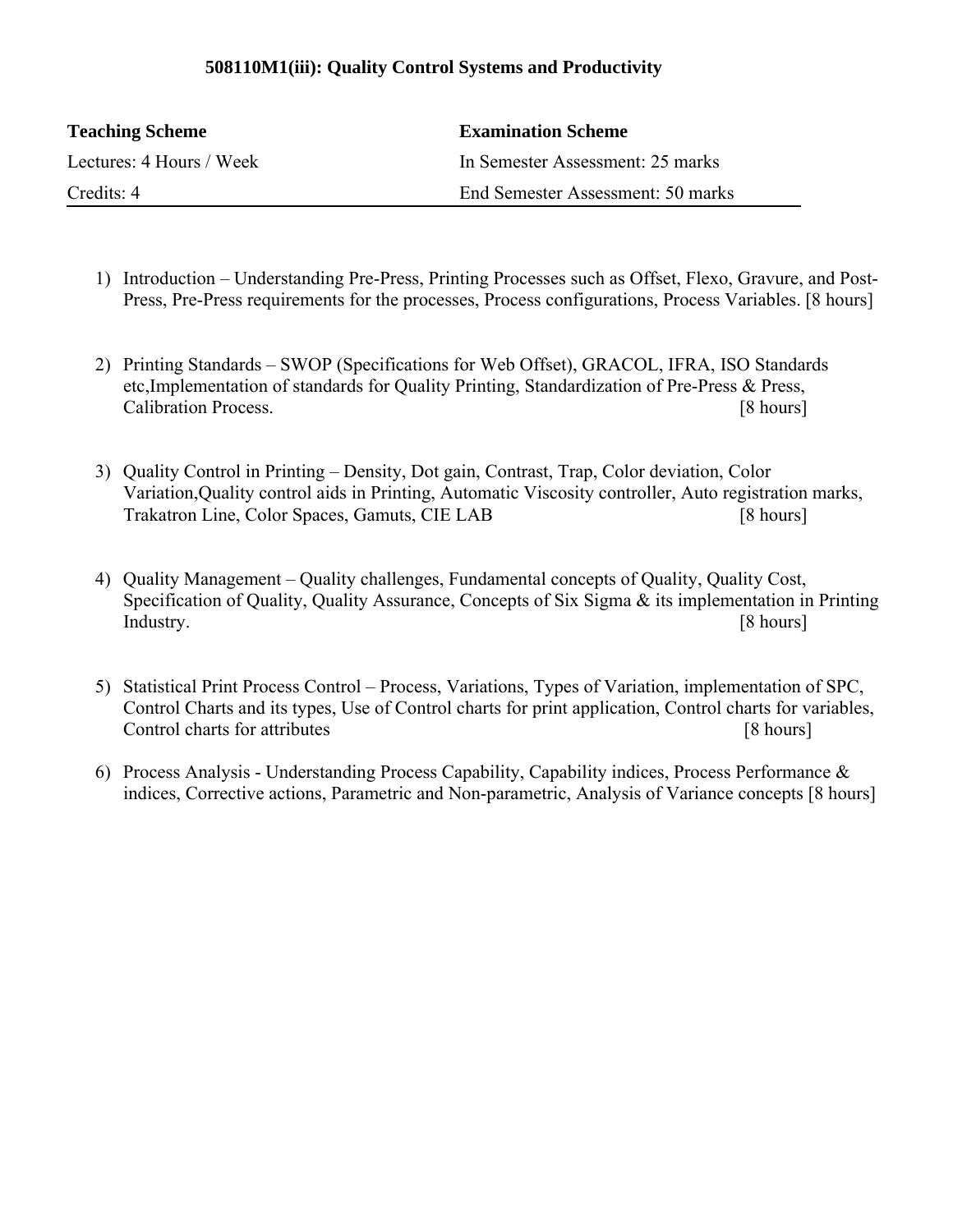## 508110M1(iii): Quality Control Systems and Productivity

| Teaching Scheme | Examination Scheme |
|---|---|
| Lectures: 4 Hours / Week | In Semester Assessment: 25 marks |
| Credits: 4 | End Semester Assessment: 50 marks |

1) Introduction – Understanding Pre-Press, Printing Processes such as Offset, Flexo, Gravure, and Post-Press, Pre-Press requirements for the processes, Process configurations, Process Variables. [8 hours]

2) Printing Standards – SWOP (Specifications for Web Offset), GRACOL, IFRA, ISO Standards etc,Implementation of standards for Quality Printing, Standardization of Pre-Press & Press, Calibration Process. [8 hours]

3) Quality Control in Printing – Density, Dot gain, Contrast, Trap, Color deviation, Color Variation,Quality control aids in Printing, Automatic Viscosity controller, Auto registration marks, Trakatron Line, Color Spaces, Gamuts, CIE LAB [8 hours]

4) Quality Management – Quality challenges, Fundamental concepts of Quality, Quality Cost, Specification of Quality, Quality Assurance, Concepts of Six Sigma & its implementation in Printing Industry. [8 hours]

5) Statistical Print Process Control – Process, Variations, Types of Variation, implementation of SPC, Control Charts and its types, Use of Control charts for print application, Control charts for variables, Control charts for attributes [8 hours]

6) Process Analysis - Understanding Process Capability, Capability indices, Process Performance & indices, Corrective actions, Parametric and Non-parametric, Analysis of Variance concepts [8 hours]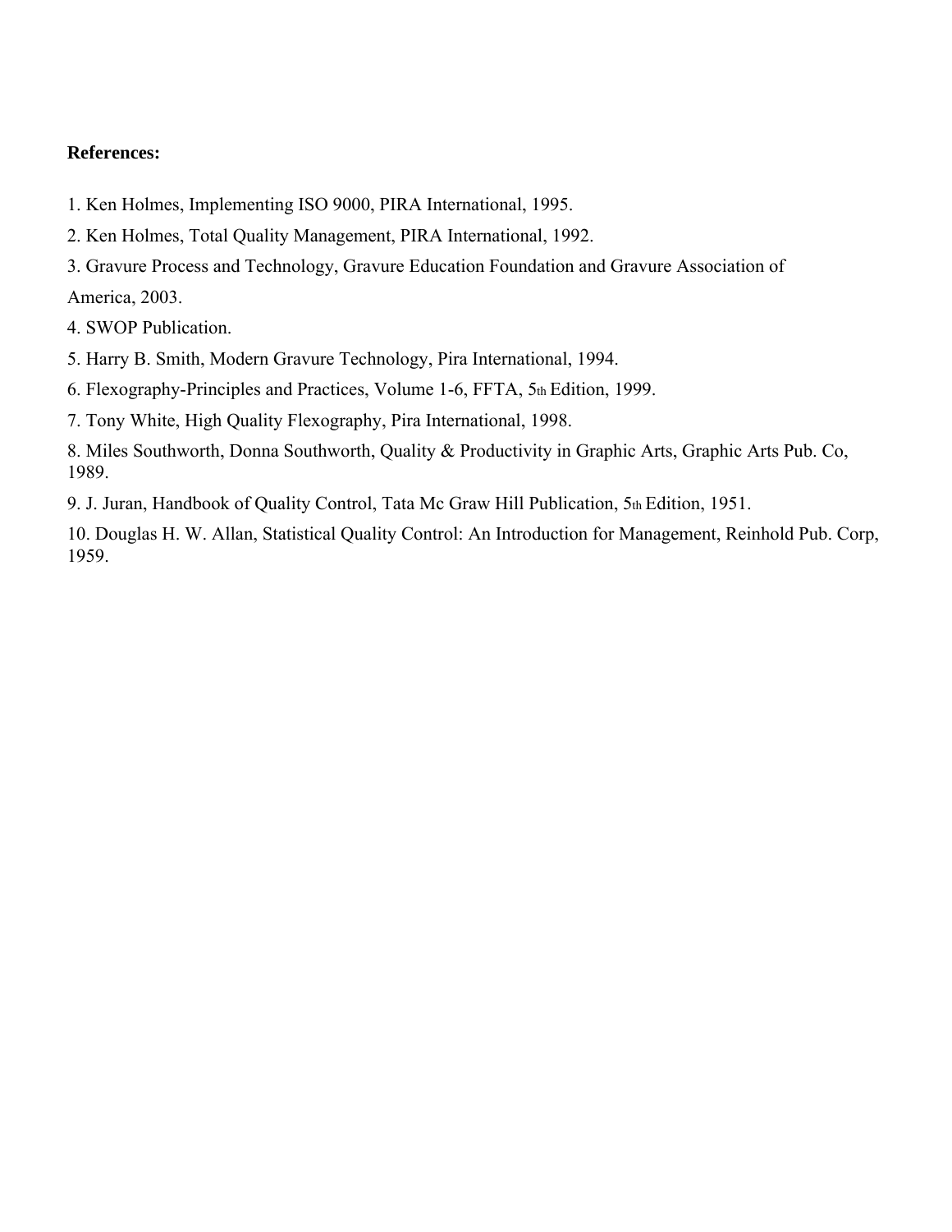**References:**

1. Ken Holmes, Implementing ISO 9000, PIRA International, 1995.
2. Ken Holmes, Total Quality Management, PIRA International, 1992.
3. Gravure Process and Technology, Gravure Education Foundation and Gravure Association of America, 2003.
4. SWOP Publication.
5. Harry B. Smith, Modern Gravure Technology, Pira International, 1994.
6. Flexography-Principles and Practices, Volume 1-6, FFTA, 5th Edition, 1999.
7. Tony White, High Quality Flexography, Pira International, 1998.
8. Miles Southworth, Donna Southworth, Quality & Productivity in Graphic Arts, Graphic Arts Pub. Co, 1989.
9. J. Juran, Handbook of Quality Control, Tata Mc Graw Hill Publication, 5th Edition, 1951.
10. Douglas H. W. Allan, Statistical Quality Control: An Introduction for Management, Reinhold Pub. Corp, 1959.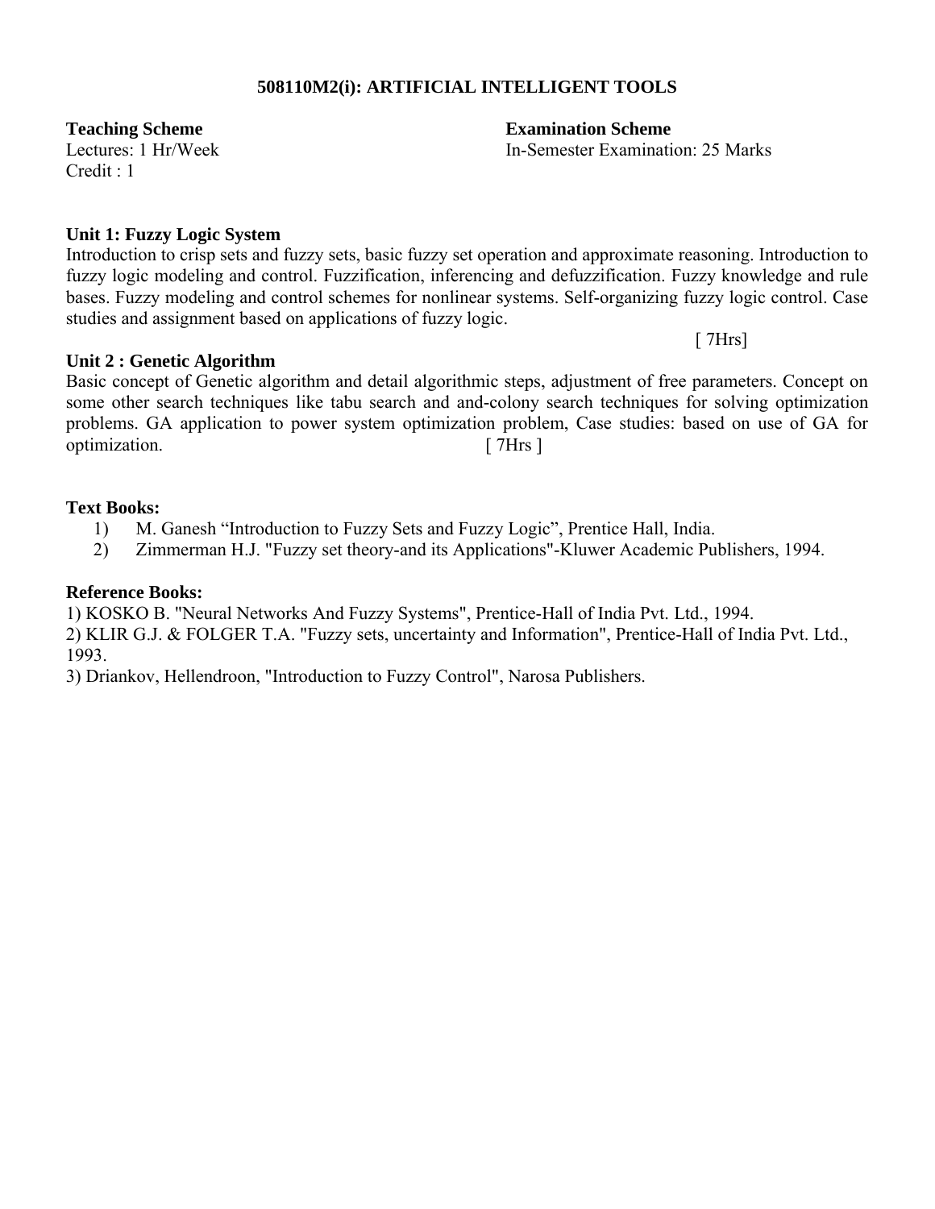## 508110M2(i): ARTIFICIAL INTELLIGENT TOOLS

**Teaching Scheme**
Lectures: 1 Hr/Week
Credit : 1

**Examination Scheme**
In-Semester Examination: 25 Marks

**Unit 1: Fuzzy Logic System**

Introduction to crisp sets and fuzzy sets, basic fuzzy set operation and approximate reasoning. Introduction to fuzzy logic modeling and control. Fuzzification, inferencing and defuzzification. Fuzzy knowledge and rule bases. Fuzzy modeling and control schemes for nonlinear systems. Self-organizing fuzzy logic control. Case studies and assignment based on applications of fuzzy logic.

[ 7Hrs]

**Unit 2 : Genetic Algorithm**

Basic concept of Genetic algorithm and detail algorithmic steps, adjustment of free parameters. Concept on some other search techniques like tabu search and and-colony search techniques for solving optimization problems. GA application to power system optimization problem, Case studies: based on use of GA for optimization. [ 7Hrs ]

**Text Books:**

1) M. Ganesh "Introduction to Fuzzy Sets and Fuzzy Logic", Prentice Hall, India.
2) Zimmerman H.J. "Fuzzy set theory-and its Applications"-Kluwer Academic Publishers, 1994.

**Reference Books:**

1) KOSKO B. "Neural Networks And Fuzzy Systems", Prentice-Hall of India Pvt. Ltd., 1994.
2) KLIR G.J. & FOLGER T.A. "Fuzzy sets, uncertainty and Information", Prentice-Hall of India Pvt. Ltd., 1993.
3) Driankov, Hellendroon, "Introduction to Fuzzy Control", Narosa Publishers.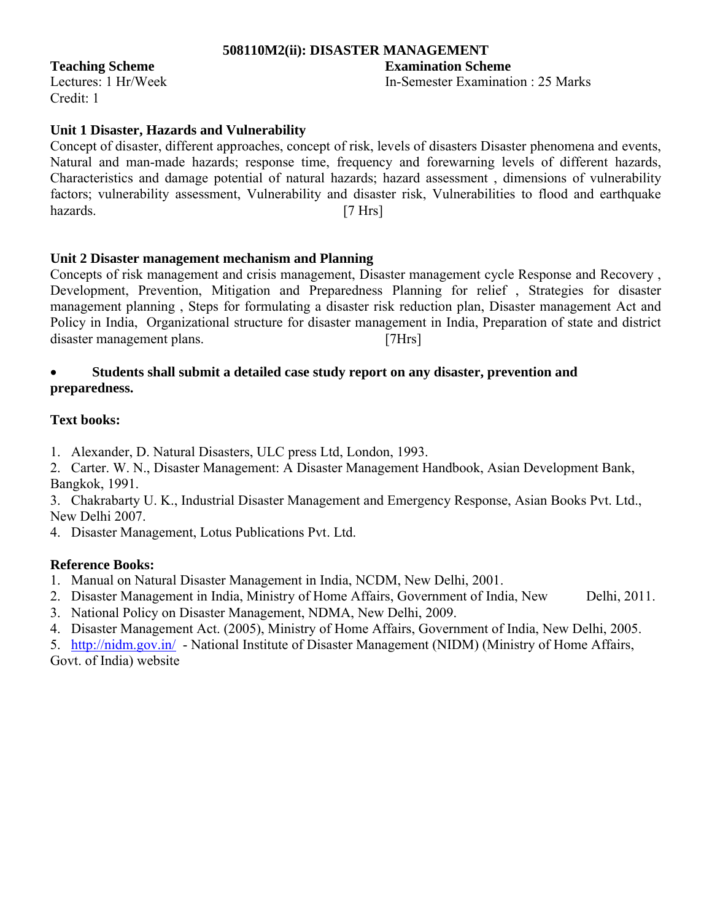## 508110M2(ii): DISASTER MANAGEMENT

**Teaching Scheme**
Lectures: 1 Hr/Week
Credit: 1

**Examination Scheme**
In-Semester Examination : 25 Marks

### Unit 1 Disaster, Hazards and Vulnerability

Concept of disaster, different approaches, concept of risk, levels of disasters Disaster phenomena and events, Natural and man-made hazards; response time, frequency and forewarning levels of different hazards, Characteristics and damage potential of natural hazards; hazard assessment , dimensions of vulnerability factors; vulnerability assessment, Vulnerability and disaster risk, Vulnerabilities to flood and earthquake hazards. [7 Hrs]

### Unit 2 Disaster management mechanism and Planning

Concepts of risk management and crisis management, Disaster management cycle Response and Recovery , Development, Prevention, Mitigation and Preparedness Planning for relief , Strategies for disaster management planning , Steps for formulating a disaster risk reduction plan, Disaster management Act and Policy in India, Organizational structure for disaster management in India, Preparation of state and district disaster management plans. [7Hrs]

- **Students shall submit a detailed case study report on any disaster, prevention and preparedness.**

**Text books:**

1. Alexander, D. Natural Disasters, ULC press Ltd, London, 1993.
2. Carter. W. N., Disaster Management: A Disaster Management Handbook, Asian Development Bank, Bangkok, 1991.
3. Chakrabarty U. K., Industrial Disaster Management and Emergency Response, Asian Books Pvt. Ltd., New Delhi 2007.
4. Disaster Management, Lotus Publications Pvt. Ltd.

**Reference Books:**

1. Manual on Natural Disaster Management in India, NCDM, New Delhi, 2001.
2. Disaster Management in India, Ministry of Home Affairs, Government of India, New Delhi, 2011.
3. National Policy on Disaster Management, NDMA, New Delhi, 2009.
4. Disaster Management Act. (2005), Ministry of Home Affairs, Government of India, New Delhi, 2005.
5. http://nidm.gov.in/ - National Institute of Disaster Management (NIDM) (Ministry of Home Affairs, Govt. of India) website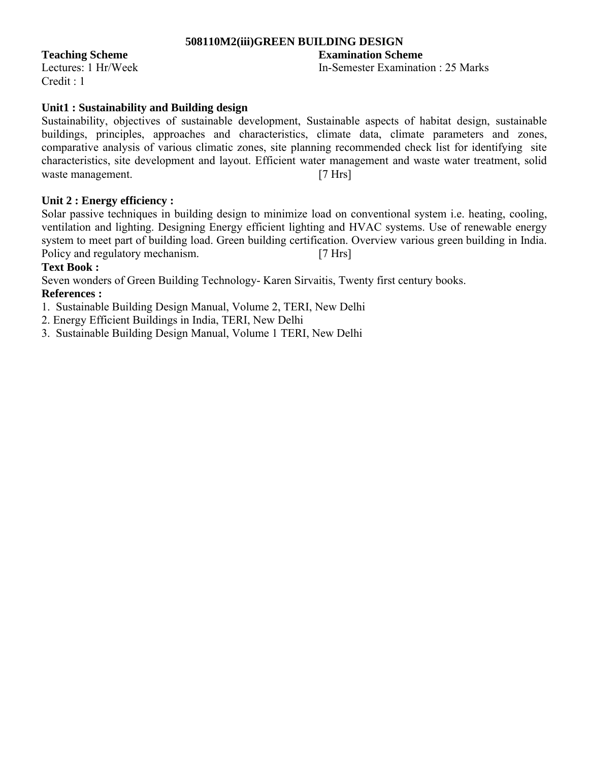## 508110M2(iii)GREEN BUILDING DESIGN

**Teaching Scheme**
Lectures: 1 Hr/Week
Credit : 1

**Examination Scheme**
In-Semester Examination : 25 Marks

**Unit1 : Sustainability and Building design**

Sustainability, objectives of sustainable development, Sustainable aspects of habitat design, sustainable buildings, principles, approaches and characteristics, climate data, climate parameters and zones, comparative analysis of various climatic zones, site planning recommended check list for identifying site characteristics, site development and layout. Efficient water management and waste water treatment, solid waste management. [7 Hrs]

**Unit 2 : Energy efficiency :**

Solar passive techniques in building design to minimize load on conventional system i.e. heating, cooling, ventilation and lighting. Designing Energy efficient lighting and HVAC systems. Use of renewable energy system to meet part of building load. Green building certification. Overview various green building in India. Policy and regulatory mechanism. [7 Hrs]

**Text Book :**

Seven wonders of Green Building Technology- Karen Sirvaitis, Twenty first century books.

**References :**

1. Sustainable Building Design Manual, Volume 2, TERI, New Delhi
2. Energy Efficient Buildings in India, TERI, New Delhi
3. Sustainable Building Design Manual, Volume 1 TERI, New Delhi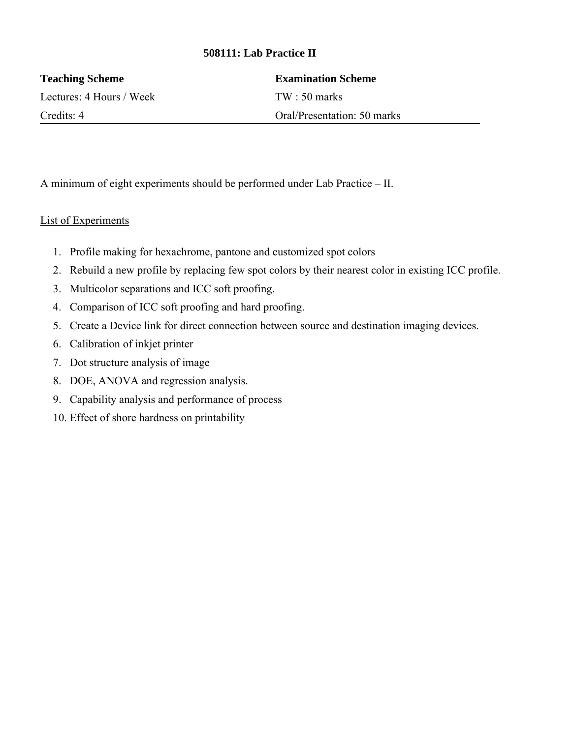## 508111: Lab Practice II

| **Teaching Scheme** | **Examination Scheme** |
|---|---|
| Lectures: 4 Hours / Week | TW : 50 marks |
| Credits: 4 | Oral/Presentation: 50 marks |

A minimum of eight experiments should be performed under Lab Practice – II.

List of Experiments

1. Profile making for hexachrome, pantone and customized spot colors
2. Rebuild a new profile by replacing few spot colors by their nearest color in existing ICC profile.
3. Multicolor separations and ICC soft proofing.
4. Comparison of ICC soft proofing and hard proofing.
5. Create a Device link for direct connection between source and destination imaging devices.
6. Calibration of inkjet printer
7. Dot structure analysis of image
8. DOE, ANOVA and regression analysis.
9. Capability analysis and performance of process
10. Effect of shore hardness on printability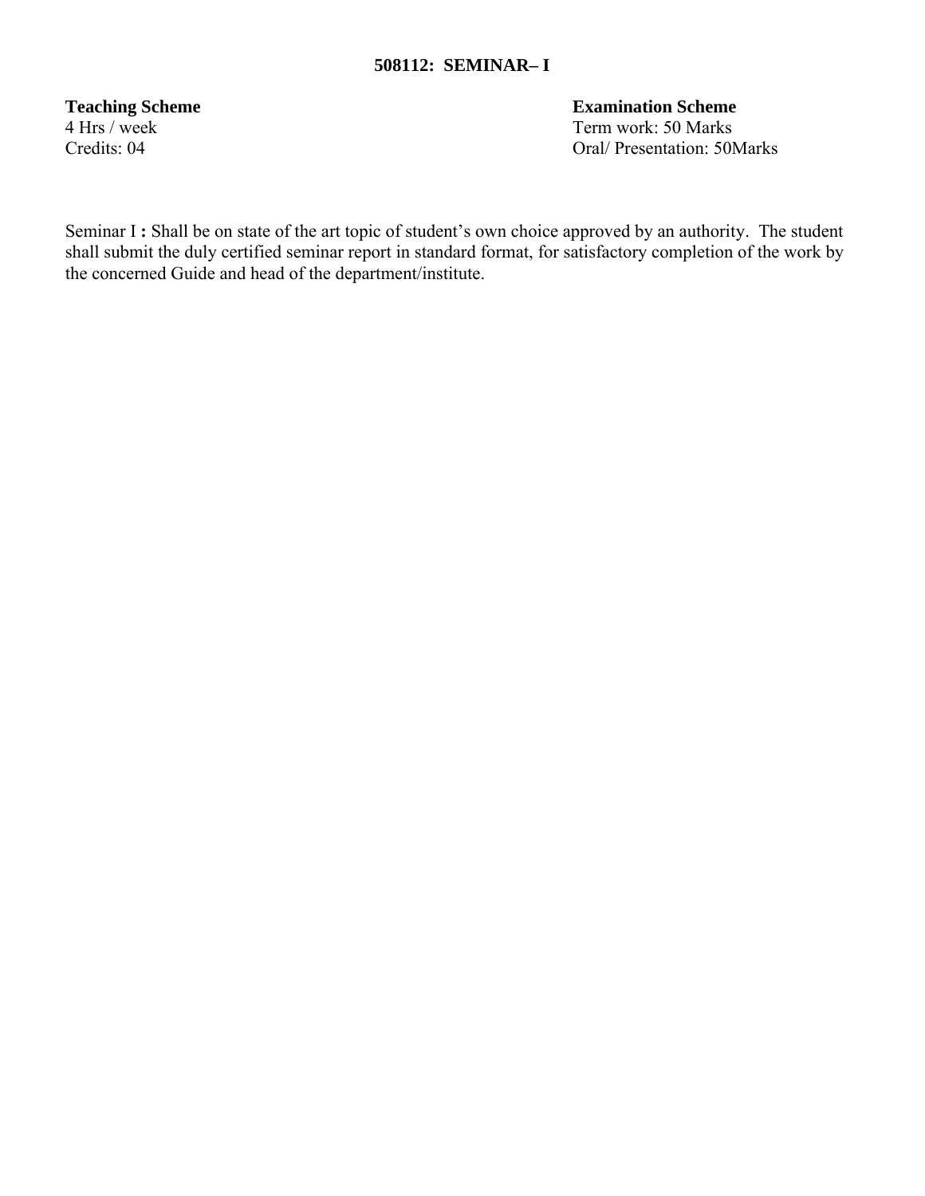## 508112: SEMINAR– I

| **Teaching Scheme** | **Examination Scheme** |
| --- | --- |
| 4 Hrs / week | Term work: 50 Marks |
| Credits: 04 | Oral/ Presentation: 50Marks |

Seminar I **:** Shall be on state of the art topic of student's own choice approved by an authority. The student shall submit the duly certified seminar report in standard format, for satisfactory completion of the work by the concerned Guide and head of the department/institute.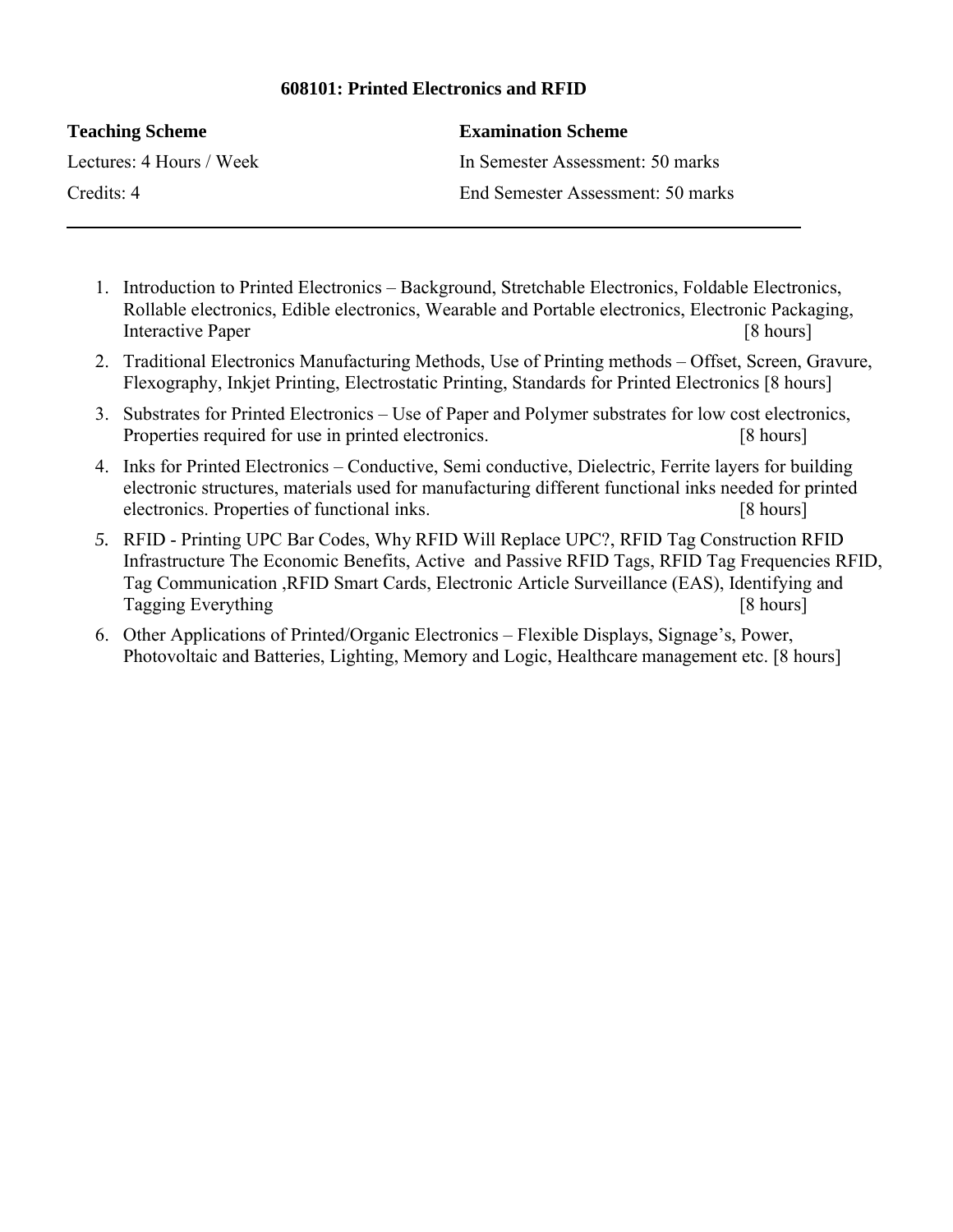# 608101: Printed Electronics and RFID

| **Teaching Scheme** | **Examination Scheme** |
|---|---|
| Lectures: 4 Hours / Week | In Semester Assessment: 50 marks |
| Credits: 4 | End Semester Assessment: 50 marks |

---

1. Introduction to Printed Electronics – Background, Stretchable Electronics, Foldable Electronics, Rollable electronics, Edible electronics, Wearable and Portable electronics, Electronic Packaging, Interactive Paper [8 hours]
2. Traditional Electronics Manufacturing Methods, Use of Printing methods – Offset, Screen, Gravure, Flexography, Inkjet Printing, Electrostatic Printing, Standards for Printed Electronics [8 hours]
3. Substrates for Printed Electronics – Use of Paper and Polymer substrates for low cost electronics, Properties required for use in printed electronics. [8 hours]
4. Inks for Printed Electronics – Conductive, Semi conductive, Dielectric, Ferrite layers for building electronic structures, materials used for manufacturing different functional inks needed for printed electronics. Properties of functional inks. [8 hours]
5. RFID - Printing UPC Bar Codes, Why RFID Will Replace UPC?, RFID Tag Construction RFID Infrastructure The Economic Benefits, Active and Passive RFID Tags, RFID Tag Frequencies RFID, Tag Communication ,RFID Smart Cards, Electronic Article Surveillance (EAS), Identifying and Tagging Everything [8 hours]
6. Other Applications of Printed/Organic Electronics – Flexible Displays, Signage's, Power, Photovoltaic and Batteries, Lighting, Memory and Logic, Healthcare management etc. [8 hours]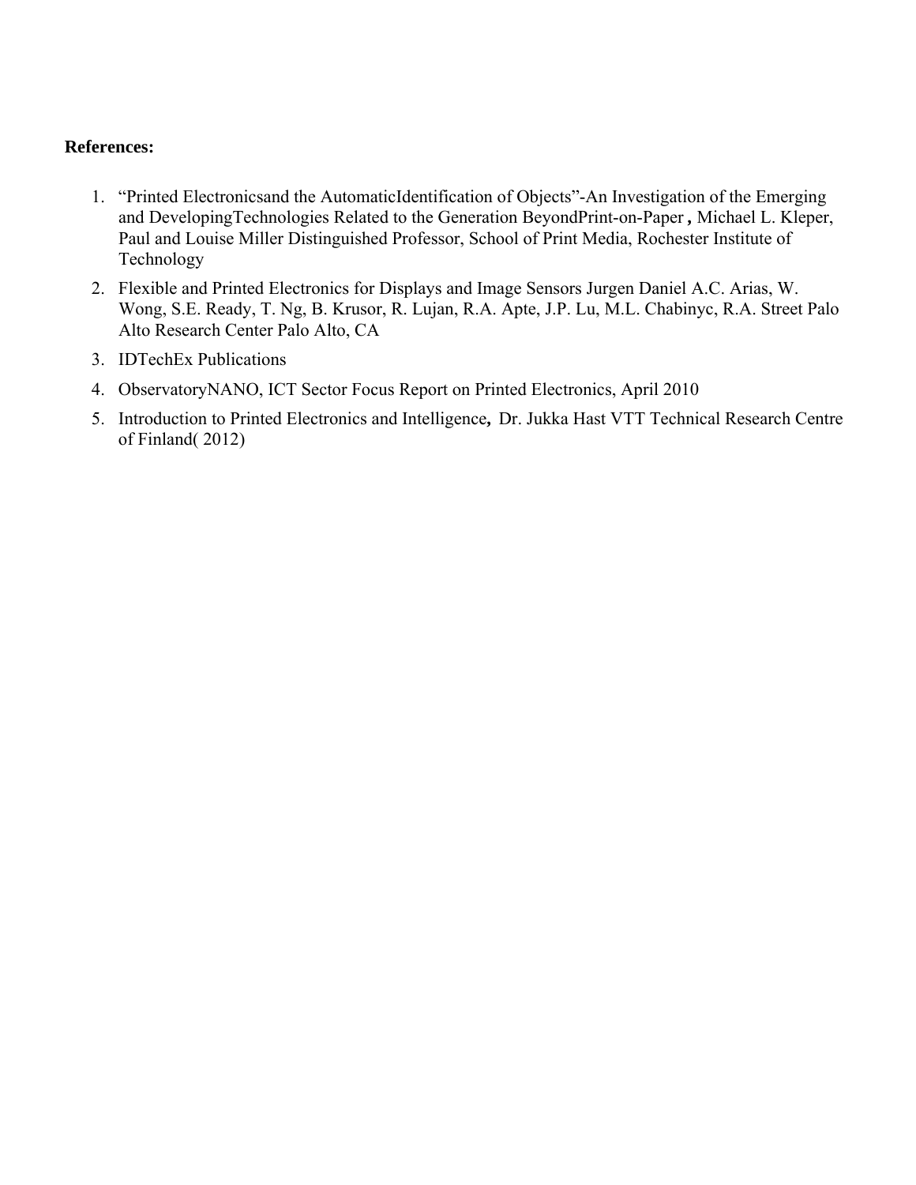**References:**

1. "Printed Electronicsand the AutomaticIdentification of Objects"-An Investigation of the Emerging and DevelopingTechnologies Related to the Generation BeyondPrint-on-Paper **,** Michael L. Kleper, Paul and Louise Miller Distinguished Professor, School of Print Media, Rochester Institute of Technology
2. Flexible and Printed Electronics for Displays and Image Sensors Jurgen Daniel A.C. Arias, W. Wong, S.E. Ready, T. Ng, B. Krusor, R. Lujan, R.A. Apte, J.P. Lu, M.L. Chabinyc, R.A. Street Palo Alto Research Center Palo Alto, CA
3. IDTechEx Publications
4. ObservatoryNANO, ICT Sector Focus Report on Printed Electronics, April 2010
5. Introduction to Printed Electronics and Intelligence**,** Dr. Jukka Hast VTT Technical Research Centre of Finland( 2012)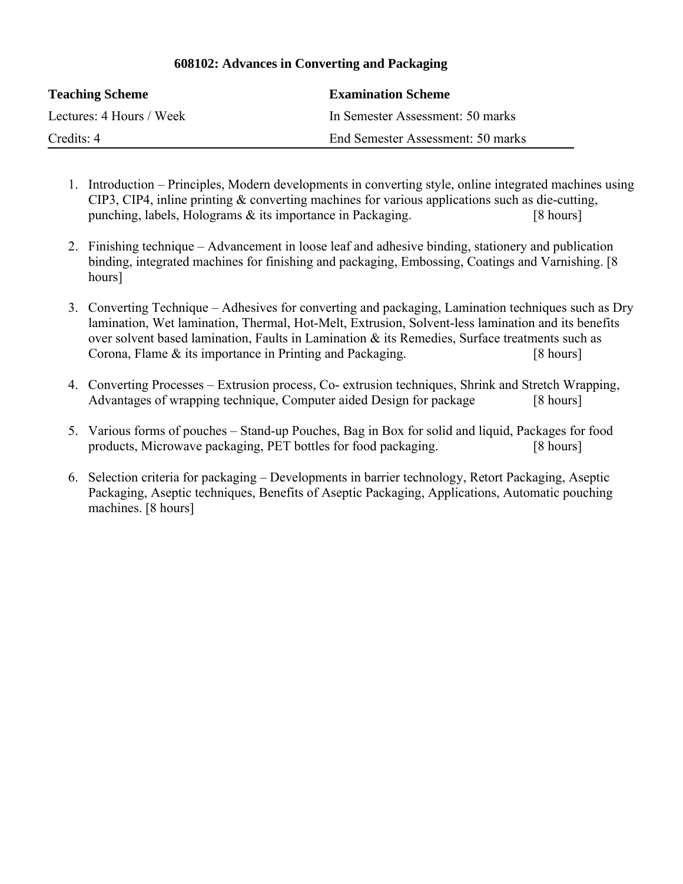## 608102: Advances in Converting and Packaging

| **Teaching Scheme** | **Examination Scheme** |
|---|---|
| Lectures: 4 Hours / Week | In Semester Assessment: 50 marks |
| Credits: 4 | End Semester Assessment: 50 marks |

1. Introduction – Principles, Modern developments in converting style, online integrated machines using CIP3, CIP4, inline printing & converting machines for various applications such as die-cutting, punching, labels, Holograms & its importance in Packaging. [8 hours]

2. Finishing technique – Advancement in loose leaf and adhesive binding, stationery and publication binding, integrated machines for finishing and packaging, Embossing, Coatings and Varnishing. [8 hours]

3. Converting Technique – Adhesives for converting and packaging, Lamination techniques such as Dry lamination, Wet lamination, Thermal, Hot-Melt, Extrusion, Solvent-less lamination and its benefits over solvent based lamination, Faults in Lamination & its Remedies, Surface treatments such as Corona, Flame & its importance in Printing and Packaging. [8 hours]

4. Converting Processes – Extrusion process, Co- extrusion techniques, Shrink and Stretch Wrapping, Advantages of wrapping technique, Computer aided Design for package [8 hours]

5. Various forms of pouches – Stand-up Pouches, Bag in Box for solid and liquid, Packages for food products, Microwave packaging, PET bottles for food packaging. [8 hours]

6. Selection criteria for packaging – Developments in barrier technology, Retort Packaging, Aseptic Packaging, Aseptic techniques, Benefits of Aseptic Packaging, Applications, Automatic pouching machines. [8 hours]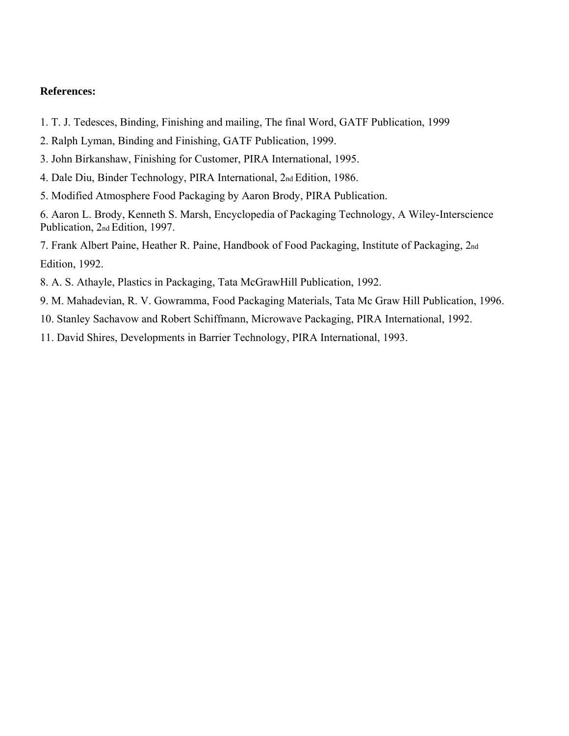**References:**

1. T. J. Tedesces, Binding, Finishing and mailing, The final Word, GATF Publication, 1999
2. Ralph Lyman, Binding and Finishing, GATF Publication, 1999.
3. John Birkanshaw, Finishing for Customer, PIRA International, 1995.
4. Dale Diu, Binder Technology, PIRA International, 2nd Edition, 1986.
5. Modified Atmosphere Food Packaging by Aaron Brody, PIRA Publication.
6. Aaron L. Brody, Kenneth S. Marsh, Encyclopedia of Packaging Technology, A Wiley-Interscience Publication, 2nd Edition, 1997.
7. Frank Albert Paine, Heather R. Paine, Handbook of Food Packaging, Institute of Packaging, 2nd Edition, 1992.
8. A. S. Athayle, Plastics in Packaging, Tata McGrawHill Publication, 1992.
9. M. Mahadevian, R. V. Gowramma, Food Packaging Materials, Tata Mc Graw Hill Publication, 1996.
10. Stanley Sachavow and Robert Schiffmann, Microwave Packaging, PIRA International, 1992.
11. David Shires, Developments in Barrier Technology, PIRA International, 1993.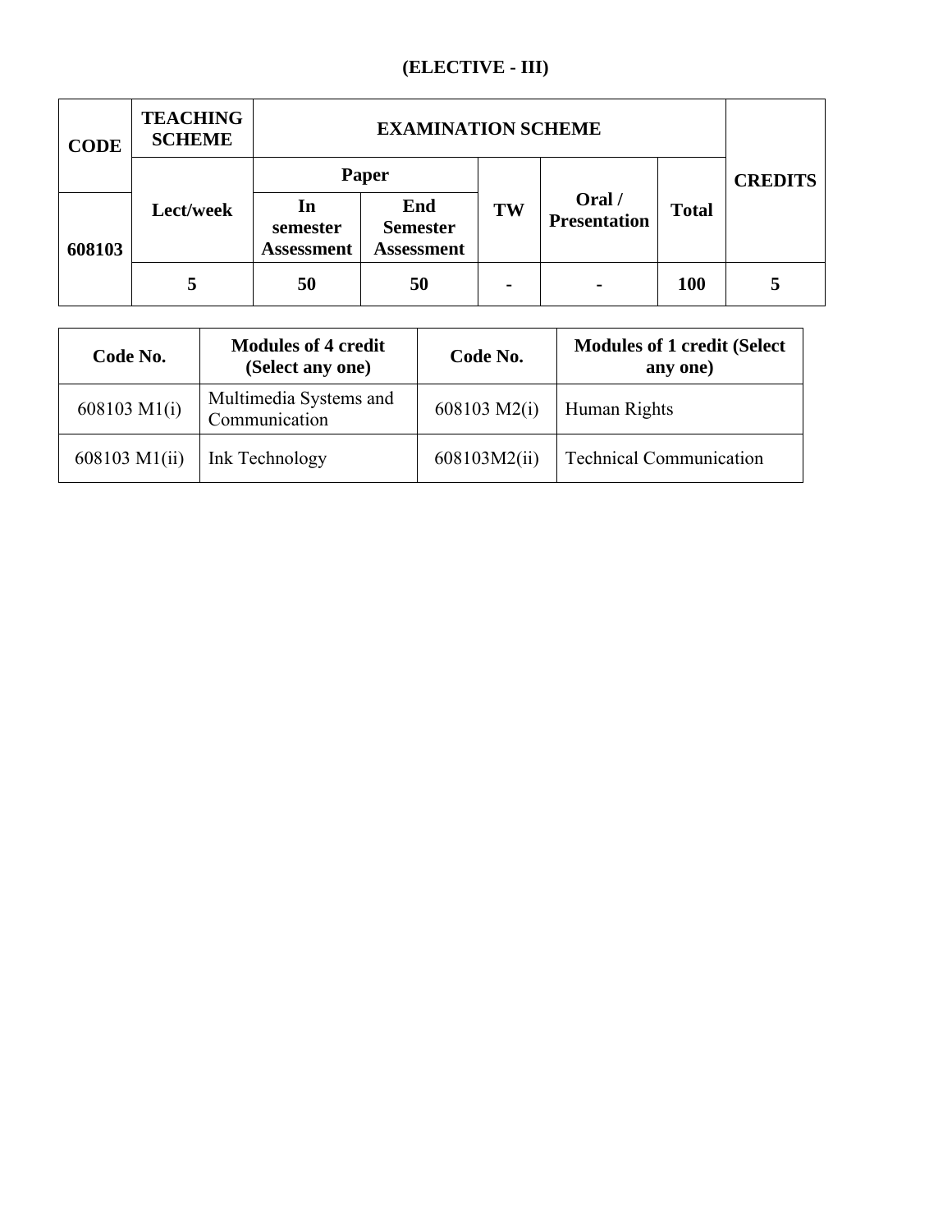**(ELECTIVE - III)**

| CODE | TEACHING SCHEME | EXAMINATION SCHEME | | | | | CREDITS |
|---|---|---|---|---|---|---|---|
| | | Paper | | | | | |
| | Lect/week | In semester Assessment | End Semester Assessment | TW | Oral / Presentation | Total | |
| 608103 | 5 | 50 | 50 | - | - | 100 | 5 |

| Code No. | Modules of 4 credit (Select any one) | Code No. | Modules of 1 credit (Select any one) |
|---|---|---|---|
| 608103 M1(i) | Multimedia Systems and Communication | 608103 M2(i) | Human Rights |
| 608103 M1(ii) | Ink Technology | 608103M2(ii) | Technical Communication |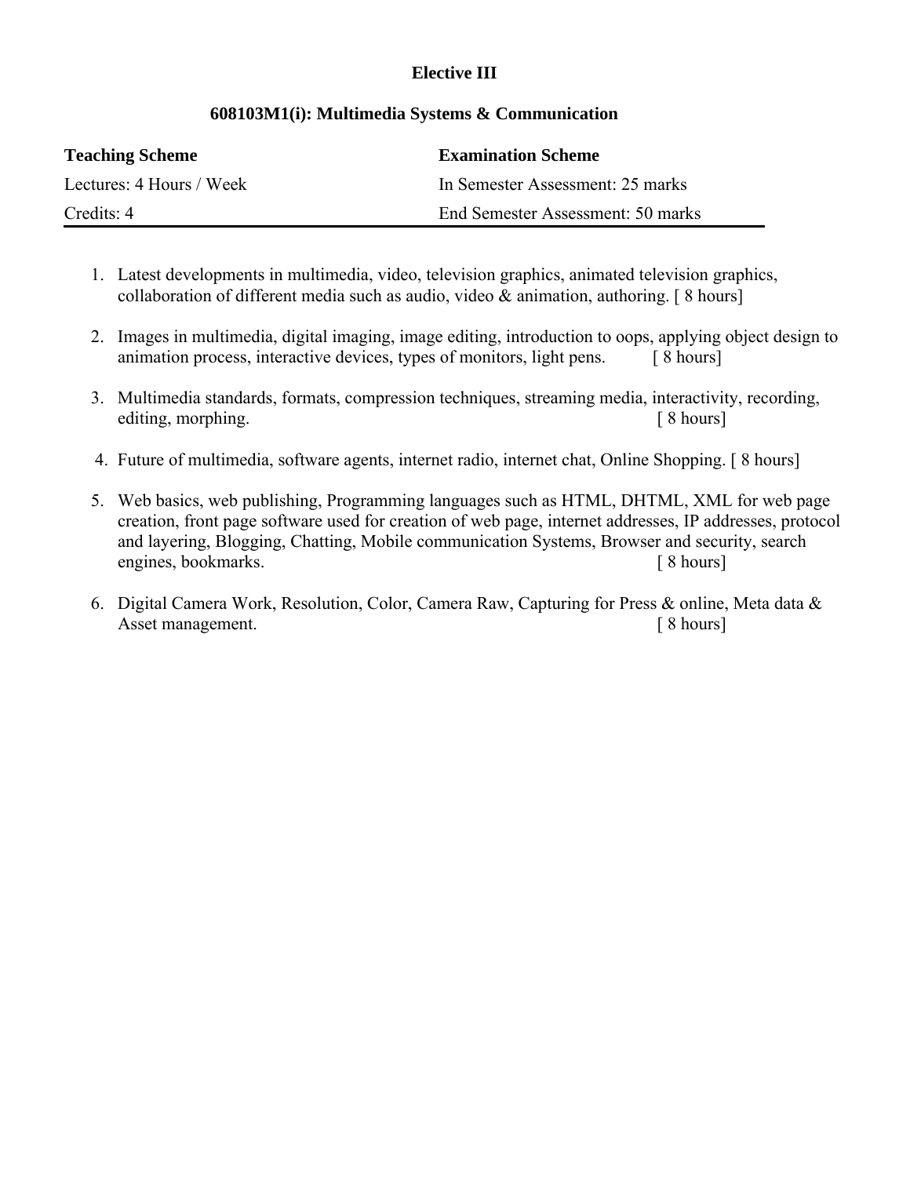**Elective III**

**608103M1(i): Multimedia Systems & Communication**

| **Teaching Scheme** | **Examination Scheme** |
| --- | --- |
| Lectures: 4 Hours / Week | In Semester Assessment: 25 marks |
| Credits: 4 | End Semester Assessment: 50 marks |

1. Latest developments in multimedia, video, television graphics, animated television graphics, collaboration of different media such as audio, video & animation, authoring. [ 8 hours]

2. Images in multimedia, digital imaging, image editing, introduction to oops, applying object design to animation process, interactive devices, types of monitors, light pens. [ 8 hours]

3. Multimedia standards, formats, compression techniques, streaming media, interactivity, recording, editing, morphing. [ 8 hours]

4. Future of multimedia, software agents, internet radio, internet chat, Online Shopping. [ 8 hours]

5. Web basics, web publishing, Programming languages such as HTML, DHTML, XML for web page creation, front page software used for creation of web page, internet addresses, IP addresses, protocol and layering, Blogging, Chatting, Mobile communication Systems, Browser and security, search engines, bookmarks. [ 8 hours]

6. Digital Camera Work, Resolution, Color, Camera Raw, Capturing for Press & online, Meta data & Asset management. [ 8 hours]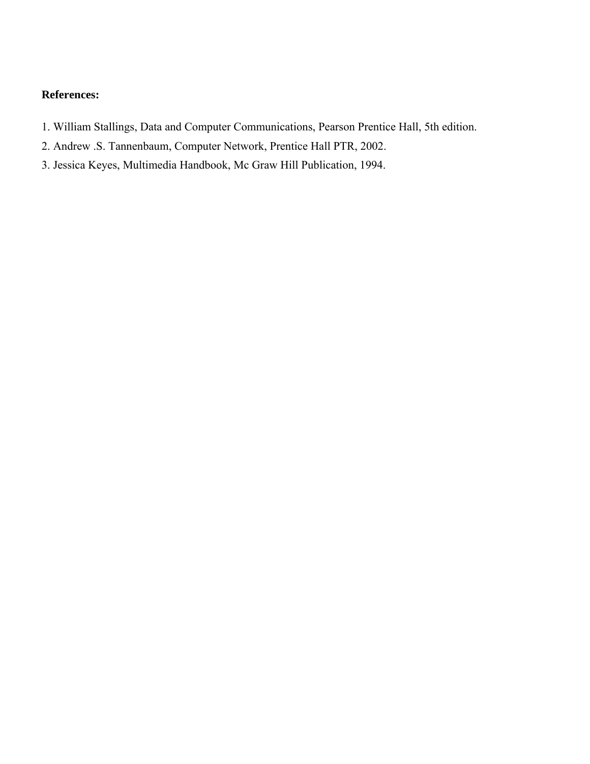**References:**

1. William Stallings, Data and Computer Communications, Pearson Prentice Hall, 5th edition.
2. Andrew .S. Tannenbaum, Computer Network, Prentice Hall PTR, 2002.
3. Jessica Keyes, Multimedia Handbook, Mc Graw Hill Publication, 1994.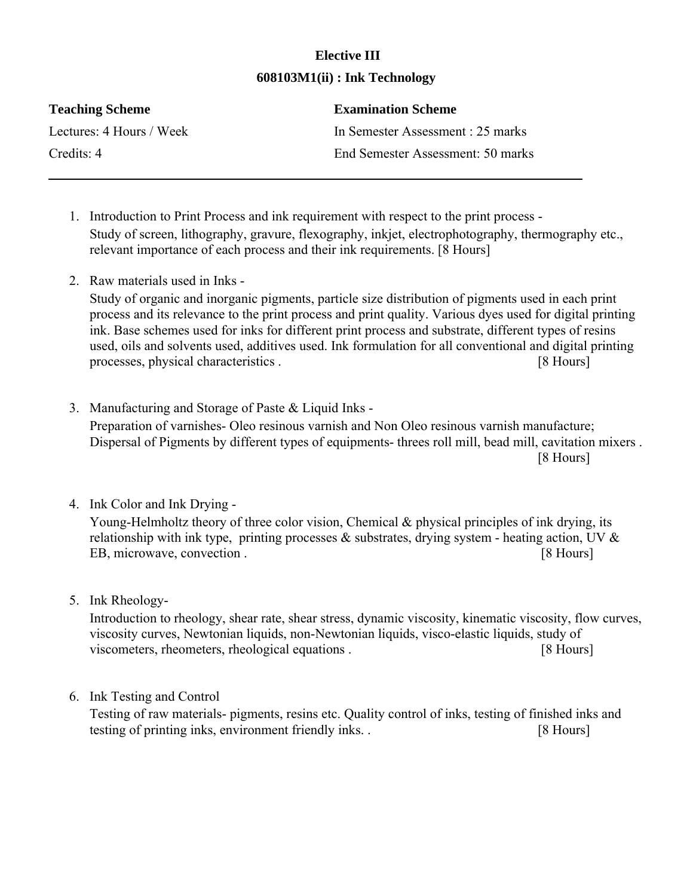## Elective III

## 608103M1(ii) : Ink Technology

| **Teaching Scheme** | **Examination Scheme** |
|---|---|
| Lectures: 4 Hours / Week | In Semester Assessment : 25 marks |
| Credits: 4 | End Semester Assessment: 50 marks |

---

1. Introduction to Print Process and ink requirement with respect to the print process -
   Study of screen, lithography, gravure, flexography, inkjet, electrophotography, thermography etc., relevant importance of each process and their ink requirements. [8 Hours]

2. Raw materials used in Inks -
   Study of organic and inorganic pigments, particle size distribution of pigments used in each print process and its relevance to the print process and print quality. Various dyes used for digital printing ink. Base schemes used for inks for different print process and substrate, different types of resins used, oils and solvents used, additives used. Ink formulation for all conventional and digital printing processes, physical characteristics . [8 Hours]

3. Manufacturing and Storage of Paste & Liquid Inks -
   Preparation of varnishes- Oleo resinous varnish and Non Oleo resinous varnish manufacture; Dispersal of Pigments by different types of equipments- threes roll mill, bead mill, cavitation mixers . [8 Hours]

4. Ink Color and Ink Drying -
   Young-Helmholtz theory of three color vision, Chemical & physical principles of ink drying, its relationship with ink type, printing processes & substrates, drying system - heating action, UV & EB, microwave, convection . [8 Hours]

5. Ink Rheology-
   Introduction to rheology, shear rate, shear stress, dynamic viscosity, kinematic viscosity, flow curves, viscosity curves, Newtonian liquids, non-Newtonian liquids, visco-elastic liquids, study of viscometers, rheometers, rheological equations . [8 Hours]

6. Ink Testing and Control
   Testing of raw materials- pigments, resins etc. Quality control of inks, testing of finished inks and testing of printing inks, environment friendly inks. . [8 Hours]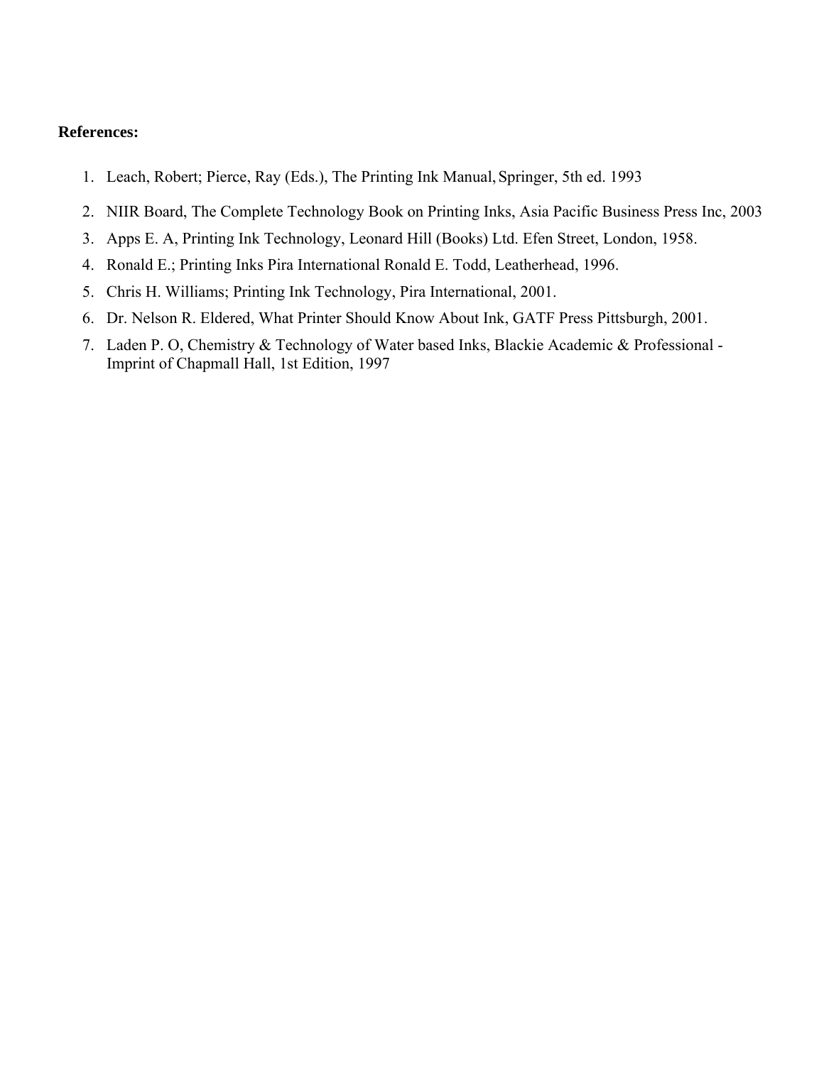**References:**

1. Leach, Robert; Pierce, Ray (Eds.), The Printing Ink Manual, Springer, 5th ed. 1993
2. NIIR Board, The Complete Technology Book on Printing Inks, Asia Pacific Business Press Inc, 2003
3. Apps E. A, Printing Ink Technology, Leonard Hill (Books) Ltd. Efen Street, London, 1958.
4. Ronald E.; Printing Inks Pira International Ronald E. Todd, Leatherhead, 1996.
5. Chris H. Williams; Printing Ink Technology, Pira International, 2001.
6. Dr. Nelson R. Eldered, What Printer Should Know About Ink, GATF Press Pittsburgh, 2001.
7. Laden P. O, Chemistry & Technology of Water based Inks, Blackie Academic & Professional - Imprint of Chapmall Hall, 1st Edition, 1997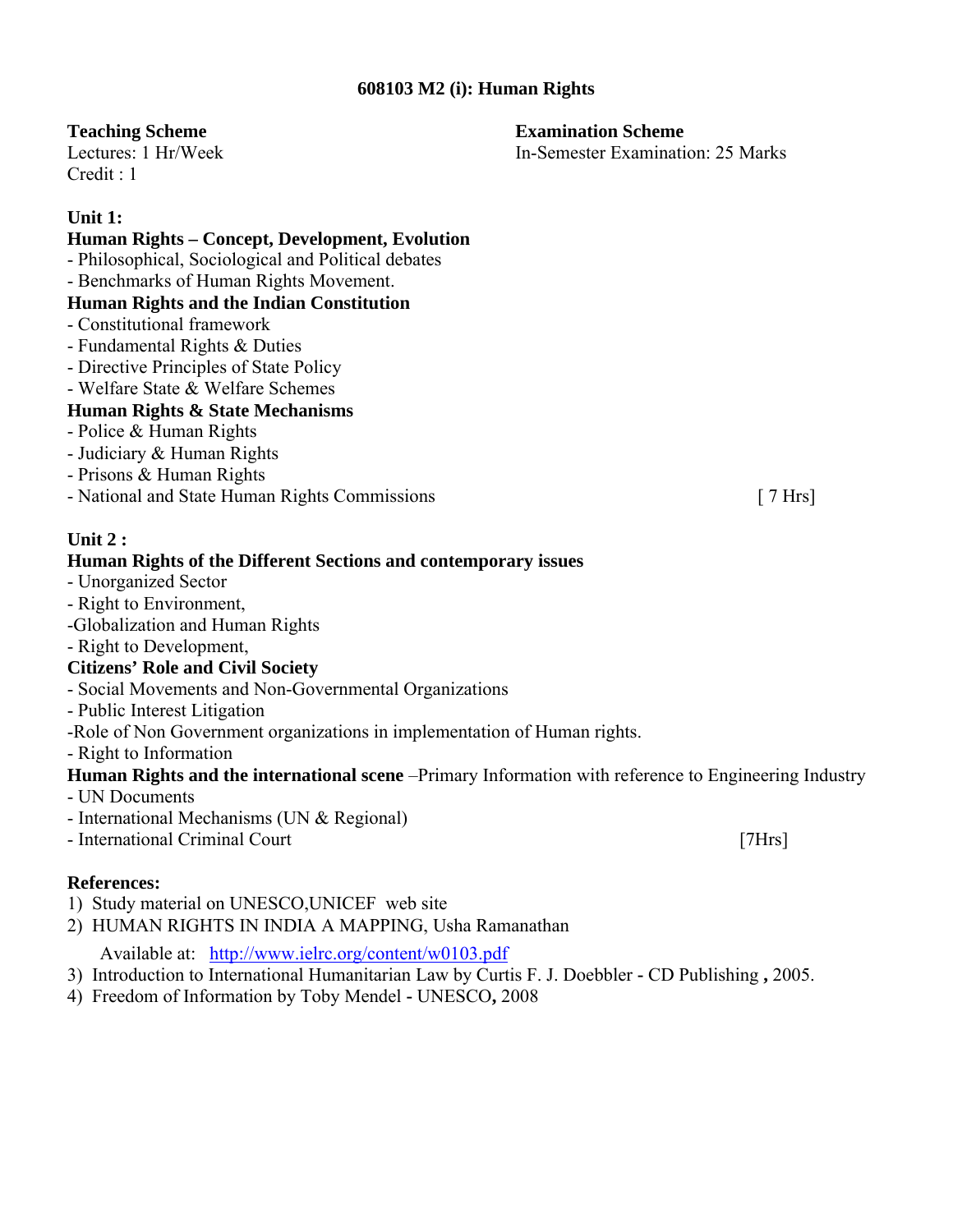## 608103 M2 (i): Human Rights

**Teaching Scheme**
Lectures: 1 Hr/Week
Credit : 1

**Examination Scheme**
In-Semester Examination: 25 Marks

**Unit 1:**

**Human Rights – Concept, Development, Evolution**
- Philosophical, Sociological and Political debates
- Benchmarks of Human Rights Movement.

**Human Rights and the Indian Constitution**
- Constitutional framework
- Fundamental Rights & Duties
- Directive Principles of State Policy
- Welfare State & Welfare Schemes

**Human Rights & State Mechanisms**
- Police & Human Rights
- Judiciary & Human Rights
- Prisons & Human Rights
- National and State Human Rights Commissions [ 7 Hrs]

**Unit 2 :**

**Human Rights of the Different Sections and contemporary issues**
- Unorganized Sector
- Right to Environment,
- Globalization and Human Rights
- Right to Development,

**Citizens' Role and Civil Society**
- Social Movements and Non-Governmental Organizations
- Public Interest Litigation
- Role of Non Government organizations in implementation of Human rights.
- Right to Information

**Human Rights and the international scene** –Primary Information with reference to Engineering Industry
- UN Documents
- International Mechanisms (UN & Regional)
- International Criminal Court [7Hrs]

**References:**
1) Study material on UNESCO,UNICEF web site
2) HUMAN RIGHTS IN INDIA A MAPPING, Usha Ramanathan
   Available at: http://www.ielrc.org/content/w0103.pdf
3) Introduction to International Humanitarian Law by Curtis F. J. Doebbler - CD Publishing **,** 2005.
4) Freedom of Information by Toby Mendel - UNESCO**,** 2008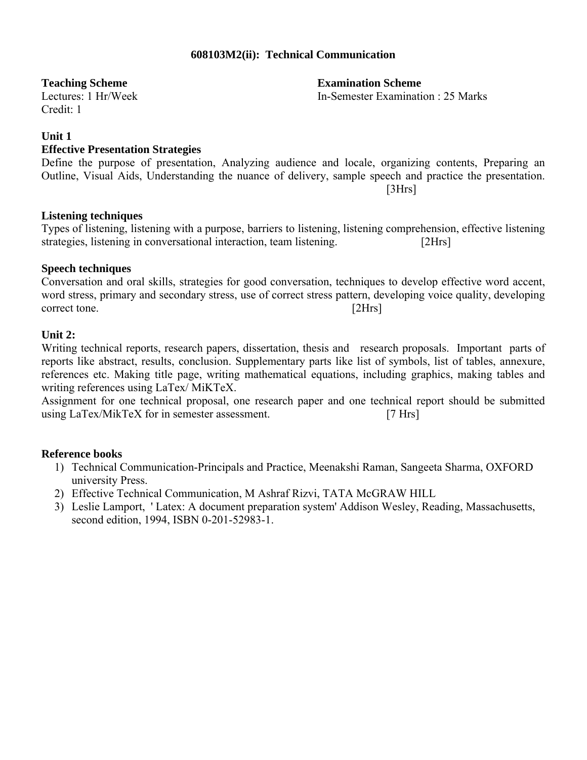## 608103M2(ii): Technical Communication

**Teaching Scheme**
Lectures: 1 Hr/Week
Credit: 1

**Examination Scheme**
In-Semester Examination : 25 Marks

**Unit 1**

**Effective Presentation Strategies**

Define the purpose of presentation, Analyzing audience and locale, organizing contents, Preparing an Outline, Visual Aids, Understanding the nuance of delivery, sample speech and practice the presentation. [3Hrs]

**Listening techniques**

Types of listening, listening with a purpose, barriers to listening, listening comprehension, effective listening strategies, listening in conversational interaction, team listening. [2Hrs]

**Speech techniques**

Conversation and oral skills, strategies for good conversation, techniques to develop effective word accent, word stress, primary and secondary stress, use of correct stress pattern, developing voice quality, developing correct tone. [2Hrs]

**Unit 2:**

Writing technical reports, research papers, dissertation, thesis and research proposals. Important parts of reports like abstract, results, conclusion. Supplementary parts like list of symbols, list of tables, annexure, references etc. Making title page, writing mathematical equations, including graphics, making tables and writing references using LaTex/ MiKTeX.

Assignment for one technical proposal, one research paper and one technical report should be submitted using LaTex/MikTeX for in semester assessment. [7 Hrs]

**Reference books**

1) Technical Communication-Principals and Practice, Meenakshi Raman, Sangeeta Sharma, OXFORD university Press.
2) Effective Technical Communication, M Ashraf Rizvi, TATA McGRAW HILL
3) Leslie Lamport, ' Latex: A document preparation system' Addison Wesley, Reading, Massachusetts, second edition, 1994, ISBN 0-201-52983-1.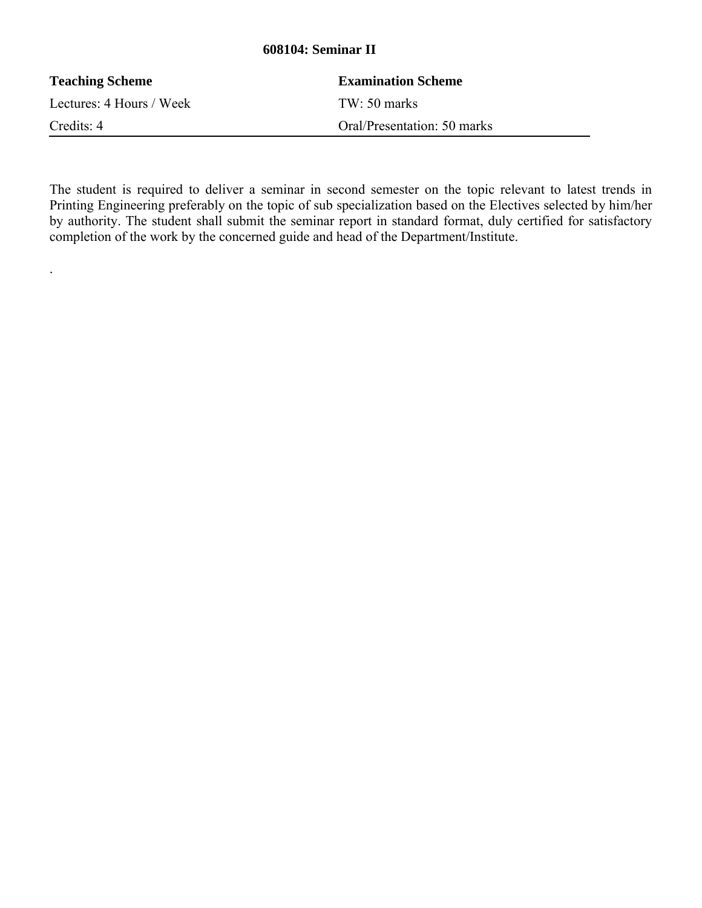### 608104: Seminar II

| Teaching Scheme | Examination Scheme |
|---|---|
| Lectures: 4 Hours / Week | TW: 50 marks |
| Credits: 4 | Oral/Presentation: 50 marks |

The student is required to deliver a seminar in second semester on the topic relevant to latest trends in Printing Engineering preferably on the topic of sub specialization based on the Electives selected by him/her by authority. The student shall submit the seminar report in standard format, duly certified for satisfactory completion of the work by the concerned guide and head of the Department/Institute.

.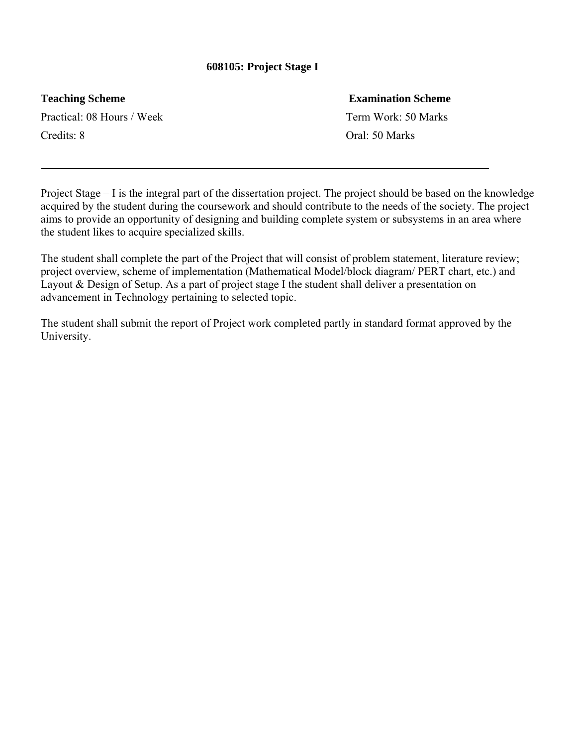## 608105: Project Stage I

| **Teaching Scheme** | **Examination Scheme** |
| --- | --- |
| Practical: 08 Hours / Week | Term Work: 50 Marks |
| Credits: 8 | Oral: 50 Marks |

---

Project Stage – I is the integral part of the dissertation project. The project should be based on the knowledge acquired by the student during the coursework and should contribute to the needs of the society. The project aims to provide an opportunity of designing and building complete system or subsystems in an area where the student likes to acquire specialized skills.

The student shall complete the part of the Project that will consist of problem statement, literature review; project overview, scheme of implementation (Mathematical Model/block diagram/ PERT chart, etc.) and Layout & Design of Setup. As a part of project stage I the student shall deliver a presentation on advancement in Technology pertaining to selected topic.

The student shall submit the report of Project work completed partly in standard format approved by the University.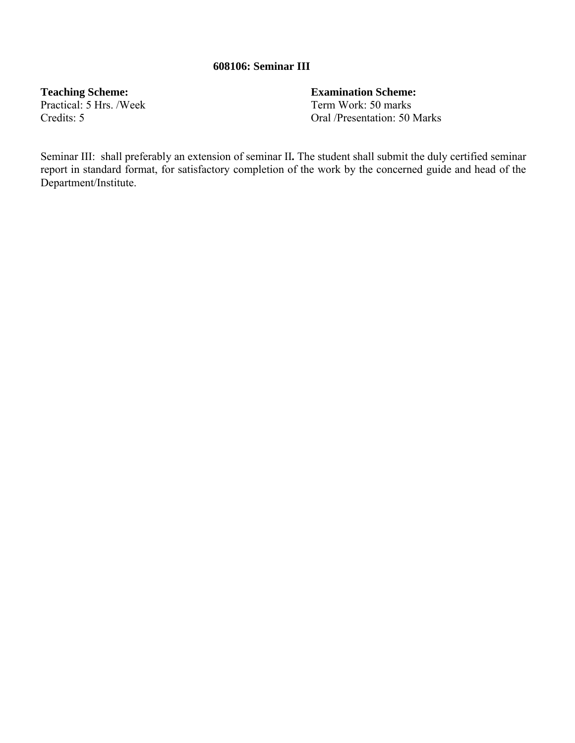## 608106: Seminar III

**Teaching Scheme:**
Practical: 5 Hrs. /Week
Credits: 5

**Examination Scheme:**
Term Work: 50 marks
Oral /Presentation: 50 Marks

Seminar III: shall preferably an extension of seminar II**.** The student shall submit the duly certified seminar report in standard format, for satisfactory completion of the work by the concerned guide and head of the Department/Institute.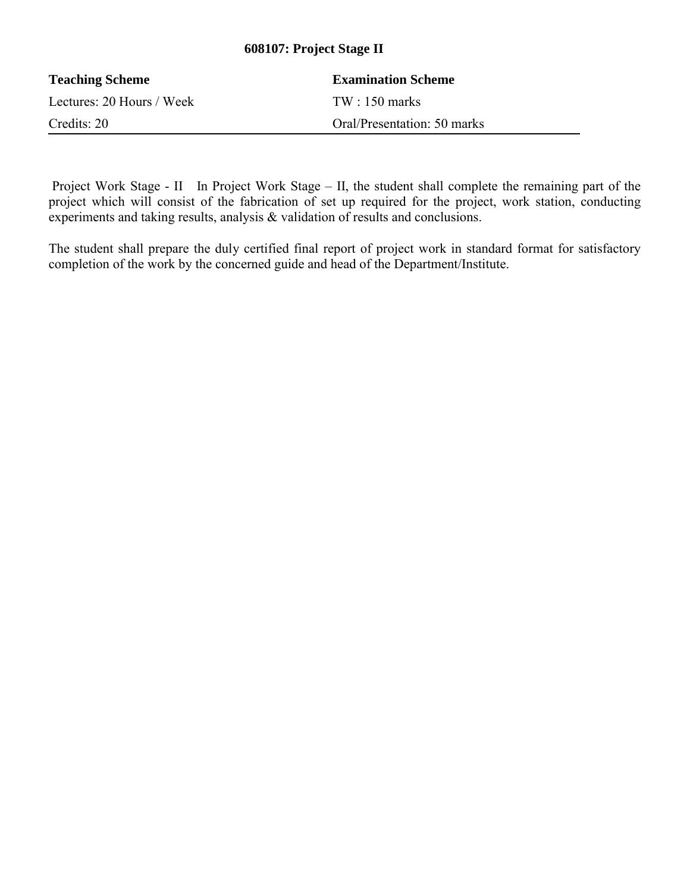# 608107: Project Stage II

| **Teaching Scheme** | **Examination Scheme** |
|---|---|
| Lectures: 20 Hours / Week | TW : 150 marks |
| Credits: 20 | Oral/Presentation: 50 marks |

Project Work Stage - II In Project Work Stage – II, the student shall complete the remaining part of the project which will consist of the fabrication of set up required for the project, work station, conducting experiments and taking results, analysis & validation of results and conclusions.

The student shall prepare the duly certified final report of project work in standard format for satisfactory completion of the work by the concerned guide and head of the Department/Institute.